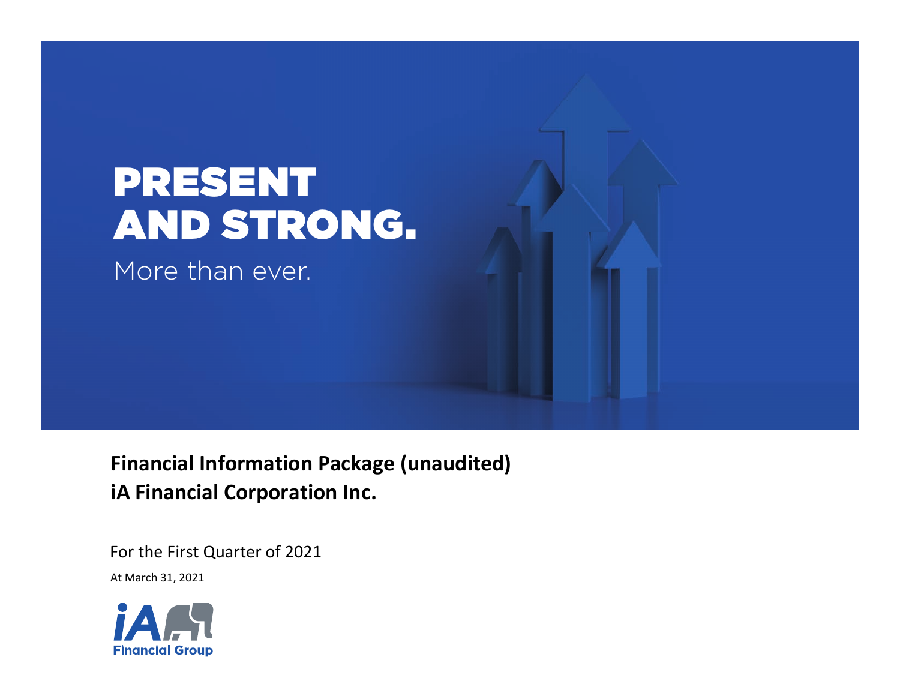# PRESENT AND STRONG.

More than ever.

**Financial Information Package (unaudited)**
**iA Financial Corporation Inc.**

For the First Quarter of 2021

At March 31, 2021

iA Financial Group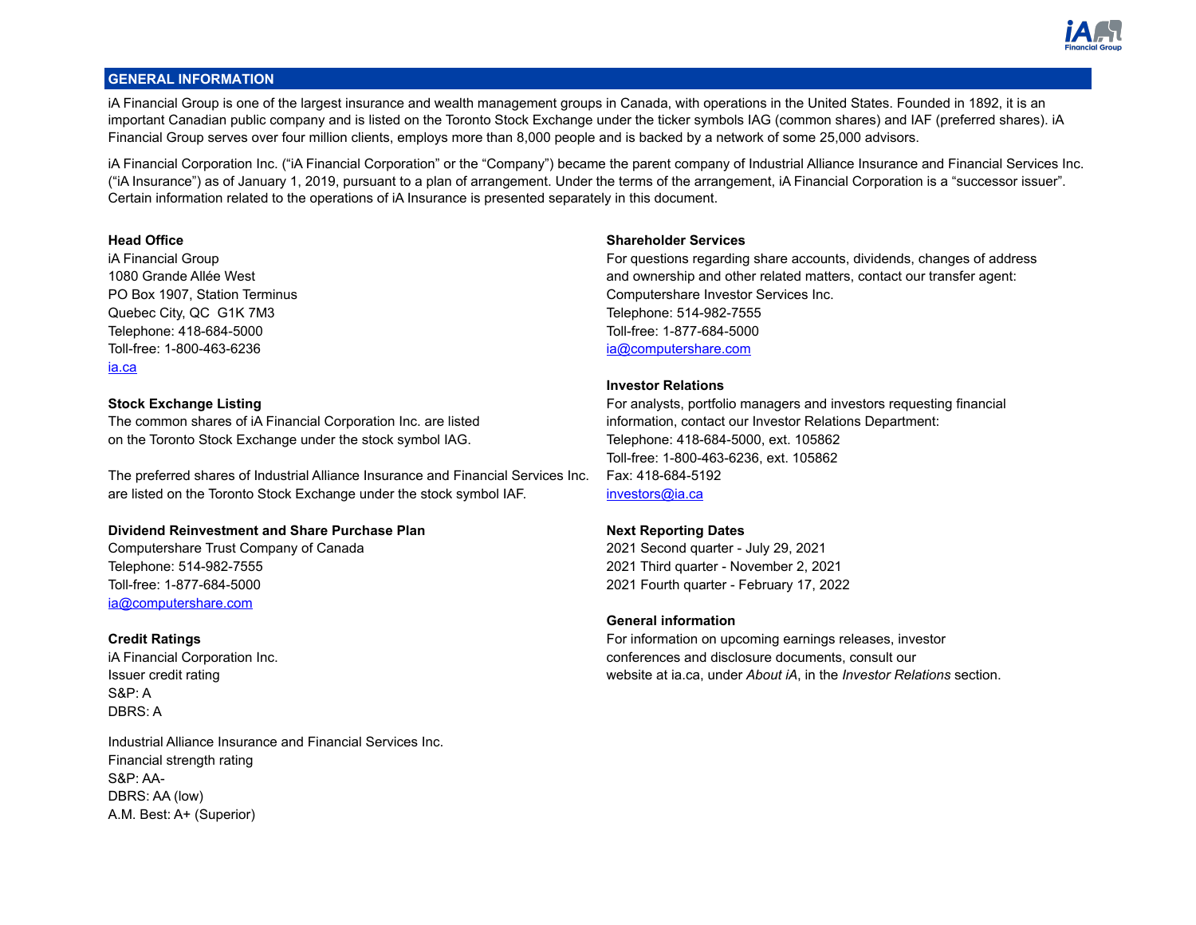## GENERAL INFORMATION

iA Financial Group is one of the largest insurance and wealth management groups in Canada, with operations in the United States. Founded in 1892, it is an important Canadian public company and is listed on the Toronto Stock Exchange under the ticker symbols IAG (common shares) and IAF (preferred shares). iA Financial Group serves over four million clients, employs more than 8,000 people and is backed by a network of some 25,000 advisors.

iA Financial Corporation Inc. ("iA Financial Corporation" or the "Company") became the parent company of Industrial Alliance Insurance and Financial Services Inc. ("iA Insurance") as of January 1, 2019, pursuant to a plan of arrangement. Under the terms of the arrangement, iA Financial Corporation is a "successor issuer". Certain information related to the operations of iA Insurance is presented separately in this document.

**Head Office**
iA Financial Group
1080 Grande Allée West
PO Box 1907, Station Terminus
Quebec City, QC G1K 7M3
Telephone: 418-684-5000
Toll-free: 1-800-463-6236
ia.ca

**Stock Exchange Listing**
The common shares of iA Financial Corporation Inc. are listed on the Toronto Stock Exchange under the stock symbol IAG.

The preferred shares of Industrial Alliance Insurance and Financial Services Inc. are listed on the Toronto Stock Exchange under the stock symbol IAF.

**Dividend Reinvestment and Share Purchase Plan**
Computershare Trust Company of Canada
Telephone: 514-982-7555
Toll-free: 1-877-684-5000
ia@computershare.com

**Credit Ratings**
iA Financial Corporation Inc.
Issuer credit rating
S&P: A
DBRS: A

Industrial Alliance Insurance and Financial Services Inc.
Financial strength rating
S&P: AA-
DBRS: AA (low)
A.M. Best: A+ (Superior)

**Shareholder Services**
For questions regarding share accounts, dividends, changes of address and ownership and other related matters, contact our transfer agent:
Computershare Investor Services Inc.
Telephone: 514-982-7555
Toll-free: 1-877-684-5000
ia@computershare.com

**Investor Relations**
For analysts, portfolio managers and investors requesting financial information, contact our Investor Relations Department:
Telephone: 418-684-5000, ext. 105862
Toll-free: 1-800-463-6236, ext. 105862
Fax: 418-684-5192
investors@ia.ca

**Next Reporting Dates**
2021 Second quarter - July 29, 2021
2021 Third quarter - November 2, 2021
2021 Fourth quarter - February 17, 2022

**General information**
For information on upcoming earnings releases, investor conferences and disclosure documents, consult our website at ia.ca, under *About iA*, in the *Investor Relations* section.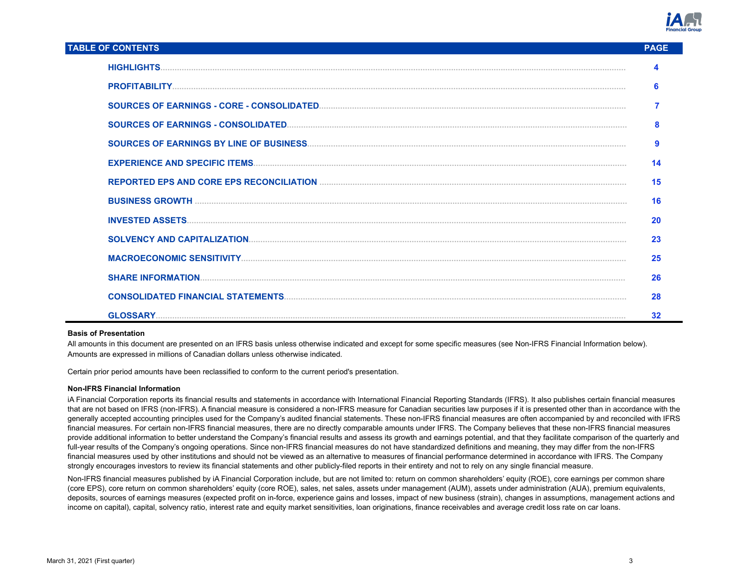| TABLE OF CONTENTS | PAGE |
|---|---|
| HIGHLIGHTS | 4 |
| PROFITABILITY | 6 |
| SOURCES OF EARNINGS - CORE - CONSOLIDATED | 7 |
| SOURCES OF EARNINGS - CONSOLIDATED | 8 |
| SOURCES OF EARNINGS BY LINE OF BUSINESS | 9 |
| EXPERIENCE AND SPECIFIC ITEMS | 14 |
| REPORTED EPS AND CORE EPS RECONCILIATION | 15 |
| BUSINESS GROWTH | 16 |
| INVESTED ASSETS | 20 |
| SOLVENCY AND CAPITALIZATION | 23 |
| MACROECONOMIC SENSITIVITY | 25 |
| SHARE INFORMATION | 26 |
| CONSOLIDATED FINANCIAL STATEMENTS | 28 |
| GLOSSARY | 32 |

**Basis of Presentation**

All amounts in this document are presented on an IFRS basis unless otherwise indicated and except for some specific measures (see Non-IFRS Financial Information below). Amounts are expressed in millions of Canadian dollars unless otherwise indicated.

Certain prior period amounts have been reclassified to conform to the current period's presentation.

**Non-IFRS Financial Information**

iA Financial Corporation reports its financial results and statements in accordance with International Financial Reporting Standards (IFRS). It also publishes certain financial measures that are not based on IFRS (non-IFRS). A financial measure is considered a non-IFRS measure for Canadian securities law purposes if it is presented other than in accordance with the generally accepted accounting principles used for the Company's audited financial statements. These non-IFRS financial measures are often accompanied by and reconciled with IFRS financial measures. For certain non-IFRS financial measures, there are no directly comparable amounts under IFRS. The Company believes that these non-IFRS financial measures provide additional information to better understand the Company's financial results and assess its growth and earnings potential, and that they facilitate comparison of the quarterly and full-year results of the Company's ongoing operations. Since non-IFRS financial measures do not have standardized definitions and meaning, they may differ from the non-IFRS financial measures used by other institutions and should not be viewed as an alternative to measures of financial performance determined in accordance with IFRS. The Company strongly encourages investors to review its financial statements and other publicly-filed reports in their entirety and not to rely on any single financial measure.

Non-IFRS financial measures published by iA Financial Corporation include, but are not limited to: return on common shareholders' equity (ROE), core earnings per common share (core EPS), core return on common shareholders' equity (core ROE), sales, net sales, assets under management (AUM), assets under administration (AUA), premium equivalents, deposits, sources of earnings measures (expected profit on in-force, experience gains and losses, impact of new business (strain), changes in assumptions, management actions and income on capital), capital, solvency ratio, interest rate and equity market sensitivities, loan originations, finance receivables and average credit loss rate on car loans.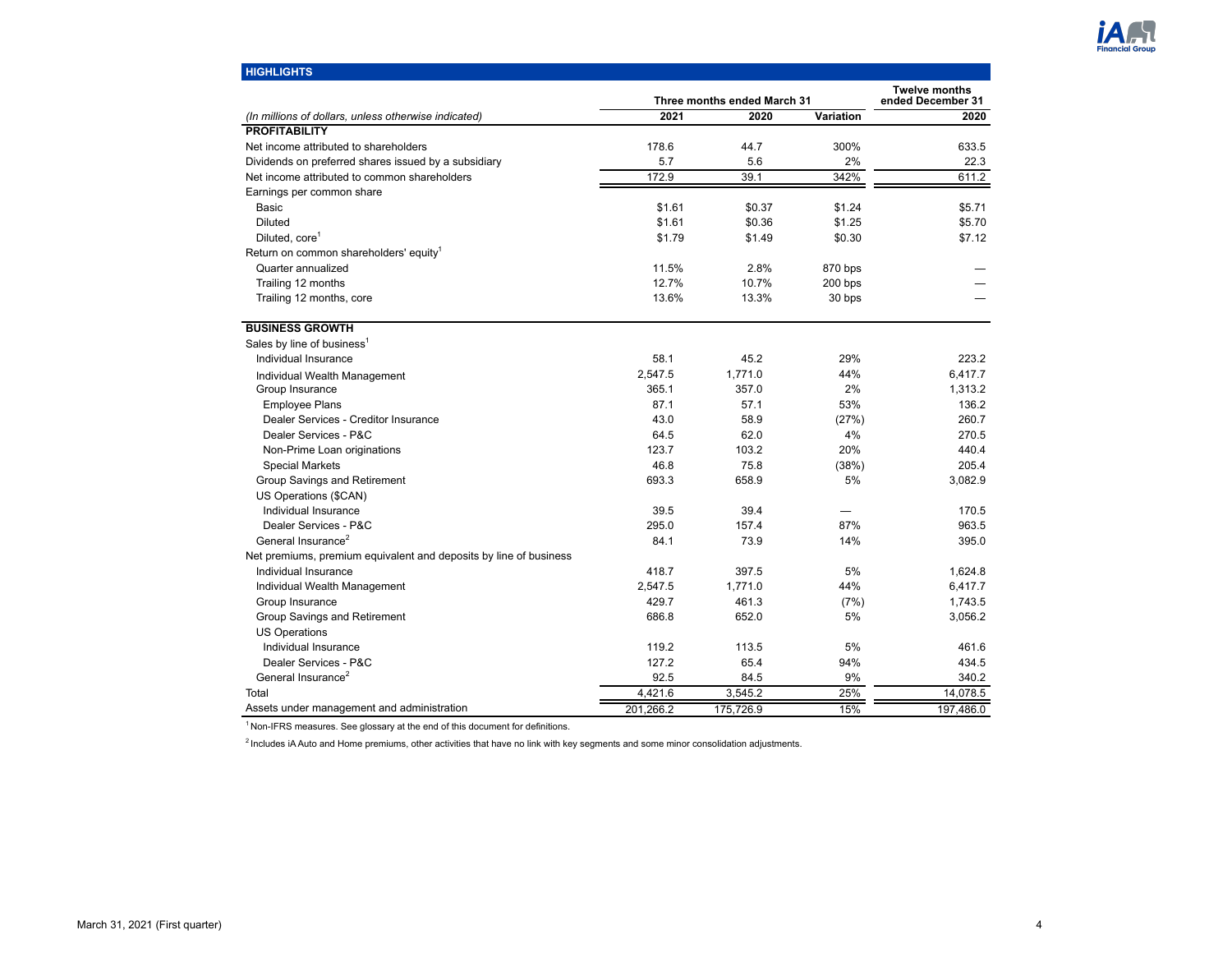## HIGHLIGHTS

| (In millions of dollars, unless otherwise indicated) | Three months ended March 31 | | | Twelve months ended December 31 |
|---|---|---|---|---|
| | 2021 | 2020 | Variation | 2020 |
| **PROFITABILITY** | | | | |
| Net income attributed to shareholders | 178.6 | 44.7 | 300% | 633.5 |
| Dividends on preferred shares issued by a subsidiary | 5.7 | 5.6 | 2% | 22.3 |
| Net income attributed to common shareholders | 172.9 | 39.1 | 342% | 611.2 |
| Earnings per common share | | | | |
| Basic | $1.61 | $0.37 | $1.24 | $5.71 |
| Diluted | $1.61 | $0.36 | $1.25 | $5.70 |
| Diluted, core[1] | $1.79 | $1.49 | $0.30 | $7.12 |
| Return on common shareholders' equity[1] | | | | |
| Quarter annualized | 11.5% | 2.8% | 870 bps | — |
| Trailing 12 months | 12.7% | 10.7% | 200 bps | — |
| Trailing 12 months, core | 13.6% | 13.3% | 30 bps | — |
| **BUSINESS GROWTH** | | | | |
| Sales by line of business[1] | | | | |
| Individual Insurance | 58.1 | 45.2 | 29% | 223.2 |
| Individual Wealth Management | 2,547.5 | 1,771.0 | 44% | 6,417.7 |
| Group Insurance | 365.1 | 357.0 | 2% | 1,313.2 |
| Employee Plans | 87.1 | 57.1 | 53% | 136.2 |
| Dealer Services - Creditor Insurance | 43.0 | 58.9 | (27%) | 260.7 |
| Dealer Services - P&C | 64.5 | 62.0 | 4% | 270.5 |
| Non-Prime Loan originations | 123.7 | 103.2 | 20% | 440.4 |
| Special Markets | 46.8 | 75.8 | (38%) | 205.4 |
| Group Savings and Retirement | 693.3 | 658.9 | 5% | 3,082.9 |
| US Operations ($CAN) | | | | |
| Individual Insurance | 39.5 | 39.4 | — | 170.5 |
| Dealer Services - P&C | 295.0 | 157.4 | 87% | 963.5 |
| General Insurance[2] | 84.1 | 73.9 | 14% | 395.0 |
| Net premiums, premium equivalent and deposits by line of business | | | | |
| Individual Insurance | 418.7 | 397.5 | 5% | 1,624.8 |
| Individual Wealth Management | 2,547.5 | 1,771.0 | 44% | 6,417.7 |
| Group Insurance | 429.7 | 461.3 | (7%) | 1,743.5 |
| Group Savings and Retirement | 686.8 | 652.0 | 5% | 3,056.2 |
| US Operations | | | | |
| Individual Insurance | 119.2 | 113.5 | 5% | 461.6 |
| Dealer Services - P&C | 127.2 | 65.4 | 94% | 434.5 |
| General Insurance[2] | 92.5 | 84.5 | 9% | 340.2 |
| Total | 4,421.6 | 3,545.2 | 25% | 14,078.5 |
| Assets under management and administration | 201,266.2 | 175,726.9 | 15% | 197,486.0 |

[1] Non-IFRS measures. See glossary at the end of this document for definitions.

[2] Includes iA Auto and Home premiums, other activities that have no link with key segments and some minor consolidation adjustments.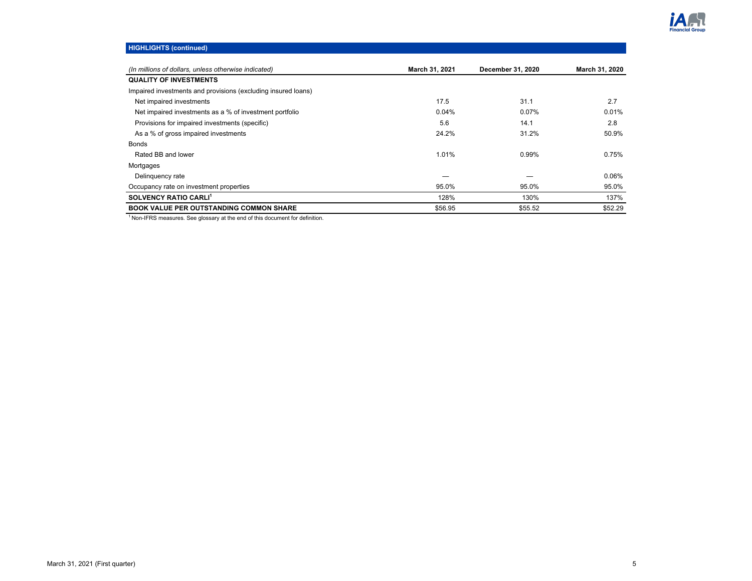## HIGHLIGHTS (continued)

| *(In millions of dollars, unless otherwise indicated)* | March 31, 2021 | December 31, 2020 | March 31, 2020 |
|---|---|---|---|
| **QUALITY OF INVESTMENTS** | | | |
| Impaired investments and provisions (excluding insured loans) | | | |
| Net impaired investments | 17.5 | 31.1 | 2.7 |
| Net impaired investments as a % of investment portfolio | 0.04% | 0.07% | 0.01% |
| Provisions for impaired investments (specific) | 5.6 | 14.1 | 2.8 |
| As a % of gross impaired investments | 24.2% | 31.2% | 50.9% |
| Bonds | | | |
| Rated BB and lower | 1.01% | 0.99% | 0.75% |
| Mortgages | | | |
| Delinquency rate | — | — | 0.06% |
| Occupancy rate on investment properties | 95.0% | 95.0% | 95.0% |
| **SOLVENCY RATIO CARLI**[1] | 128% | 130% | 137% |
| **BOOK VALUE PER OUTSTANDING COMMON SHARE** | $56.95 | $55.52 | $52.29 |

[1] Non-IFRS measures. See glossary at the end of this document for definition.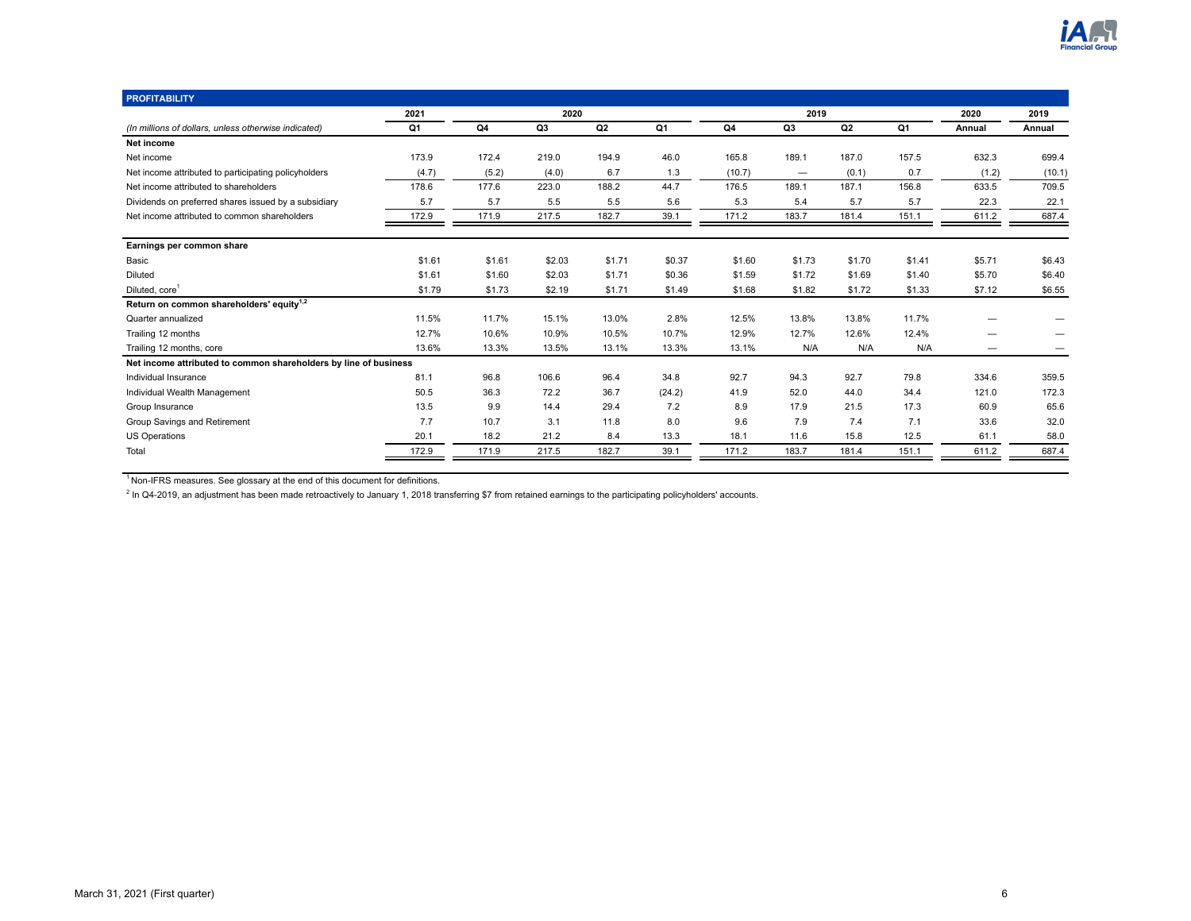## PROFITABILITY

| (In millions of dollars, unless otherwise indicated) | 2021 Q1 | 2020 Q4 | 2020 Q3 | 2020 Q2 | 2020 Q1 | 2019 Q4 | 2019 Q3 | 2019 Q2 | 2019 Q1 | 2020 Annual | 2019 Annual |
|---|---|---|---|---|---|---|---|---|---|---|---|
| **Net income** | | | | | | | | | | | |
| Net income | 173.9 | 172.4 | 219.0 | 194.9 | 46.0 | 165.8 | 189.1 | 187.0 | 157.5 | 632.3 | 699.4 |
| Net income attributed to participating policyholders | (4.7) | (5.2) | (4.0) | 6.7 | 1.3 | (10.7) | — | (0.1) | 0.7 | (1.2) | (10.1) |
| Net income attributed to shareholders | 178.6 | 177.6 | 223.0 | 188.2 | 44.7 | 176.5 | 189.1 | 187.1 | 156.8 | 633.5 | 709.5 |
| Dividends on preferred shares issued by a subsidiary | 5.7 | 5.7 | 5.5 | 5.5 | 5.6 | 5.3 | 5.4 | 5.7 | 5.7 | 22.3 | 22.1 |
| Net income attributed to common shareholders | 172.9 | 171.9 | 217.5 | 182.7 | 39.1 | 171.2 | 183.7 | 181.4 | 151.1 | 611.2 | 687.4 |
| **Earnings per common share** | | | | | | | | | | | |
| Basic | $1.61 | $1.61 | $2.03 | $1.71 | $0.37 | $1.60 | $1.73 | $1.70 | $1.41 | $5.71 | $6.43 |
| Diluted | $1.61 | $1.60 | $2.03 | $1.71 | $0.36 | $1.59 | $1.72 | $1.69 | $1.40 | $5.70 | $6.40 |
| Diluted, core[1] | $1.79 | $1.73 | $2.19 | $1.71 | $1.49 | $1.68 | $1.82 | $1.72 | $1.33 | $7.12 | $6.55 |
| **Return on common shareholders' equity[1,2]** | | | | | | | | | | | |
| Quarter annualized | 11.5% | 11.7% | 15.1% | 13.0% | 2.8% | 12.5% | 13.8% | 13.8% | 11.7% | — | — |
| Trailing 12 months | 12.7% | 10.6% | 10.9% | 10.5% | 10.7% | 12.9% | 12.7% | 12.6% | 12.4% | — | — |
| Trailing 12 months, core | 13.6% | 13.3% | 13.5% | 13.1% | 13.3% | 13.1% | N/A | N/A | N/A | — | — |
| **Net income attributed to common shareholders by line of business** | | | | | | | | | | | |
| Individual Insurance | 81.1 | 96.8 | 106.6 | 96.4 | 34.8 | 92.7 | 94.3 | 92.7 | 79.8 | 334.6 | 359.5 |
| Individual Wealth Management | 50.5 | 36.3 | 72.2 | 36.7 | (24.2) | 41.9 | 52.0 | 44.0 | 34.4 | 121.0 | 172.3 |
| Group Insurance | 13.5 | 9.9 | 14.4 | 29.4 | 7.2 | 8.9 | 17.9 | 21.5 | 17.3 | 60.9 | 65.6 |
| Group Savings and Retirement | 7.7 | 10.7 | 3.1 | 11.8 | 8.0 | 9.6 | 7.9 | 7.4 | 7.1 | 33.6 | 32.0 |
| US Operations | 20.1 | 18.2 | 21.2 | 8.4 | 13.3 | 18.1 | 11.6 | 15.8 | 12.5 | 61.1 | 58.0 |
| Total | 172.9 | 171.9 | 217.5 | 182.7 | 39.1 | 171.2 | 183.7 | 181.4 | 151.1 | 611.2 | 687.4 |

[1] Non-IFRS measures. See glossary at the end of this document for definitions.

[2] In Q4-2019, an adjustment has been made retroactively to January 1, 2018 transferring $7 from retained earnings to the participating policyholders' accounts.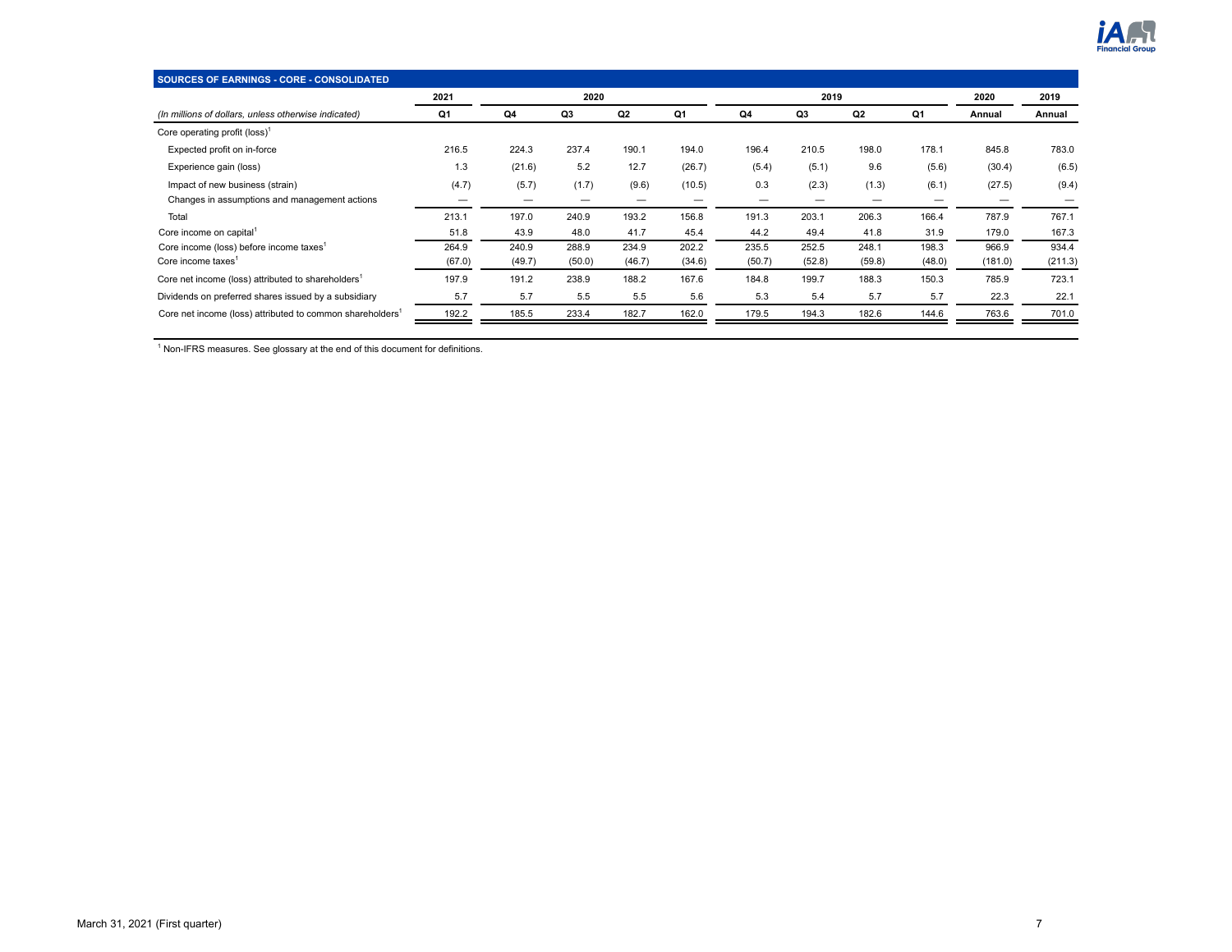## SOURCES OF EARNINGS - CORE - CONSOLIDATED

| | 2021 | 2020 | | | | 2019 | | | | 2020 | 2019 |
|---|---|---|---|---|---|---|---|---|---|---|---|
| *(In millions of dollars, unless otherwise indicated)* | Q1 | Q4 | Q3 | Q2 | Q1 | Q4 | Q3 | Q2 | Q1 | Annual | Annual |
| Core operating profit (loss)[1] | | | | | | | | | | | |
| Expected profit on in-force | 216.5 | 224.3 | 237.4 | 190.1 | 194.0 | 196.4 | 210.5 | 198.0 | 178.1 | 845.8 | 783.0 |
| Experience gain (loss) | 1.3 | (21.6) | 5.2 | 12.7 | (26.7) | (5.4) | (5.1) | 9.6 | (5.6) | (30.4) | (6.5) |
| Impact of new business (strain) | (4.7) | (5.7) | (1.7) | (9.6) | (10.5) | 0.3 | (2.3) | (1.3) | (6.1) | (27.5) | (9.4) |
| Changes in assumptions and management actions | — | — | — | — | — | — | — | — | — | — | — |
| Total | 213.1 | 197.0 | 240.9 | 193.2 | 156.8 | 191.3 | 203.1 | 206.3 | 166.4 | 787.9 | 767.1 |
| Core income on capital[1] | 51.8 | 43.9 | 48.0 | 41.7 | 45.4 | 44.2 | 49.4 | 41.8 | 31.9 | 179.0 | 167.3 |
| Core income (loss) before income taxes[1] | 264.9 | 240.9 | 288.9 | 234.9 | 202.2 | 235.5 | 252.5 | 248.1 | 198.3 | 966.9 | 934.4 |
| Core income taxes[1] | (67.0) | (49.7) | (50.0) | (46.7) | (34.6) | (50.7) | (52.8) | (59.8) | (48.0) | (181.0) | (211.3) |
| Core net income (loss) attributed to shareholders[1] | 197.9 | 191.2 | 238.9 | 188.2 | 167.6 | 184.8 | 199.7 | 188.3 | 150.3 | 785.9 | 723.1 |
| Dividends on preferred shares issued by a subsidiary | 5.7 | 5.7 | 5.5 | 5.5 | 5.6 | 5.3 | 5.4 | 5.7 | 5.7 | 22.3 | 22.1 |
| Core net income (loss) attributed to common shareholders[1] | 192.2 | 185.5 | 233.4 | 182.7 | 162.0 | 179.5 | 194.3 | 182.6 | 144.6 | 763.6 | 701.0 |

[1] Non-IFRS measures. See glossary at the end of this document for definitions.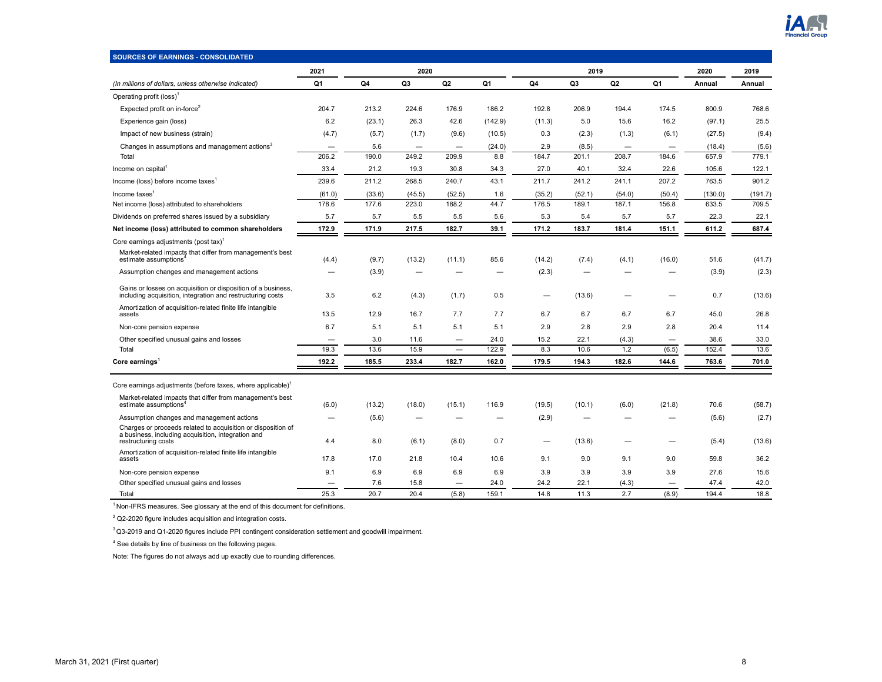## SOURCES OF EARNINGS - CONSOLIDATED

| (In millions of dollars, unless otherwise indicated) | 2021 Q1 | 2020 Q4 | 2020 Q3 | 2020 Q2 | 2020 Q1 | 2019 Q4 | 2019 Q3 | 2019 Q2 | 2019 Q1 | 2020 Annual | 2019 Annual |
|---|---|---|---|---|---|---|---|---|---|---|---|
| Operating profit (loss)[1] | | | | | | | | | | | |
| Expected profit on in-force[2] | 204.7 | 213.2 | 224.6 | 176.9 | 186.2 | 192.8 | 206.9 | 194.4 | 174.5 | 800.9 | 768.6 |
| Experience gain (loss) | 6.2 | (23.1) | 26.3 | 42.6 | (142.9) | (11.3) | 5.0 | 15.6 | 16.2 | (97.1) | 25.5 |
| Impact of new business (strain) | (4.7) | (5.7) | (1.7) | (9.6) | (10.5) | 0.3 | (2.3) | (1.3) | (6.1) | (27.5) | (9.4) |
| Changes in assumptions and management actions[3] | — | 5.6 | — | — | (24.0) | 2.9 | (8.5) | — | — | (18.4) | (5.6) |
| Total | 206.2 | 190.0 | 249.2 | 209.9 | 8.8 | 184.7 | 201.1 | 208.7 | 184.6 | 657.9 | 779.1 |
| Income on capital[1] | 33.4 | 21.2 | 19.3 | 30.8 | 34.3 | 27.0 | 40.1 | 32.4 | 22.6 | 105.6 | 122.1 |
| Income (loss) before income taxes[1] | 239.6 | 211.2 | 268.5 | 240.7 | 43.1 | 211.7 | 241.2 | 241.1 | 207.2 | 763.5 | 901.2 |
| Income taxes[1] | (61.0) | (33.6) | (45.5) | (52.5) | 1.6 | (35.2) | (52.1) | (54.0) | (50.4) | (130.0) | (191.7) |
| Net income (loss) attributed to shareholders | 178.6 | 177.6 | 223.0 | 188.2 | 44.7 | 176.5 | 189.1 | 187.1 | 156.8 | 633.5 | 709.5 |
| Dividends on preferred shares issued by a subsidiary | 5.7 | 5.7 | 5.5 | 5.5 | 5.6 | 5.3 | 5.4 | 5.7 | 5.7 | 22.3 | 22.1 |
| **Net income (loss) attributed to common shareholders** | **172.9** | **171.9** | **217.5** | **182.7** | **39.1** | **171.2** | **183.7** | **181.4** | **151.1** | **611.2** | **687.4** |
| Core earnings adjustments (post tax)[1] | | | | | | | | | | | |
| Market-related impacts that differ from management's best estimate assumptions[4] | (4.4) | (9.7) | (13.2) | (11.1) | 85.6 | (14.2) | (7.4) | (4.1) | (16.0) | 51.6 | (41.7) |
| Assumption changes and management actions | — | (3.9) | — | — | — | (2.3) | — | — | — | (3.9) | (2.3) |
| Gains or losses on acquisition or disposition of a business, including acquisition, integration and restructuring costs | 3.5 | 6.2 | (4.3) | (1.7) | 0.5 | — | (13.6) | — | — | 0.7 | (13.6) |
| Amortization of acquisition-related finite life intangible assets | 13.5 | 12.9 | 16.7 | 7.7 | 7.7 | 6.7 | 6.7 | 6.7 | 6.7 | 45.0 | 26.8 |
| Non-core pension expense | 6.7 | 5.1 | 5.1 | 5.1 | 5.1 | 2.9 | 2.8 | 2.9 | 2.8 | 20.4 | 11.4 |
| Other specified unusual gains and losses | — | 3.0 | 11.6 | — | 24.0 | 15.2 | 22.1 | (4.3) | — | 38.6 | 33.0 |
| Total | 19.3 | 13.6 | 15.9 | — | 122.9 | 8.3 | 10.6 | 1.2 | (6.5) | 152.4 | 13.6 |
| **Core earnings[1]** | **192.2** | **185.5** | **233.4** | **182.7** | **162.0** | **179.5** | **194.3** | **182.6** | **144.6** | **763.6** | **701.0** |
| Core earnings adjustments (before taxes, where applicable)[1] | | | | | | | | | | | |
| Market-related impacts that differ from management's best estimate assumptions[4] | (6.0) | (13.2) | (18.0) | (15.1) | 116.9 | (19.5) | (10.1) | (6.0) | (21.8) | 70.6 | (58.7) |
| Assumption changes and management actions | — | (5.6) | — | — | — | (2.9) | — | — | — | (5.6) | (2.7) |
| Charges or proceeds related to acquisition or disposition of a business, including acquisition, integration and restructuring costs | 4.4 | 8.0 | (6.1) | (8.0) | 0.7 | — | (13.6) | — | — | (5.4) | (13.6) |
| Amortization of acquisition-related finite life intangible assets | 17.8 | 17.0 | 21.8 | 10.4 | 10.6 | 9.1 | 9.0 | 9.1 | 9.0 | 59.8 | 36.2 |
| Non-core pension expense | 9.1 | 6.9 | 6.9 | 6.9 | 6.9 | 3.9 | 3.9 | 3.9 | 3.9 | 27.6 | 15.6 |
| Other specified unusual gains and losses | — | 7.6 | 15.8 | — | 24.0 | 24.2 | 22.1 | (4.3) | — | 47.4 | 42.0 |
| Total | 25.3 | 20.7 | 20.4 | (5.8) | 159.1 | 14.8 | 11.3 | 2.7 | (8.9) | 194.4 | 18.8 |

[1] Non-IFRS measures. See glossary at the end of this document for definitions.

[2] Q2-2020 figure includes acquisition and integration costs.

[3] Q3-2019 and Q1-2020 figures include PPI contingent consideration settlement and goodwill impairment.

[4] See details by line of business on the following pages.

Note: The figures do not always add up exactly due to rounding differences.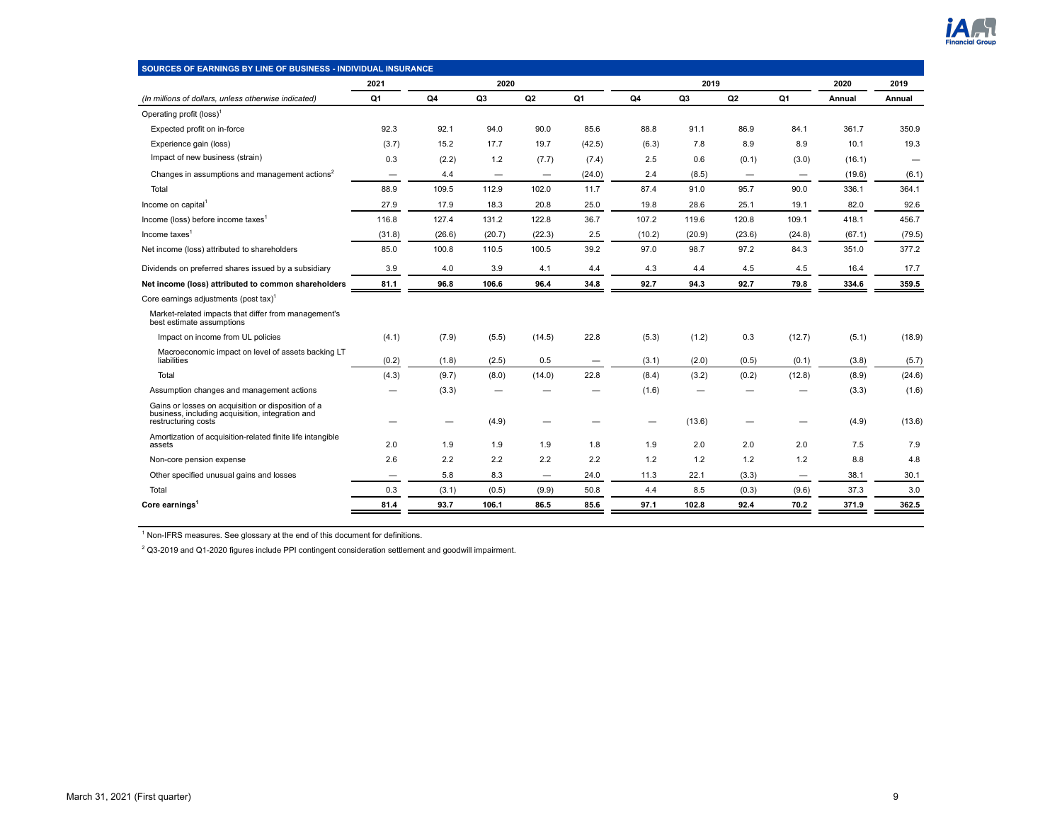## SOURCES OF EARNINGS BY LINE OF BUSINESS - INDIVIDUAL INSURANCE

| | 2021 | 2020 | | | | 2019 | | | | 2020 | 2019 |
|---|---|---|---|---|---|---|---|---|---|---|---|
| *(In millions of dollars, unless otherwise indicated)* | Q1 | Q4 | Q3 | Q2 | Q1 | Q4 | Q3 | Q2 | Q1 | Annual | Annual |
| Operating profit (loss)[1] | | | | | | | | | | | |
| Expected profit on in-force | 92.3 | 92.1 | 94.0 | 90.0 | 85.6 | 88.8 | 91.1 | 86.9 | 84.1 | 361.7 | 350.9 |
| Experience gain (loss) | (3.7) | 15.2 | 17.7 | 19.7 | (42.5) | (6.3) | 7.8 | 8.9 | 8.9 | 10.1 | 19.3 |
| Impact of new business (strain) | 0.3 | (2.2) | 1.2 | (7.7) | (7.4) | 2.5 | 0.6 | (0.1) | (3.0) | (16.1) | — |
| Changes in assumptions and management actions[2] | — | 4.4 | — | — | (24.0) | 2.4 | (8.5) | — | — | (19.6) | (6.1) |
| Total | 88.9 | 109.5 | 112.9 | 102.0 | 11.7 | 87.4 | 91.0 | 95.7 | 90.0 | 336.1 | 364.1 |
| Income on capital[1] | 27.9 | 17.9 | 18.3 | 20.8 | 25.0 | 19.8 | 28.6 | 25.1 | 19.1 | 82.0 | 92.6 |
| Income (loss) before income taxes[1] | 116.8 | 127.4 | 131.2 | 122.8 | 36.7 | 107.2 | 119.6 | 120.8 | 109.1 | 418.1 | 456.7 |
| Income taxes[1] | (31.8) | (26.6) | (20.7) | (22.3) | 2.5 | (10.2) | (20.9) | (23.6) | (24.8) | (67.1) | (79.5) |
| Net income (loss) attributed to shareholders | 85.0 | 100.8 | 110.5 | 100.5 | 39.2 | 97.0 | 98.7 | 97.2 | 84.3 | 351.0 | 377.2 |
| Dividends on preferred shares issued by a subsidiary | 3.9 | 4.0 | 3.9 | 4.1 | 4.4 | 4.3 | 4.4 | 4.5 | 4.5 | 16.4 | 17.7 |
| **Net income (loss) attributed to common shareholders** | **81.1** | **96.8** | **106.6** | **96.4** | **34.8** | **92.7** | **94.3** | **92.7** | **79.8** | **334.6** | **359.5** |
| Core earnings adjustments (post tax)[1] | | | | | | | | | | | |
| Market-related impacts that differ from management's best estimate assumptions | | | | | | | | | | | |
| Impact on income from UL policies | (4.1) | (7.9) | (5.5) | (14.5) | 22.8 | (5.3) | (1.2) | 0.3 | (12.7) | (5.1) | (18.9) |
| Macroeconomic impact on level of assets backing LT liabilities | (0.2) | (1.8) | (2.5) | 0.5 | — | (3.1) | (2.0) | (0.5) | (0.1) | (3.8) | (5.7) |
| Total | (4.3) | (9.7) | (8.0) | (14.0) | 22.8 | (8.4) | (3.2) | (0.2) | (12.8) | (8.9) | (24.6) |
| Assumption changes and management actions | — | (3.3) | — | — | — | (1.6) | — | — | — | (3.3) | (1.6) |
| Gains or losses on acquisition or disposition of a business, including acquisition, integration and restructuring costs | — | — | (4.9) | — | — | — | (13.6) | — | — | (4.9) | (13.6) |
| Amortization of acquisition-related finite life intangible assets | 2.0 | 1.9 | 1.9 | 1.9 | 1.8 | 1.9 | 2.0 | 2.0 | 2.0 | 7.5 | 7.9 |
| Non-core pension expense | 2.6 | 2.2 | 2.2 | 2.2 | 2.2 | 1.2 | 1.2 | 1.2 | 1.2 | 8.8 | 4.8 |
| Other specified unusual gains and losses | — | 5.8 | 8.3 | — | 24.0 | 11.3 | 22.1 | (3.3) | — | 38.1 | 30.1 |
| Total | 0.3 | (3.1) | (0.5) | (9.9) | 50.8 | 4.4 | 8.5 | (0.3) | (9.6) | 37.3 | 3.0 |
| **Core earnings[1]** | **81.4** | **93.7** | **106.1** | **86.5** | **85.6** | **97.1** | **102.8** | **92.4** | **70.2** | **371.9** | **362.5** |

[1] Non-IFRS measures. See glossary at the end of this document for definitions.

[2] Q3-2019 and Q1-2020 figures include PPI contingent consideration settlement and goodwill impairment.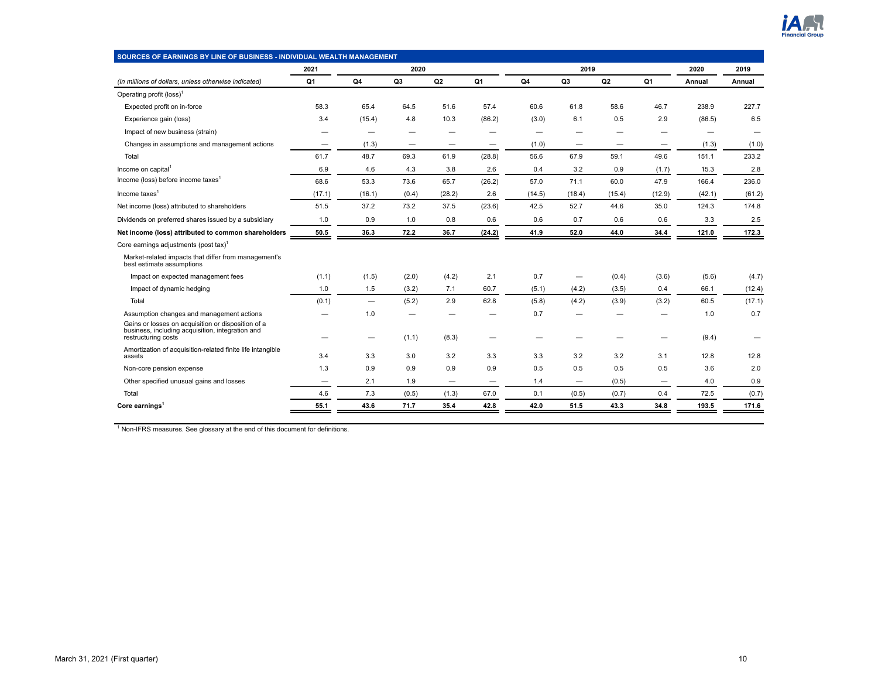## SOURCES OF EARNINGS BY LINE OF BUSINESS - INDIVIDUAL WEALTH MANAGEMENT

| | 2021 | 2020 | | | | 2019 | | | | 2020 | 2019 |
|---|---|---|---|---|---|---|---|---|---|---|---|
| *(In millions of dollars, unless otherwise indicated)* | Q1 | Q4 | Q3 | Q2 | Q1 | Q4 | Q3 | Q2 | Q1 | Annual | Annual |
| Operating profit (loss)[1] | | | | | | | | | | | |
| Expected profit on in-force | 58.3 | 65.4 | 64.5 | 51.6 | 57.4 | 60.6 | 61.8 | 58.6 | 46.7 | 238.9 | 227.7 |
| Experience gain (loss) | 3.4 | (15.4) | 4.8 | 10.3 | (86.2) | (3.0) | 6.1 | 0.5 | 2.9 | (86.5) | 6.5 |
| Impact of new business (strain) | — | — | — | — | — | — | — | — | — | — | — |
| Changes in assumptions and management actions | — | (1.3) | — | — | — | (1.0) | — | — | — | (1.3) | (1.0) |
| Total | 61.7 | 48.7 | 69.3 | 61.9 | (28.8) | 56.6 | 67.9 | 59.1 | 49.6 | 151.1 | 233.2 |
| Income on capital[1] | 6.9 | 4.6 | 4.3 | 3.8 | 2.6 | 0.4 | 3.2 | 0.9 | (1.7) | 15.3 | 2.8 |
| Income (loss) before income taxes[1] | 68.6 | 53.3 | 73.6 | 65.7 | (26.2) | 57.0 | 71.1 | 60.0 | 47.9 | 166.4 | 236.0 |
| Income taxes[1] | (17.1) | (16.1) | (0.4) | (28.2) | 2.6 | (14.5) | (18.4) | (15.4) | (12.9) | (42.1) | (61.2) |
| Net income (loss) attributed to shareholders | 51.5 | 37.2 | 73.2 | 37.5 | (23.6) | 42.5 | 52.7 | 44.6 | 35.0 | 124.3 | 174.8 |
| Dividends on preferred shares issued by a subsidiary | 1.0 | 0.9 | 1.0 | 0.8 | 0.6 | 0.6 | 0.7 | 0.6 | 0.6 | 3.3 | 2.5 |
| **Net income (loss) attributed to common shareholders** | **50.5** | **36.3** | **72.2** | **36.7** | **(24.2)** | **41.9** | **52.0** | **44.0** | **34.4** | **121.0** | **172.3** |
| Core earnings adjustments (post tax)[1] | | | | | | | | | | | |
| Market-related impacts that differ from management's best estimate assumptions | | | | | | | | | | | |
| Impact on expected management fees | (1.1) | (1.5) | (2.0) | (4.2) | 2.1 | 0.7 | — | (0.4) | (3.6) | (5.6) | (4.7) |
| Impact of dynamic hedging | 1.0 | 1.5 | (3.2) | 7.1 | 60.7 | (5.1) | (4.2) | (3.5) | 0.4 | 66.1 | (12.4) |
| Total | (0.1) | — | (5.2) | 2.9 | 62.8 | (5.8) | (4.2) | (3.9) | (3.2) | 60.5 | (17.1) |
| Assumption changes and management actions | — | 1.0 | — | — | — | 0.7 | — | — | — | 1.0 | 0.7 |
| Gains or losses on acquisition or disposition of a business, including acquisition, integration and restructuring costs | — | — | (1.1) | (8.3) | — | — | — | — | — | (9.4) | — |
| Amortization of acquisition-related finite life intangible assets | 3.4 | 3.3 | 3.0 | 3.2 | 3.3 | 3.3 | 3.2 | 3.2 | 3.1 | 12.8 | 12.8 |
| Non-core pension expense | 1.3 | 0.9 | 0.9 | 0.9 | 0.9 | 0.5 | 0.5 | 0.5 | 0.5 | 3.6 | 2.0 |
| Other specified unusual gains and losses | — | 2.1 | 1.9 | — | — | 1.4 | — | (0.5) | — | 4.0 | 0.9 |
| Total | 4.6 | 7.3 | (0.5) | (1.3) | 67.0 | 0.1 | (0.5) | (0.7) | 0.4 | 72.5 | (0.7) |
| **Core earnings[1]** | **55.1** | **43.6** | **71.7** | **35.4** | **42.8** | **42.0** | **51.5** | **43.3** | **34.8** | **193.5** | **171.6** |

[1] Non-IFRS measures. See glossary at the end of this document for definitions.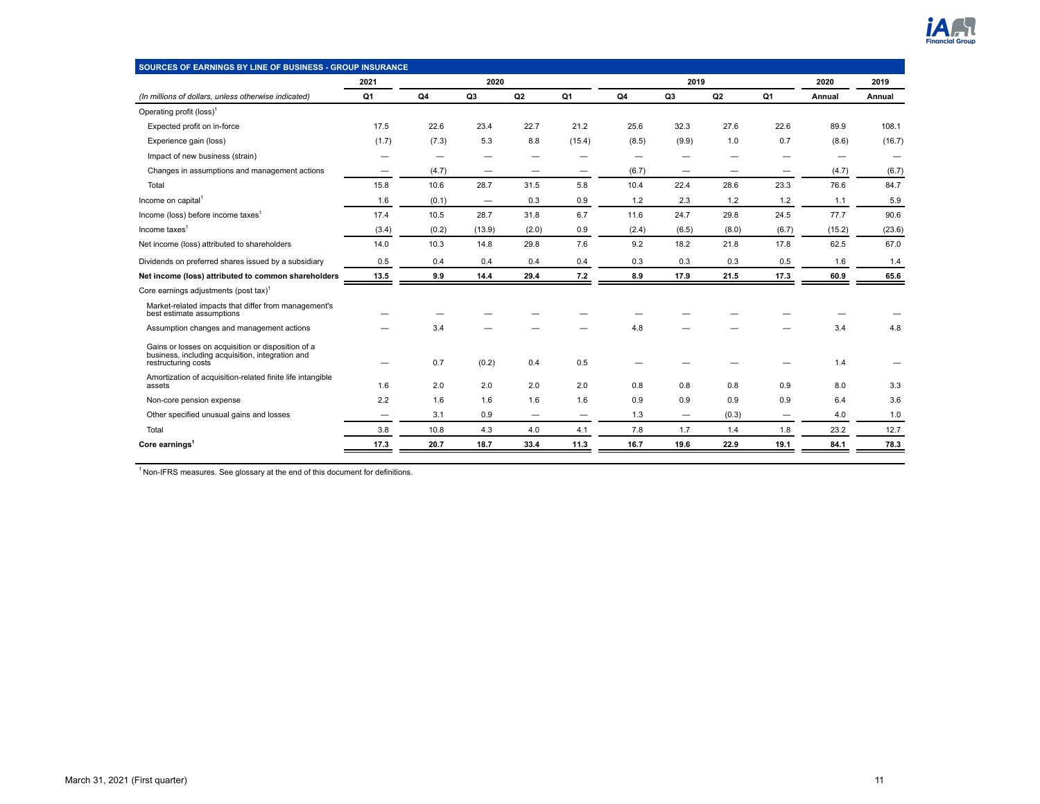## SOURCES OF EARNINGS BY LINE OF BUSINESS - GROUP INSURANCE

| *(In millions of dollars, unless otherwise indicated)* | 2021 Q1 | 2020 Q4 | 2020 Q3 | 2020 Q2 | 2020 Q1 | 2019 Q4 | 2019 Q3 | 2019 Q2 | 2019 Q1 | 2020 Annual | 2019 Annual |
|---|---|---|---|---|---|---|---|---|---|---|---|
| Operating profit (loss)[1] | | | | | | | | | | | |
| Expected profit on in-force | 17.5 | 22.6 | 23.4 | 22.7 | 21.2 | 25.6 | 32.3 | 27.6 | 22.6 | 89.9 | 108.1 |
| Experience gain (loss) | (1.7) | (7.3) | 5.3 | 8.8 | (15.4) | (8.5) | (9.9) | 1.0 | 0.7 | (8.6) | (16.7) |
| Impact of new business (strain) | — | — | — | — | — | — | — | — | — | — | — |
| Changes in assumptions and management actions | — | (4.7) | — | — | — | (6.7) | — | — | — | (4.7) | (6.7) |
| Total | 15.8 | 10.6 | 28.7 | 31.5 | 5.8 | 10.4 | 22.4 | 28.6 | 23.3 | 76.6 | 84.7 |
| Income on capital[1] | 1.6 | (0.1) | — | 0.3 | 0.9 | 1.2 | 2.3 | 1.2 | 1.2 | 1.1 | 5.9 |
| Income (loss) before income taxes[1] | 17.4 | 10.5 | 28.7 | 31.8 | 6.7 | 11.6 | 24.7 | 29.8 | 24.5 | 77.7 | 90.6 |
| Income taxes[1] | (3.4) | (0.2) | (13.9) | (2.0) | 0.9 | (2.4) | (6.5) | (8.0) | (6.7) | (15.2) | (23.6) |
| Net income (loss) attributed to shareholders | 14.0 | 10.3 | 14.8 | 29.8 | 7.6 | 9.2 | 18.2 | 21.8 | 17.8 | 62.5 | 67.0 |
| Dividends on preferred shares issued by a subsidiary | 0.5 | 0.4 | 0.4 | 0.4 | 0.4 | 0.3 | 0.3 | 0.3 | 0.5 | 1.6 | 1.4 |
| **Net income (loss) attributed to common shareholders** | **13.5** | **9.9** | **14.4** | **29.4** | **7.2** | **8.9** | **17.9** | **21.5** | **17.3** | **60.9** | **65.6** |
| Core earnings adjustments (post tax)[1] | | | | | | | | | | | |
| Market-related impacts that differ from management's best estimate assumptions | — | — | — | — | — | — | — | — | — | — | — |
| Assumption changes and management actions | — | 3.4 | — | — | — | 4.8 | — | — | — | 3.4 | 4.8 |
| Gains or losses on acquisition or disposition of a business, including acquisition, integration and restructuring costs | — | 0.7 | (0.2) | 0.4 | 0.5 | — | — | — | — | 1.4 | — |
| Amortization of acquisition-related finite life intangible assets | 1.6 | 2.0 | 2.0 | 2.0 | 2.0 | 0.8 | 0.8 | 0.8 | 0.9 | 8.0 | 3.3 |
| Non-core pension expense | 2.2 | 1.6 | 1.6 | 1.6 | 1.6 | 0.9 | 0.9 | 0.9 | 0.9 | 6.4 | 3.6 |
| Other specified unusual gains and losses | — | 3.1 | 0.9 | — | — | 1.3 | — | (0.3) | — | 4.0 | 1.0 |
| Total | 3.8 | 10.8 | 4.3 | 4.0 | 4.1 | 7.8 | 1.7 | 1.4 | 1.8 | 23.2 | 12.7 |
| **Core earnings[1]** | **17.3** | **20.7** | **18.7** | **33.4** | **11.3** | **16.7** | **19.6** | **22.9** | **19.1** | **84.1** | **78.3** |

[1] Non-IFRS measures. See glossary at the end of this document for definitions.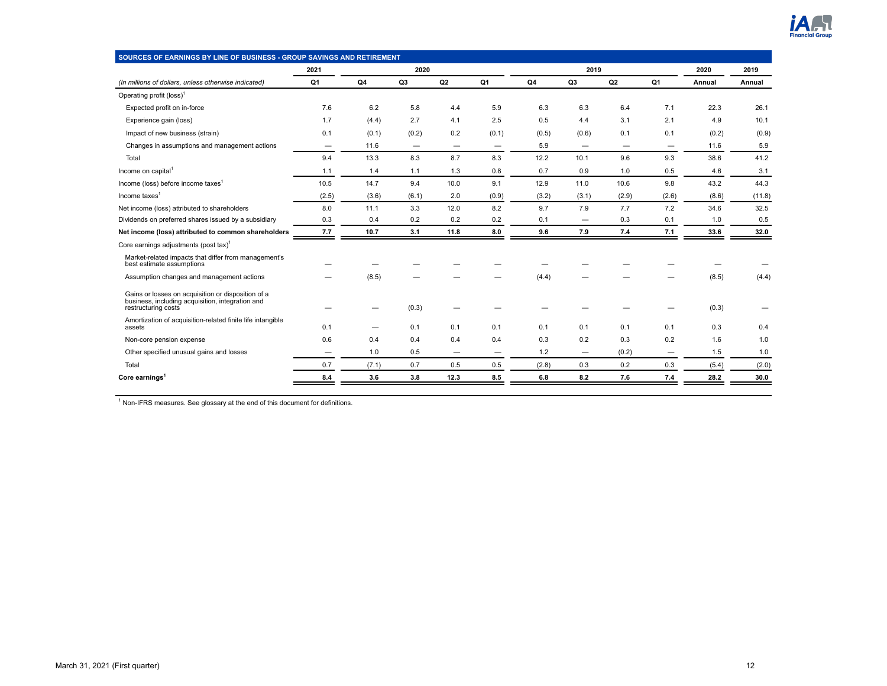## SOURCES OF EARNINGS BY LINE OF BUSINESS - GROUP SAVINGS AND RETIREMENT

| | 2021 | 2020 | | | | 2019 | | | | 2020 | 2019 |
|---|---|---|---|---|---|---|---|---|---|---|---|
| *(In millions of dollars, unless otherwise indicated)* | Q1 | Q4 | Q3 | Q2 | Q1 | Q4 | Q3 | Q2 | Q1 | Annual | Annual |
| Operating profit (loss)[1] | | | | | | | | | | | |
| Expected profit on in-force | 7.6 | 6.2 | 5.8 | 4.4 | 5.9 | 6.3 | 6.3 | 6.4 | 7.1 | 22.3 | 26.1 |
| Experience gain (loss) | 1.7 | (4.4) | 2.7 | 4.1 | 2.5 | 0.5 | 4.4 | 3.1 | 2.1 | 4.9 | 10.1 |
| Impact of new business (strain) | 0.1 | (0.1) | (0.2) | 0.2 | (0.1) | (0.5) | (0.6) | 0.1 | 0.1 | (0.2) | (0.9) |
| Changes in assumptions and management actions | — | 11.6 | — | — | — | 5.9 | — | — | — | 11.6 | 5.9 |
| Total | 9.4 | 13.3 | 8.3 | 8.7 | 8.3 | 12.2 | 10.1 | 9.6 | 9.3 | 38.6 | 41.2 |
| Income on capital[1] | 1.1 | 1.4 | 1.1 | 1.3 | 0.8 | 0.7 | 0.9 | 1.0 | 0.5 | 4.6 | 3.1 |
| Income (loss) before income taxes[1] | 10.5 | 14.7 | 9.4 | 10.0 | 9.1 | 12.9 | 11.0 | 10.6 | 9.8 | 43.2 | 44.3 |
| Income taxes[1] | (2.5) | (3.6) | (6.1) | 2.0 | (0.9) | (3.2) | (3.1) | (2.9) | (2.6) | (8.6) | (11.8) |
| Net income (loss) attributed to shareholders | 8.0 | 11.1 | 3.3 | 12.0 | 8.2 | 9.7 | 7.9 | 7.7 | 7.2 | 34.6 | 32.5 |
| Dividends on preferred shares issued by a subsidiary | 0.3 | 0.4 | 0.2 | 0.2 | 0.2 | 0.1 | — | 0.3 | 0.1 | 1.0 | 0.5 |
| **Net income (loss) attributed to common shareholders** | **7.7** | **10.7** | **3.1** | **11.8** | **8.0** | **9.6** | **7.9** | **7.4** | **7.1** | **33.6** | **32.0** |
| Core earnings adjustments (post tax)[1] | | | | | | | | | | | |
| Market-related impacts that differ from management's best estimate assumptions | — | — | — | — | — | — | — | — | — | — | — |
| Assumption changes and management actions | — | (8.5) | — | — | — | (4.4) | — | — | — | (8.5) | (4.4) |
| Gains or losses on acquisition or disposition of a business, including acquisition, integration and restructuring costs | — | — | (0.3) | — | — | — | — | — | — | (0.3) | — |
| Amortization of acquisition-related finite life intangible assets | 0.1 | — | 0.1 | 0.1 | 0.1 | 0.1 | 0.1 | 0.1 | 0.1 | 0.3 | 0.4 |
| Non-core pension expense | 0.6 | 0.4 | 0.4 | 0.4 | 0.4 | 0.3 | 0.2 | 0.3 | 0.2 | 1.6 | 1.0 |
| Other specified unusual gains and losses | — | 1.0 | 0.5 | — | — | 1.2 | — | (0.2) | — | 1.5 | 1.0 |
| Total | 0.7 | (7.1) | 0.7 | 0.5 | 0.5 | (2.8) | 0.3 | 0.2 | 0.3 | (5.4) | (2.0) |
| **Core earnings[1]** | **8.4** | **3.6** | **3.8** | **12.3** | **8.5** | **6.8** | **8.2** | **7.6** | **7.4** | **28.2** | **30.0** |

[1] Non-IFRS measures. See glossary at the end of this document for definitions.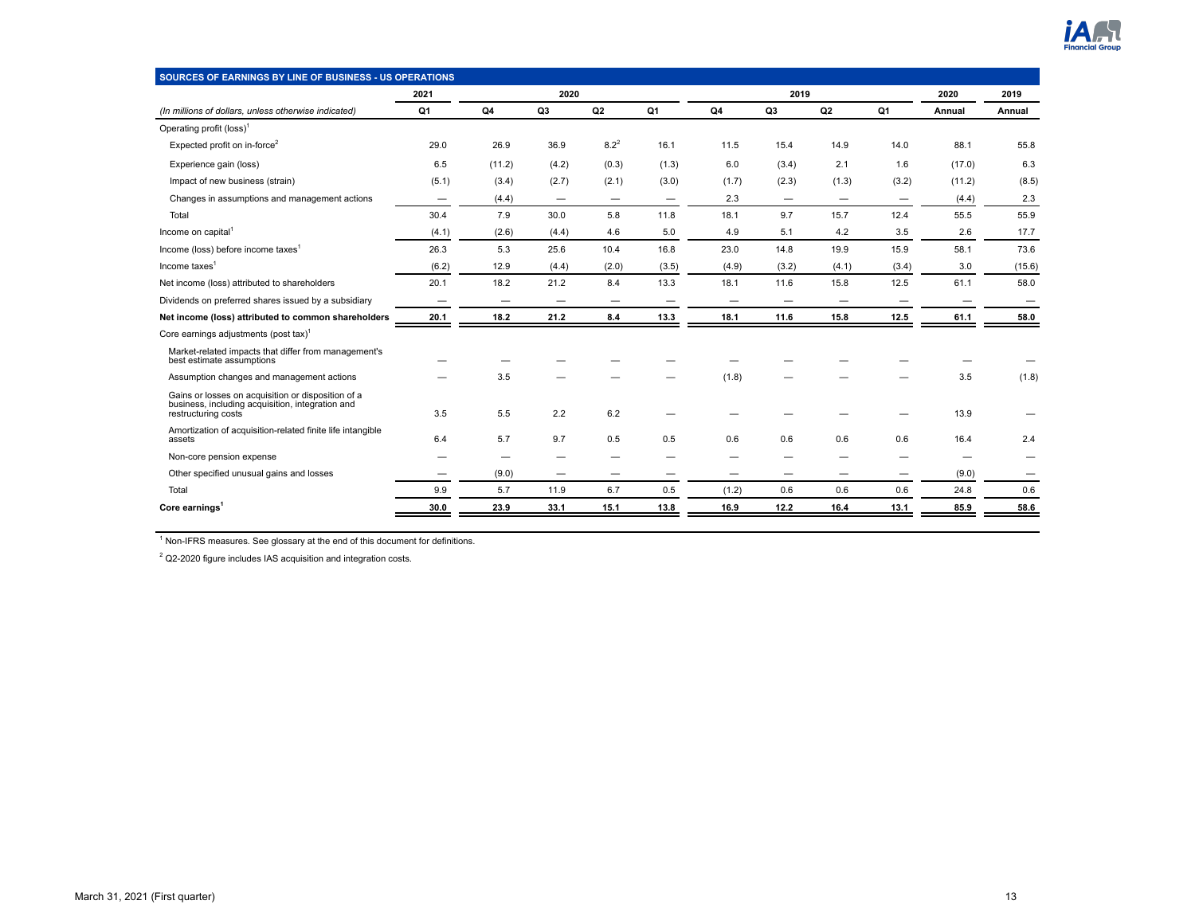## SOURCES OF EARNINGS BY LINE OF BUSINESS - US OPERATIONS

| | 2021 | 2020 | | | | 2019 | | | | 2020 | 2019 |
|---|---|---|---|---|---|---|---|---|---|---|---|
| *(In millions of dollars, unless otherwise indicated)* | Q1 | Q4 | Q3 | Q2 | Q1 | Q4 | Q3 | Q2 | Q1 | Annual | Annual |
| Operating profit (loss)[1] | | | | | | | | | | | |
| Expected profit on in-force[2] | 29.0 | 26.9 | 36.9 | 8.2[2] | 16.1 | 11.5 | 15.4 | 14.9 | 14.0 | 88.1 | 55.8 |
| Experience gain (loss) | 6.5 | (11.2) | (4.2) | (0.3) | (1.3) | 6.0 | (3.4) | 2.1 | 1.6 | (17.0) | 6.3 |
| Impact of new business (strain) | (5.1) | (3.4) | (2.7) | (2.1) | (3.0) | (1.7) | (2.3) | (1.3) | (3.2) | (11.2) | (8.5) |
| Changes in assumptions and management actions | — | (4.4) | — | — | — | 2.3 | — | — | — | (4.4) | 2.3 |
| Total | 30.4 | 7.9 | 30.0 | 5.8 | 11.8 | 18.1 | 9.7 | 15.7 | 12.4 | 55.5 | 55.9 |
| Income on capital[1] | (4.1) | (2.6) | (4.4) | 4.6 | 5.0 | 4.9 | 5.1 | 4.2 | 3.5 | 2.6 | 17.7 |
| Income (loss) before income taxes[1] | 26.3 | 5.3 | 25.6 | 10.4 | 16.8 | 23.0 | 14.8 | 19.9 | 15.9 | 58.1 | 73.6 |
| Income taxes[1] | (6.2) | 12.9 | (4.4) | (2.0) | (3.5) | (4.9) | (3.2) | (4.1) | (3.4) | 3.0 | (15.6) |
| Net income (loss) attributed to shareholders | 20.1 | 18.2 | 21.2 | 8.4 | 13.3 | 18.1 | 11.6 | 15.8 | 12.5 | 61.1 | 58.0 |
| Dividends on preferred shares issued by a subsidiary | — | — | — | — | — | — | — | — | — | — | — |
| **Net income (loss) attributed to common shareholders** | **20.1** | **18.2** | **21.2** | **8.4** | **13.3** | **18.1** | **11.6** | **15.8** | **12.5** | **61.1** | **58.0** |
| Core earnings adjustments (post tax)[1] | | | | | | | | | | | |
| Market-related impacts that differ from management's best estimate assumptions | — | — | — | — | — | — | — | — | — | — | — |
| Assumption changes and management actions | — | 3.5 | — | — | — | (1.8) | — | — | — | 3.5 | (1.8) |
| Gains or losses on acquisition or disposition of a business, including acquisition, integration and restructuring costs | 3.5 | 5.5 | 2.2 | 6.2 | — | — | — | — | — | 13.9 | — |
| Amortization of acquisition-related finite life intangible assets | 6.4 | 5.7 | 9.7 | 0.5 | 0.5 | 0.6 | 0.6 | 0.6 | 0.6 | 16.4 | 2.4 |
| Non-core pension expense | — | — | — | — | — | — | — | — | — | — | — |
| Other specified unusual gains and losses | — | (9.0) | — | — | — | — | — | — | — | (9.0) | — |
| Total | 9.9 | 5.7 | 11.9 | 6.7 | 0.5 | (1.2) | 0.6 | 0.6 | 0.6 | 24.8 | 0.6 |
| **Core earnings[1]** | **30.0** | **23.9** | **33.1** | **15.1** | **13.8** | **16.9** | **12.2** | **16.4** | **13.1** | **85.9** | **58.6** |

[1] Non-IFRS measures. See glossary at the end of this document for definitions.

[2] Q2-2020 figure includes IAS acquisition and integration costs.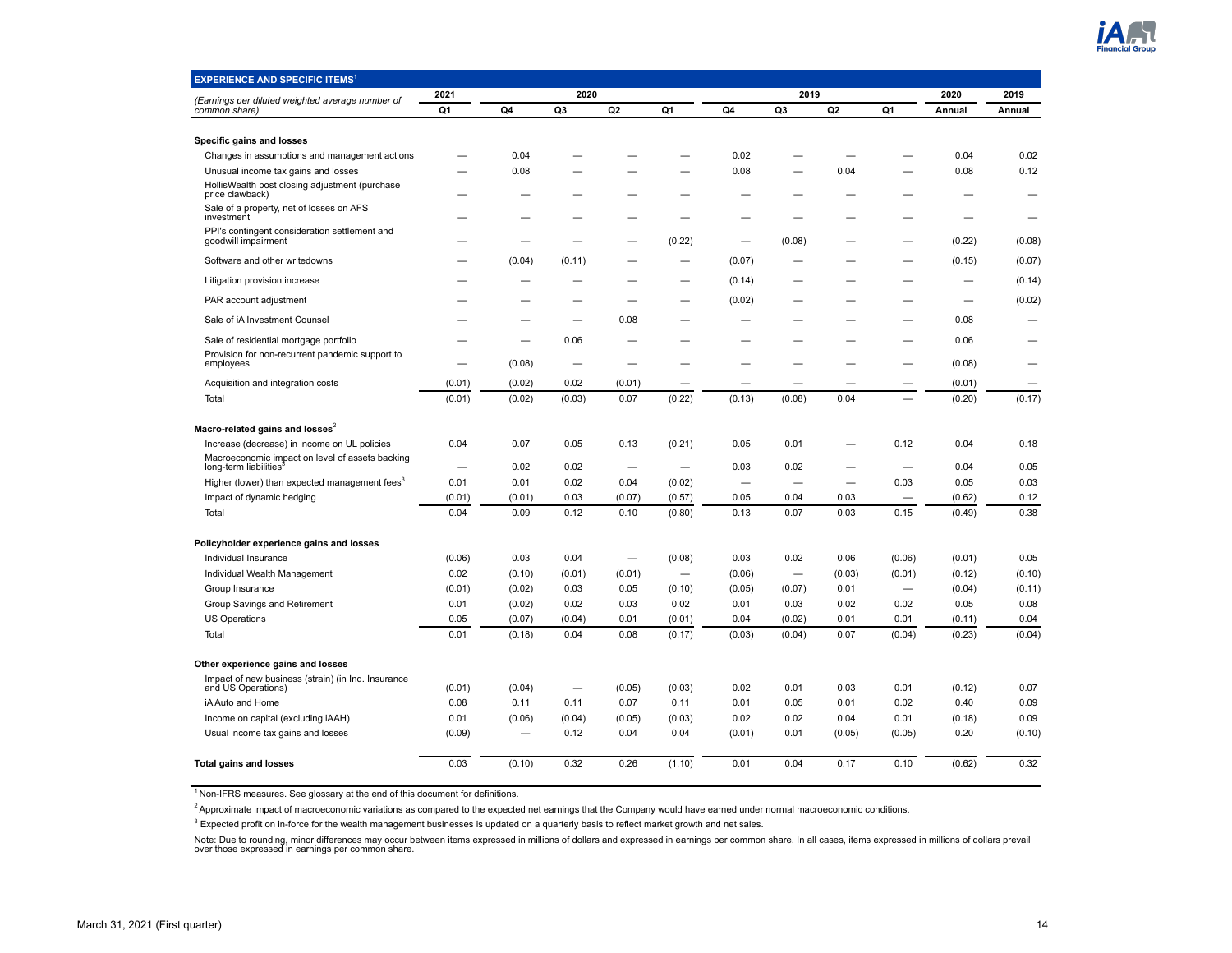## EXPERIENCE AND SPECIFIC ITEMS[1]

| (Earnings per diluted weighted average number of common share) | 2021 Q1 | 2020 Q4 | 2020 Q3 | 2020 Q2 | 2020 Q1 | 2019 Q4 | 2019 Q3 | 2019 Q2 | 2019 Q1 | 2020 Annual | 2019 Annual |
|---|---|---|---|---|---|---|---|---|---|---|---|
| **Specific gains and losses** | | | | | | | | | | | |
| Changes in assumptions and management actions | — | 0.04 | — | — | — | 0.02 | — | — | — | 0.04 | 0.02 |
| Unusual income tax gains and losses | — | 0.08 | — | — | — | 0.08 | — | 0.04 | — | 0.08 | 0.12 |
| HollisWealth post closing adjustment (purchase price clawback) | — | — | — | — | — | — | — | — | — | — | — |
| Sale of a property, net of losses on AFS investment | — | — | — | — | — | — | — | — | — | — | — |
| PPI's contingent consideration settlement and goodwill impairment | — | — | — | — | (0.22) | — | (0.08) | — | — | (0.22) | (0.08) |
| Software and other writedowns | — | (0.04) | (0.11) | — | — | (0.07) | — | — | — | (0.15) | (0.07) |
| Litigation provision increase | — | — | — | — | — | (0.14) | — | — | — | — | (0.14) |
| PAR account adjustment | — | — | — | — | — | (0.02) | — | — | — | — | (0.02) |
| Sale of iA Investment Counsel | — | — | — | 0.08 | — | — | — | — | — | 0.08 | — |
| Sale of residential mortgage portfolio | — | — | 0.06 | — | — | — | — | — | — | 0.06 | — |
| Provision for non-recurrent pandemic support to employees | — | (0.08) | — | — | — | — | — | — | — | (0.08) | — |
| Acquisition and integration costs | (0.01) | (0.02) | 0.02 | (0.01) | — | — | — | — | — | (0.01) | — |
| Total | (0.01) | (0.02) | (0.03) | 0.07 | (0.22) | (0.13) | (0.08) | 0.04 | — | (0.20) | (0.17) |
| **Macro-related gains and losses[2]** | | | | | | | | | | | |
| Increase (decrease) in income on UL policies | 0.04 | 0.07 | 0.05 | 0.13 | (0.21) | 0.05 | 0.01 | — | 0.12 | 0.04 | 0.18 |
| Macroeconomic impact on level of assets backing long-term liabilities[3] | — | 0.02 | 0.02 | — | — | 0.03 | 0.02 | — | — | 0.04 | 0.05 |
| Higher (lower) than expected management fees[3] | 0.01 | 0.01 | 0.02 | 0.04 | (0.02) | — | — | — | 0.03 | 0.05 | 0.03 |
| Impact of dynamic hedging | (0.01) | (0.01) | 0.03 | (0.07) | (0.57) | 0.05 | 0.04 | 0.03 | — | (0.62) | 0.12 |
| Total | 0.04 | 0.09 | 0.12 | 0.10 | (0.80) | 0.13 | 0.07 | 0.03 | 0.15 | (0.49) | 0.38 |
| **Policyholder experience gains and losses** | | | | | | | | | | | |
| Individual Insurance | (0.06) | 0.03 | 0.04 | — | (0.08) | 0.03 | 0.02 | 0.06 | (0.06) | (0.01) | 0.05 |
| Individual Wealth Management | 0.02 | (0.10) | (0.01) | (0.01) | — | (0.06) | — | (0.03) | (0.01) | (0.12) | (0.10) |
| Group Insurance | (0.01) | (0.02) | 0.03 | 0.05 | (0.10) | (0.05) | (0.07) | 0.01 | — | (0.04) | (0.11) |
| Group Savings and Retirement | 0.01 | (0.02) | 0.02 | 0.03 | 0.02 | 0.01 | 0.03 | 0.02 | 0.02 | 0.05 | 0.08 |
| US Operations | 0.05 | (0.07) | (0.04) | 0.01 | (0.01) | 0.04 | (0.02) | 0.01 | 0.01 | (0.11) | 0.04 |
| Total | 0.01 | (0.18) | 0.04 | 0.08 | (0.17) | (0.03) | (0.04) | 0.07 | (0.04) | (0.23) | (0.04) |
| **Other experience gains and losses** | | | | | | | | | | | |
| Impact of new business (strain) (in Ind. Insurance and US Operations) | (0.01) | (0.04) | — | (0.05) | (0.03) | 0.02 | 0.01 | 0.03 | 0.01 | (0.12) | 0.07 |
| iA Auto and Home | 0.08 | 0.11 | 0.11 | 0.07 | 0.11 | 0.01 | 0.05 | 0.01 | 0.02 | 0.40 | 0.09 |
| Income on capital (excluding iAAH) | 0.01 | (0.06) | (0.04) | (0.05) | (0.03) | 0.02 | 0.02 | 0.04 | 0.01 | (0.18) | 0.09 |
| Usual income tax gains and losses | (0.09) | — | 0.12 | 0.04 | 0.04 | (0.01) | 0.01 | (0.05) | (0.05) | 0.20 | (0.10) |
| **Total gains and losses** | 0.03 | (0.10) | 0.32 | 0.26 | (1.10) | 0.01 | 0.04 | 0.17 | 0.10 | (0.62) | 0.32 |

[1] Non-IFRS measures. See glossary at the end of this document for definitions.

[2] Approximate impact of macroeconomic variations as compared to the expected net earnings that the Company would have earned under normal macroeconomic conditions.

[3] Expected profit on in-force for the wealth management businesses is updated on a quarterly basis to reflect market growth and net sales.

Note: Due to rounding, minor differences may occur between items expressed in millions of dollars and expressed in earnings per common share. In all cases, items expressed in millions of dollars prevail over those expressed in earnings per common share.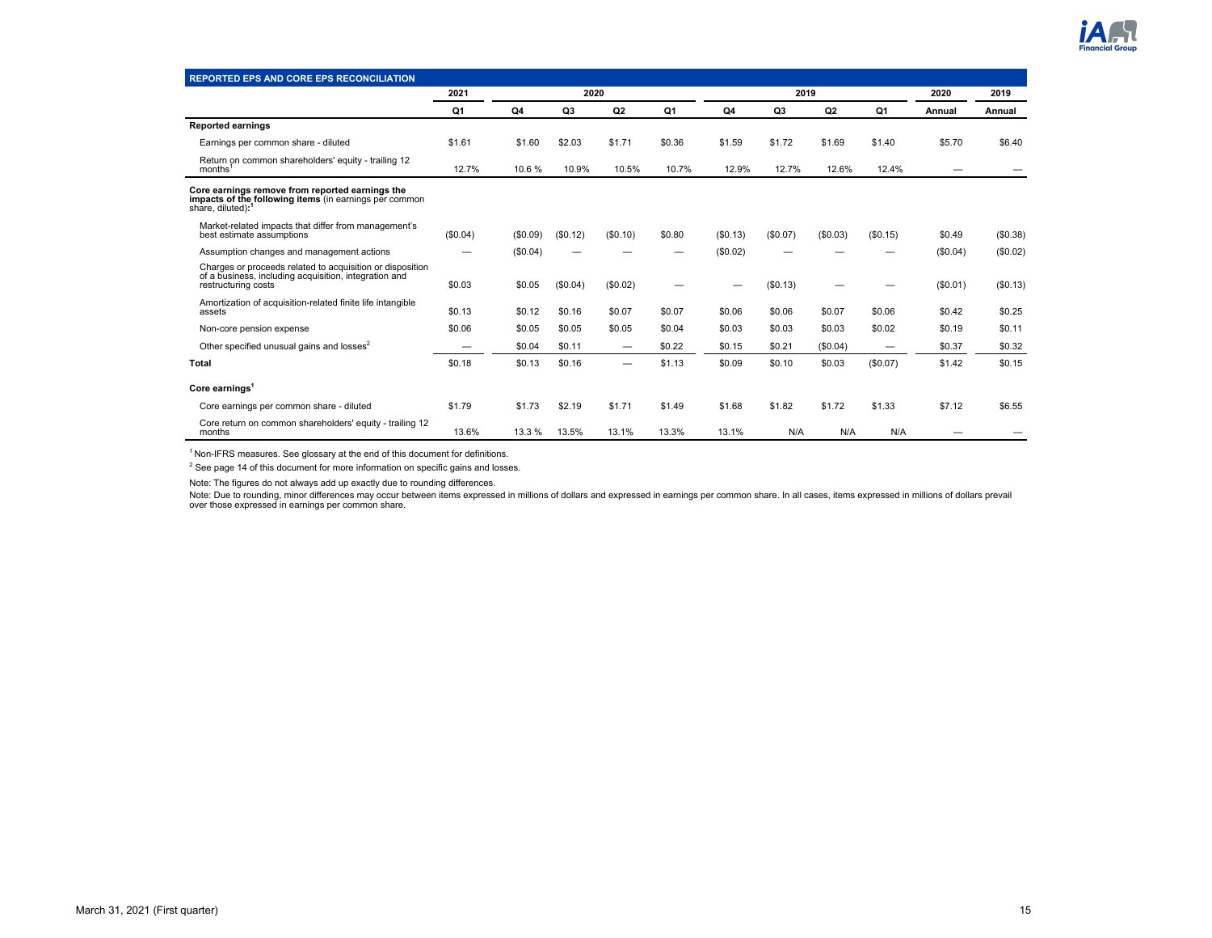## REPORTED EPS AND CORE EPS RECONCILIATION

| | 2021 | 2020 | | | | 2019 | | | | 2020 | 2019 |
|---|---|---|---|---|---|---|---|---|---|---|---|
| | Q1 | Q4 | Q3 | Q2 | Q1 | Q4 | Q3 | Q2 | Q1 | Annual | Annual |
| **Reported earnings** | | | | | | | | | | | |
| Earnings per common share - diluted | $1.61 | $1.60 | $2.03 | $1.71 | $0.36 | $1.59 | $1.72 | $1.69 | $1.40 | $5.70 | $6.40 |
| Return on common shareholders' equity - trailing 12 months[1] | 12.7% | 10.6 % | 10.9% | 10.5% | 10.7% | 12.9% | 12.7% | 12.6% | 12.4% | — | — |
| **Core earnings remove from reported earnings the impacts of the following items** (in earnings per common share, diluted)**:**[1] | | | | | | | | | | | |
| Market-related impacts that differ from management's best estimate assumptions | ($0.04) | ($0.09) | ($0.12) | ($0.10) | $0.80 | ($0.13) | ($0.07) | ($0.03) | ($0.15) | $0.49 | ($0.38) |
| Assumption changes and management actions | — | ($0.04) | — | — | — | ($0.02) | — | — | — | ($0.04) | ($0.02) |
| Charges or proceeds related to acquisition or disposition of a business, including acquisition, integration and restructuring costs | $0.03 | $0.05 | ($0.04) | ($0.02) | — | — | ($0.13) | — | — | ($0.01) | ($0.13) |
| Amortization of acquisition-related finite life intangible assets | $0.13 | $0.12 | $0.16 | $0.07 | $0.07 | $0.06 | $0.06 | $0.07 | $0.06 | $0.42 | $0.25 |
| Non-core pension expense | $0.06 | $0.05 | $0.05 | $0.05 | $0.04 | $0.03 | $0.03 | $0.03 | $0.02 | $0.19 | $0.11 |
| Other specified unusual gains and losses[2] | — | $0.04 | $0.11 | — | $0.22 | $0.15 | $0.21 | ($0.04) | — | $0.37 | $0.32 |
| **Total** | $0.18 | $0.13 | $0.16 | — | $1.13 | $0.09 | $0.10 | $0.03 | ($0.07) | $1.42 | $0.15 |
| **Core earnings**[1] | | | | | | | | | | | |
| Core earnings per common share - diluted | $1.79 | $1.73 | $2.19 | $1.71 | $1.49 | $1.68 | $1.82 | $1.72 | $1.33 | $7.12 | $6.55 |
| Core return on common shareholders' equity - trailing 12 months | 13.6% | 13.3 % | 13.5% | 13.1% | 13.3% | 13.1% | N/A | N/A | N/A | — | — |

[1] Non-IFRS measures. See glossary at the end of this document for definitions.

[2] See page 14 of this document for more information on specific gains and losses.

Note: The figures do not always add up exactly due to rounding differences.

Note: Due to rounding, minor differences may occur between items expressed in millions of dollars and expressed in earnings per common share. In all cases, items expressed in millions of dollars prevail over those expressed in earnings per common share.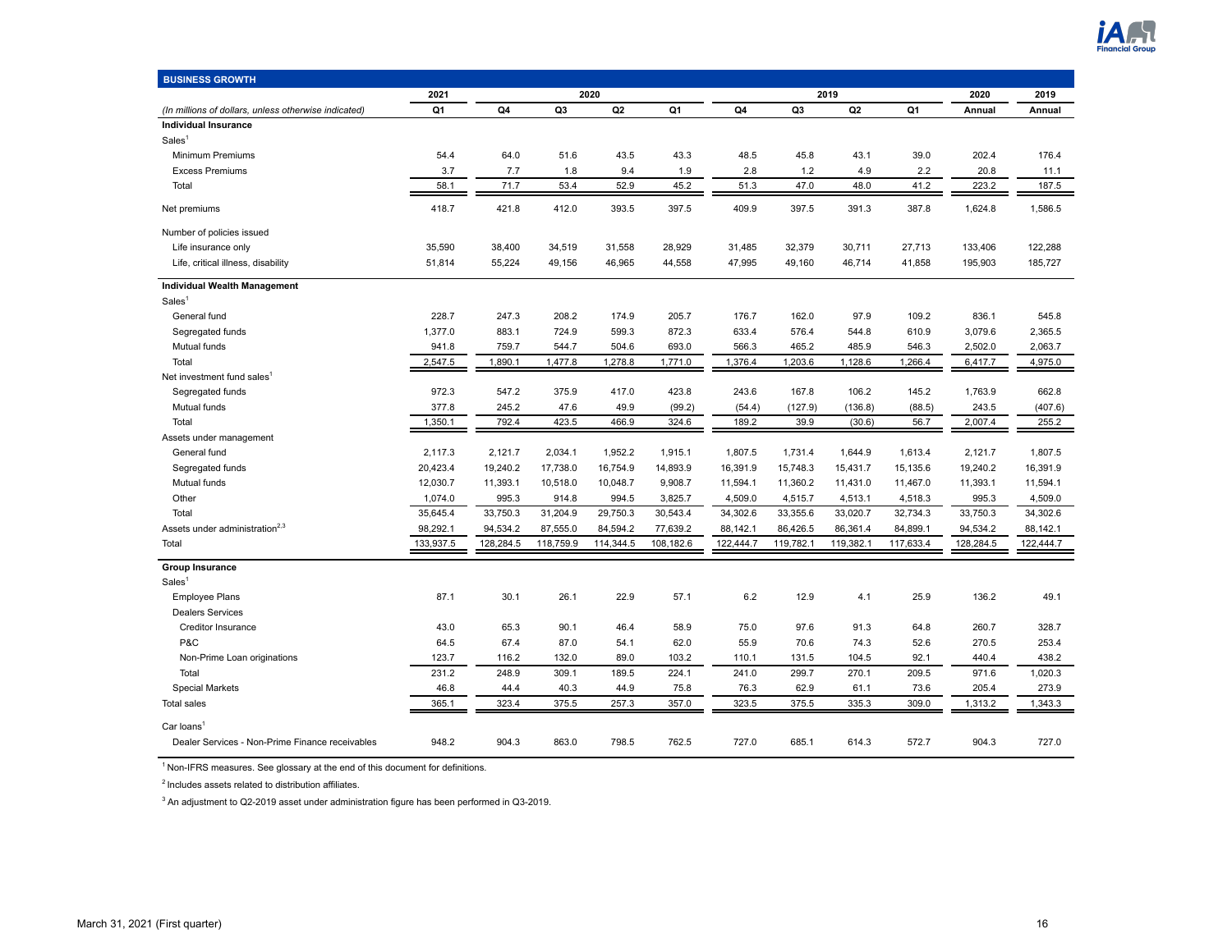## BUSINESS GROWTH

| (In millions of dollars, unless otherwise indicated) | 2021 Q1 | 2020 Q4 | 2020 Q3 | 2020 Q2 | 2020 Q1 | 2019 Q4 | 2019 Q3 | 2019 Q2 | 2019 Q1 | 2020 Annual | 2019 Annual |
|---|---|---|---|---|---|---|---|---|---|---|---|
| **Individual Insurance** | | | | | | | | | | | |
| Sales[1] | | | | | | | | | | | |
| Minimum Premiums | 54.4 | 64.0 | 51.6 | 43.5 | 43.3 | 48.5 | 45.8 | 43.1 | 39.0 | 202.4 | 176.4 |
| Excess Premiums | 3.7 | 7.7 | 1.8 | 9.4 | 1.9 | 2.8 | 1.2 | 4.9 | 2.2 | 20.8 | 11.1 |
| Total | 58.1 | 71.7 | 53.4 | 52.9 | 45.2 | 51.3 | 47.0 | 48.0 | 41.2 | 223.2 | 187.5 |
| Net premiums | 418.7 | 421.8 | 412.0 | 393.5 | 397.5 | 409.9 | 397.5 | 391.3 | 387.8 | 1,624.8 | 1,586.5 |
| Number of policies issued | | | | | | | | | | | |
| Life insurance only | 35,590 | 38,400 | 34,519 | 31,558 | 28,929 | 31,485 | 32,379 | 30,711 | 27,713 | 133,406 | 122,288 |
| Life, critical illness, disability | 51,814 | 55,224 | 49,156 | 46,965 | 44,558 | 47,995 | 49,160 | 46,714 | 41,858 | 195,903 | 185,727 |
| **Individual Wealth Management** | | | | | | | | | | | |
| Sales[1] | | | | | | | | | | | |
| General fund | 228.7 | 247.3 | 208.2 | 174.9 | 205.7 | 176.7 | 162.0 | 97.9 | 109.2 | 836.1 | 545.8 |
| Segregated funds | 1,377.0 | 883.1 | 724.9 | 599.3 | 872.3 | 633.4 | 576.4 | 544.8 | 610.9 | 3,079.6 | 2,365.5 |
| Mutual funds | 941.8 | 759.7 | 544.7 | 504.6 | 693.0 | 566.3 | 465.2 | 485.9 | 546.3 | 2,502.0 | 2,063.7 |
| Total | 2,547.5 | 1,890.1 | 1,477.8 | 1,278.8 | 1,771.0 | 1,376.4 | 1,203.6 | 1,128.6 | 1,266.4 | 6,417.7 | 4,975.0 |
| Net investment fund sales[1] | | | | | | | | | | | |
| Segregated funds | 972.3 | 547.2 | 375.9 | 417.0 | 423.8 | 243.6 | 167.8 | 106.2 | 145.2 | 1,763.9 | 662.8 |
| Mutual funds | 377.8 | 245.2 | 47.6 | 49.9 | (99.2) | (54.4) | (127.9) | (136.8) | (88.5) | 243.5 | (407.6) |
| Total | 1,350.1 | 792.4 | 423.5 | 466.9 | 324.6 | 189.2 | 39.9 | (30.6) | 56.7 | 2,007.4 | 255.2 |
| Assets under management | | | | | | | | | | | |
| General fund | 2,117.3 | 2,121.7 | 2,034.1 | 1,952.2 | 1,915.1 | 1,807.5 | 1,731.4 | 1,644.9 | 1,613.4 | 2,121.7 | 1,807.5 |
| Segregated funds | 20,423.4 | 19,240.2 | 17,738.0 | 16,754.9 | 14,893.9 | 16,391.9 | 15,748.3 | 15,431.7 | 15,135.6 | 19,240.2 | 16,391.9 |
| Mutual funds | 12,030.7 | 11,393.1 | 10,518.0 | 10,048.7 | 9,908.7 | 11,594.1 | 11,360.2 | 11,431.0 | 11,467.0 | 11,393.1 | 11,594.1 |
| Other | 1,074.0 | 995.3 | 914.8 | 994.5 | 3,825.7 | 4,509.0 | 4,515.7 | 4,513.1 | 4,518.3 | 995.3 | 4,509.0 |
| Total | 35,645.4 | 33,750.3 | 31,204.9 | 29,750.3 | 30,543.4 | 34,302.6 | 33,355.6 | 33,020.7 | 32,734.3 | 33,750.3 | 34,302.6 |
| Assets under administration[2,3] | 98,292.1 | 94,534.2 | 87,555.0 | 84,594.2 | 77,639.2 | 88,142.1 | 86,426.5 | 86,361.4 | 84,899.1 | 94,534.2 | 88,142.1 |
| Total | 133,937.5 | 128,284.5 | 118,759.9 | 114,344.5 | 108,182.6 | 122,444.7 | 119,782.1 | 119,382.1 | 117,633.4 | 128,284.5 | 122,444.7 |
| **Group Insurance** | | | | | | | | | | | |
| Sales[1] | | | | | | | | | | | |
| Employee Plans | 87.1 | 30.1 | 26.1 | 22.9 | 57.1 | 6.2 | 12.9 | 4.1 | 25.9 | 136.2 | 49.1 |
| Dealers Services | | | | | | | | | | | |
| Creditor Insurance | 43.0 | 65.3 | 90.1 | 46.4 | 58.9 | 75.0 | 97.6 | 91.3 | 64.8 | 260.7 | 328.7 |
| P&C | 64.5 | 67.4 | 87.0 | 54.1 | 62.0 | 55.9 | 70.6 | 74.3 | 52.6 | 270.5 | 253.4 |
| Non-Prime Loan originations | 123.7 | 116.2 | 132.0 | 89.0 | 103.2 | 110.1 | 131.5 | 104.5 | 92.1 | 440.4 | 438.2 |
| Total | 231.2 | 248.9 | 309.1 | 189.5 | 224.1 | 241.0 | 299.7 | 270.1 | 209.5 | 971.6 | 1,020.3 |
| Special Markets | 46.8 | 44.4 | 40.3 | 44.9 | 75.8 | 76.3 | 62.9 | 61.1 | 73.6 | 205.4 | 273.9 |
| Total sales | 365.1 | 323.4 | 375.5 | 257.3 | 357.0 | 323.5 | 375.5 | 335.3 | 309.0 | 1,313.2 | 1,343.3 |
| Car loans[1] | | | | | | | | | | | |
| Dealer Services - Non-Prime Finance receivables | 948.2 | 904.3 | 863.0 | 798.5 | 762.5 | 727.0 | 685.1 | 614.3 | 572.7 | 904.3 | 727.0 |

[1] Non-IFRS measures. See glossary at the end of this document for definitions.

[2] Includes assets related to distribution affiliates.

[3] An adjustment to Q2-2019 asset under administration figure has been performed in Q3-2019.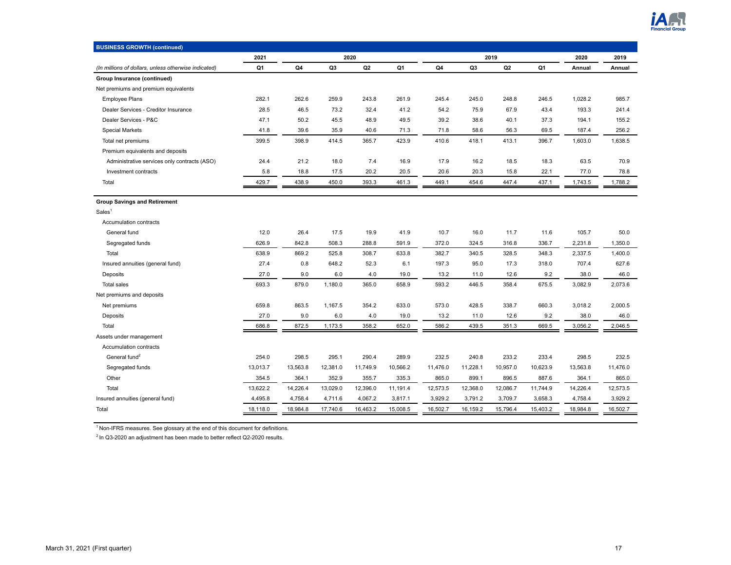## BUSINESS GROWTH (continued)

| (In millions of dollars, unless otherwise indicated) | 2021 Q1 | 2020 Q4 | 2020 Q3 | 2020 Q2 | 2020 Q1 | 2019 Q4 | 2019 Q3 | 2019 Q2 | 2019 Q1 | 2020 Annual | 2019 Annual |
|---|---|---|---|---|---|---|---|---|---|---|---|
| **Group Insurance (continued)** | | | | | | | | | | | |
| Net premiums and premium equivalents | | | | | | | | | | | |
| Employee Plans | 282.1 | 262.6 | 259.9 | 243.8 | 261.9 | 245.4 | 245.0 | 248.8 | 246.5 | 1,028.2 | 985.7 |
| Dealer Services - Creditor Insurance | 28.5 | 46.5 | 73.2 | 32.4 | 41.2 | 54.2 | 75.9 | 67.9 | 43.4 | 193.3 | 241.4 |
| Dealer Services - P&C | 47.1 | 50.2 | 45.5 | 48.9 | 49.5 | 39.2 | 38.6 | 40.1 | 37.3 | 194.1 | 155.2 |
| Special Markets | 41.8 | 39.6 | 35.9 | 40.6 | 71.3 | 71.8 | 58.6 | 56.3 | 69.5 | 187.4 | 256.2 |
| Total net premiums | 399.5 | 398.9 | 414.5 | 365.7 | 423.9 | 410.6 | 418.1 | 413.1 | 396.7 | 1,603.0 | 1,638.5 |
| Premium equivalents and deposits | | | | | | | | | | | |
| Administrative services only contracts (ASO) | 24.4 | 21.2 | 18.0 | 7.4 | 16.9 | 17.9 | 16.2 | 18.5 | 18.3 | 63.5 | 70.9 |
| Investment contracts | 5.8 | 18.8 | 17.5 | 20.2 | 20.5 | 20.6 | 20.3 | 15.8 | 22.1 | 77.0 | 78.8 |
| Total | 429.7 | 438.9 | 450.0 | 393.3 | 461.3 | 449.1 | 454.6 | 447.4 | 437.1 | 1,743.5 | 1,788.2 |
| **Group Savings and Retirement** | | | | | | | | | | | |
| Sales[1] | | | | | | | | | | | |
| Accumulation contracts | | | | | | | | | | | |
| General fund | 12.0 | 26.4 | 17.5 | 19.9 | 41.9 | 10.7 | 16.0 | 11.7 | 11.6 | 105.7 | 50.0 |
| Segregated funds | 626.9 | 842.8 | 508.3 | 288.8 | 591.9 | 372.0 | 324.5 | 316.8 | 336.7 | 2,231.8 | 1,350.0 |
| Total | 638.9 | 869.2 | 525.8 | 308.7 | 633.8 | 382.7 | 340.5 | 328.5 | 348.3 | 2,337.5 | 1,400.0 |
| Insured annuities (general fund) | 27.4 | 0.8 | 648.2 | 52.3 | 6.1 | 197.3 | 95.0 | 17.3 | 318.0 | 707.4 | 627.6 |
| Deposits | 27.0 | 9.0 | 6.0 | 4.0 | 19.0 | 13.2 | 11.0 | 12.6 | 9.2 | 38.0 | 46.0 |
| Total sales | 693.3 | 879.0 | 1,180.0 | 365.0 | 658.9 | 593.2 | 446.5 | 358.4 | 675.5 | 3,082.9 | 2,073.6 |
| Net premiums and deposits | | | | | | | | | | | |
| Net premiums | 659.8 | 863.5 | 1,167.5 | 354.2 | 633.0 | 573.0 | 428.5 | 338.7 | 660.3 | 3,018.2 | 2,000.5 |
| Deposits | 27.0 | 9.0 | 6.0 | 4.0 | 19.0 | 13.2 | 11.0 | 12.6 | 9.2 | 38.0 | 46.0 |
| Total | 686.8 | 872.5 | 1,173.5 | 358.2 | 652.0 | 586.2 | 439.5 | 351.3 | 669.5 | 3,056.2 | 2,046.5 |
| Assets under management | | | | | | | | | | | |
| Accumulation contracts | | | | | | | | | | | |
| General fund[2] | 254.0 | 298.5 | 295.1 | 290.4 | 289.9 | 232.5 | 240.8 | 233.2 | 233.4 | 298.5 | 232.5 |
| Segregated funds | 13,013.7 | 13,563.8 | 12,381.0 | 11,749.9 | 10,566.2 | 11,476.0 | 11,228.1 | 10,957.0 | 10,623.9 | 13,563.8 | 11,476.0 |
| Other | 354.5 | 364.1 | 352.9 | 355.7 | 335.3 | 865.0 | 899.1 | 896.5 | 887.6 | 364.1 | 865.0 |
| Total | 13,622.2 | 14,226.4 | 13,029.0 | 12,396.0 | 11,191.4 | 12,573.5 | 12,368.0 | 12,086.7 | 11,744.9 | 14,226.4 | 12,573.5 |
| Insured annuities (general fund) | 4,495.8 | 4,758.4 | 4,711.6 | 4,067.2 | 3,817.1 | 3,929.2 | 3,791.2 | 3,709.7 | 3,658.3 | 4,758.4 | 3,929.2 |
| Total | 18,118.0 | 18,984.8 | 17,740.6 | 16,463.2 | 15,008.5 | 16,502.7 | 16,159.2 | 15,796.4 | 15,403.2 | 18,984.8 | 16,502.7 |

[1] Non-IFRS measures. See glossary at the end of this document for definitions.

[2] In Q3-2020 an adjustment has been made to better reflect Q2-2020 results.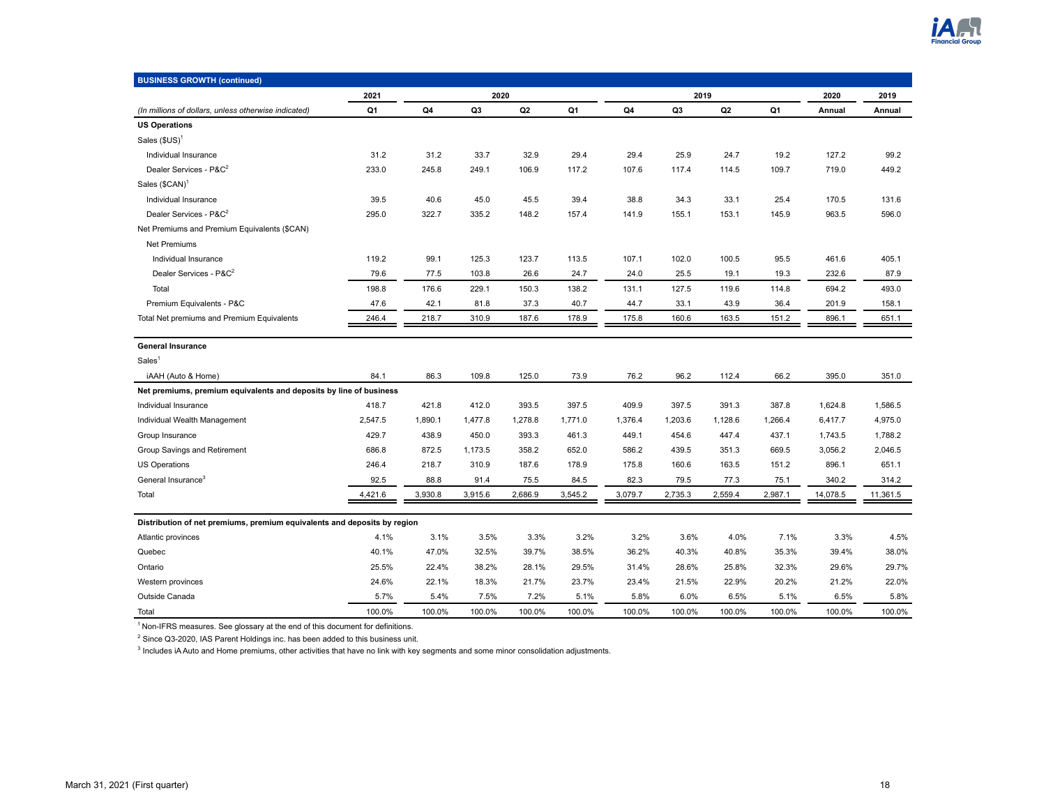| BUSINESS GROWTH (continued) | 2021 | 2020 | | | | 2019 | | | | 2020 | 2019 |
|---|---|---|---|---|---|---|---|---|---|---|---|
| *(In millions of dollars, unless otherwise indicated)* | Q1 | Q4 | Q3 | Q2 | Q1 | Q4 | Q3 | Q2 | Q1 | Annual | Annual |
| **US Operations** | | | | | | | | | | | |
| Sales ($US)[1] | | | | | | | | | | | |
| Individual Insurance | 31.2 | 31.2 | 33.7 | 32.9 | 29.4 | 29.4 | 25.9 | 24.7 | 19.2 | 127.2 | 99.2 |
| Dealer Services - P&C[2] | 233.0 | 245.8 | 249.1 | 106.9 | 117.2 | 107.6 | 117.4 | 114.5 | 109.7 | 719.0 | 449.2 |
| Sales ($CAN)[1] | | | | | | | | | | | |
| Individual Insurance | 39.5 | 40.6 | 45.0 | 45.5 | 39.4 | 38.8 | 34.3 | 33.1 | 25.4 | 170.5 | 131.6 |
| Dealer Services - P&C[2] | 295.0 | 322.7 | 335.2 | 148.2 | 157.4 | 141.9 | 155.1 | 153.1 | 145.9 | 963.5 | 596.0 |
| Net Premiums and Premium Equivalents ($CAN) | | | | | | | | | | | |
| Net Premiums | | | | | | | | | | | |
| Individual Insurance | 119.2 | 99.1 | 125.3 | 123.7 | 113.5 | 107.1 | 102.0 | 100.5 | 95.5 | 461.6 | 405.1 |
| Dealer Services - P&C[2] | 79.6 | 77.5 | 103.8 | 26.6 | 24.7 | 24.0 | 25.5 | 19.1 | 19.3 | 232.6 | 87.9 |
| Total | 198.8 | 176.6 | 229.1 | 150.3 | 138.2 | 131.1 | 127.5 | 119.6 | 114.8 | 694.2 | 493.0 |
| Premium Equivalents - P&C | 47.6 | 42.1 | 81.8 | 37.3 | 40.7 | 44.7 | 33.1 | 43.9 | 36.4 | 201.9 | 158.1 |
| Total Net premiums and Premium Equivalents | 246.4 | 218.7 | 310.9 | 187.6 | 178.9 | 175.8 | 160.6 | 163.5 | 151.2 | 896.1 | 651.1 |
| **General Insurance** | | | | | | | | | | | |
| Sales[1] | | | | | | | | | | | |
| iAAH (Auto & Home) | 84.1 | 86.3 | 109.8 | 125.0 | 73.9 | 76.2 | 96.2 | 112.4 | 66.2 | 395.0 | 351.0 |
| **Net premiums, premium equivalents and deposits by line of business** | | | | | | | | | | | |
| Individual Insurance | 418.7 | 421.8 | 412.0 | 393.5 | 397.5 | 409.9 | 397.5 | 391.3 | 387.8 | 1,624.8 | 1,586.5 |
| Individual Wealth Management | 2,547.5 | 1,890.1 | 1,477.8 | 1,278.8 | 1,771.0 | 1,376.4 | 1,203.6 | 1,128.6 | 1,266.4 | 6,417.7 | 4,975.0 |
| Group Insurance | 429.7 | 438.9 | 450.0 | 393.3 | 461.3 | 449.1 | 454.6 | 447.4 | 437.1 | 1,743.5 | 1,788.2 |
| Group Savings and Retirement | 686.8 | 872.5 | 1,173.5 | 358.2 | 652.0 | 586.2 | 439.5 | 351.3 | 669.5 | 3,056.2 | 2,046.5 |
| US Operations | 246.4 | 218.7 | 310.9 | 187.6 | 178.9 | 175.8 | 160.6 | 163.5 | 151.2 | 896.1 | 651.1 |
| General Insurance[3] | 92.5 | 88.8 | 91.4 | 75.5 | 84.5 | 82.3 | 79.5 | 77.3 | 75.1 | 340.2 | 314.2 |
| Total | 4,421.6 | 3,930.8 | 3,915.6 | 2,686.9 | 3,545.2 | 3,079.7 | 2,735.3 | 2,559.4 | 2,987.1 | 14,078.5 | 11,361.5 |
| **Distribution of net premiums, premium equivalents and deposits by region** | | | | | | | | | | | |
| Atlantic provinces | 4.1% | 3.1% | 3.5% | 3.3% | 3.2% | 3.2% | 3.6% | 4.0% | 7.1% | 3.3% | 4.5% |
| Quebec | 40.1% | 47.0% | 32.5% | 39.7% | 38.5% | 36.2% | 40.3% | 40.8% | 35.3% | 39.4% | 38.0% |
| Ontario | 25.5% | 22.4% | 38.2% | 28.1% | 29.5% | 31.4% | 28.6% | 25.8% | 32.3% | 29.6% | 29.7% |
| Western provinces | 24.6% | 22.1% | 18.3% | 21.7% | 23.7% | 23.4% | 21.5% | 22.9% | 20.2% | 21.2% | 22.0% |
| Outside Canada | 5.7% | 5.4% | 7.5% | 7.2% | 5.1% | 5.8% | 6.0% | 6.5% | 5.1% | 6.5% | 5.8% |
| Total | 100.0% | 100.0% | 100.0% | 100.0% | 100.0% | 100.0% | 100.0% | 100.0% | 100.0% | 100.0% | 100.0% |

[1] Non-IFRS measures. See glossary at the end of this document for definitions.

[2] Since Q3-2020, IAS Parent Holdings inc. has been added to this business unit.

[3] Includes iA Auto and Home premiums, other activities that have no link with key segments and some minor consolidation adjustments.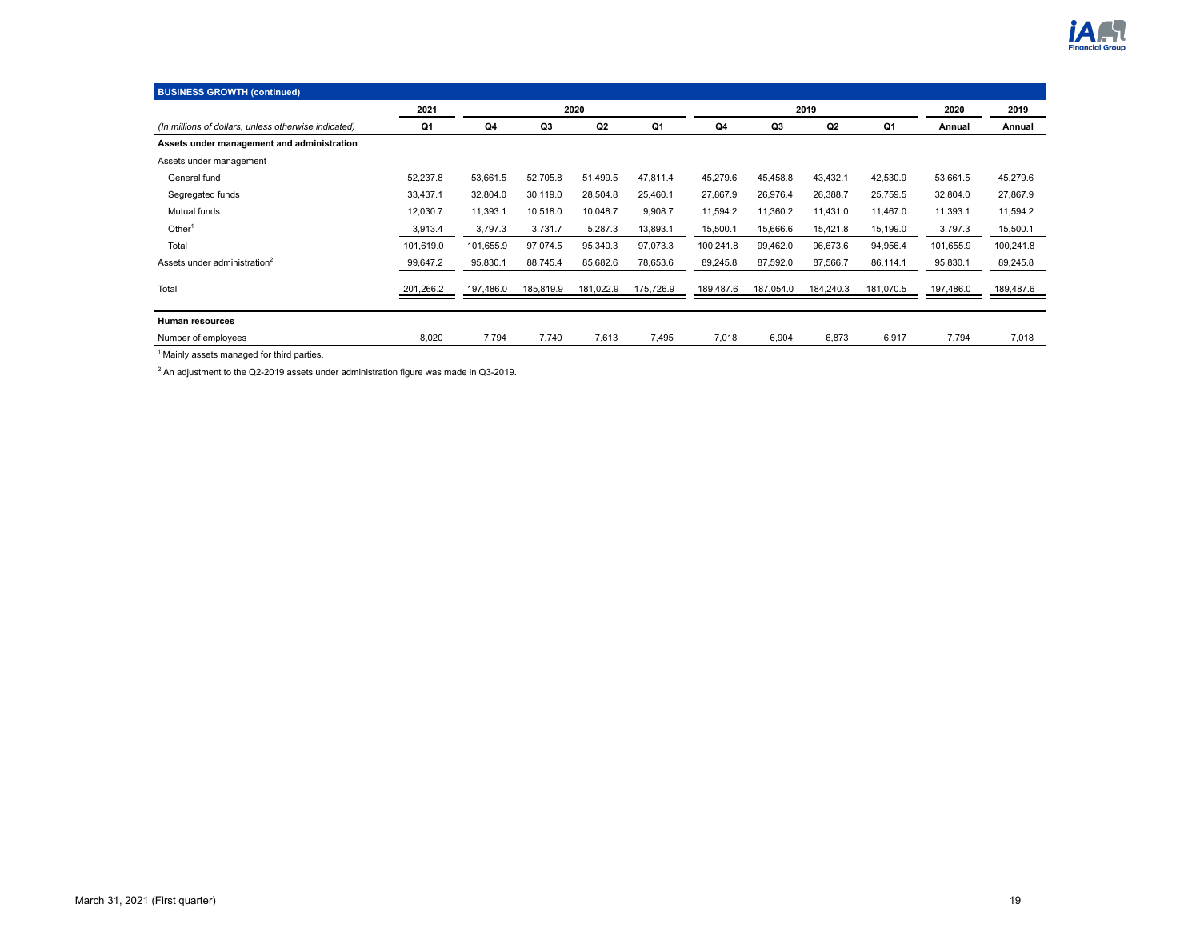| BUSINESS GROWTH (continued) | 2021 | 2020 | | | | 2019 | | | | 2020 | 2019 |
|---|---|---|---|---|---|---|---|---|---|---|---|
| *(In millions of dollars, unless otherwise indicated)* | Q1 | Q4 | Q3 | Q2 | Q1 | Q4 | Q3 | Q2 | Q1 | Annual | Annual |
| **Assets under management and administration** | | | | | | | | | | | |
| Assets under management | | | | | | | | | | | |
| General fund | 52,237.8 | 53,661.5 | 52,705.8 | 51,499.5 | 47,811.4 | 45,279.6 | 45,458.8 | 43,432.1 | 42,530.9 | 53,661.5 | 45,279.6 |
| Segregated funds | 33,437.1 | 32,804.0 | 30,119.0 | 28,504.8 | 25,460.1 | 27,867.9 | 26,976.4 | 26,388.7 | 25,759.5 | 32,804.0 | 27,867.9 |
| Mutual funds | 12,030.7 | 11,393.1 | 10,518.0 | 10,048.7 | 9,908.7 | 11,594.2 | 11,360.2 | 11,431.0 | 11,467.0 | 11,393.1 | 11,594.2 |
| Other[1] | 3,913.4 | 3,797.3 | 3,731.7 | 5,287.3 | 13,893.1 | 15,500.1 | 15,666.6 | 15,421.8 | 15,199.0 | 3,797.3 | 15,500.1 |
| Total | 101,619.0 | 101,655.9 | 97,074.5 | 95,340.3 | 97,073.3 | 100,241.8 | 99,462.0 | 96,673.6 | 94,956.4 | 101,655.9 | 100,241.8 |
| Assets under administration[2] | 99,647.2 | 95,830.1 | 88,745.4 | 85,682.6 | 78,653.6 | 89,245.8 | 87,592.0 | 87,566.7 | 86,114.1 | 95,830.1 | 89,245.8 |
| Total | 201,266.2 | 197,486.0 | 185,819.9 | 181,022.9 | 175,726.9 | 189,487.6 | 187,054.0 | 184,240.3 | 181,070.5 | 197,486.0 | 189,487.6 |
| **Human resources** | | | | | | | | | | | |
| Number of employees | 8,020 | 7,794 | 7,740 | 7,613 | 7,495 | 7,018 | 6,904 | 6,873 | 6,917 | 7,794 | 7,018 |

[1] Mainly assets managed for third parties.

[2] An adjustment to the Q2-2019 assets under administration figure was made in Q3-2019.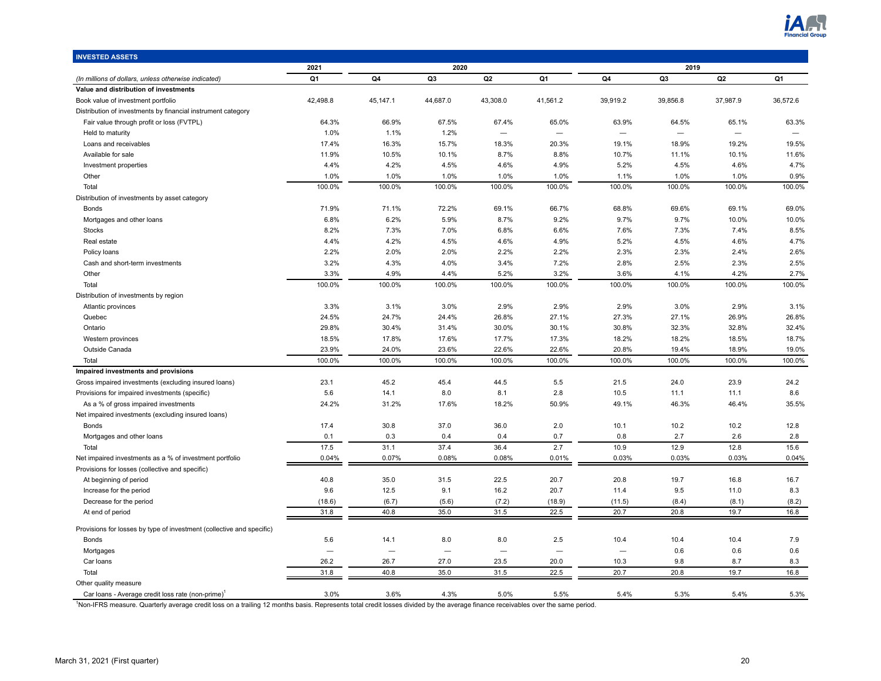## INVESTED ASSETS

| (In millions of dollars, unless otherwise indicated) | 2021 Q1 | 2020 Q4 | 2020 Q3 | 2020 Q2 | 2020 Q1 | 2019 Q4 | 2019 Q3 | 2019 Q2 | 2019 Q1 |
|---|---|---|---|---|---|---|---|---|---|
| **Value and distribution of investments** | | | | | | | | | |
| Book value of investment portfolio | 42,498.8 | 45,147.1 | 44,687.0 | 43,308.0 | 41,561.2 | 39,919.2 | 39,856.8 | 37,987.9 | 36,572.6 |
| Distribution of investments by financial instrument category | | | | | | | | | |
| Fair value through profit or loss (FVTPL) | 64.3% | 66.9% | 67.5% | 67.4% | 65.0% | 63.9% | 64.5% | 65.1% | 63.3% |
| Held to maturity | 1.0% | 1.1% | 1.2% | — | — | — | — | — | — |
| Loans and receivables | 17.4% | 16.3% | 15.7% | 18.3% | 20.3% | 19.1% | 18.9% | 19.2% | 19.5% |
| Available for sale | 11.9% | 10.5% | 10.1% | 8.7% | 8.8% | 10.7% | 11.1% | 10.1% | 11.6% |
| Investment properties | 4.4% | 4.2% | 4.5% | 4.6% | 4.9% | 5.2% | 4.5% | 4.6% | 4.7% |
| Other | 1.0% | 1.0% | 1.0% | 1.0% | 1.0% | 1.1% | 1.0% | 1.0% | 0.9% |
| Total | 100.0% | 100.0% | 100.0% | 100.0% | 100.0% | 100.0% | 100.0% | 100.0% | 100.0% |
| Distribution of investments by asset category | | | | | | | | | |
| Bonds | 71.9% | 71.1% | 72.2% | 69.1% | 66.7% | 68.8% | 69.6% | 69.1% | 69.0% |
| Mortgages and other loans | 6.8% | 6.2% | 5.9% | 8.7% | 9.2% | 9.7% | 9.7% | 10.0% | 10.0% |
| Stocks | 8.2% | 7.3% | 7.0% | 6.8% | 6.6% | 7.6% | 7.3% | 7.4% | 8.5% |
| Real estate | 4.4% | 4.2% | 4.5% | 4.6% | 4.9% | 5.2% | 4.5% | 4.6% | 4.7% |
| Policy loans | 2.2% | 2.0% | 2.0% | 2.2% | 2.2% | 2.3% | 2.3% | 2.4% | 2.6% |
| Cash and short-term investments | 3.2% | 4.3% | 4.0% | 3.4% | 7.2% | 2.8% | 2.5% | 2.3% | 2.5% |
| Other | 3.3% | 4.9% | 4.4% | 5.2% | 3.2% | 3.6% | 4.1% | 4.2% | 2.7% |
| Total | 100.0% | 100.0% | 100.0% | 100.0% | 100.0% | 100.0% | 100.0% | 100.0% | 100.0% |
| Distribution of investments by region | | | | | | | | | |
| Atlantic provinces | 3.3% | 3.1% | 3.0% | 2.9% | 2.9% | 2.9% | 3.0% | 2.9% | 3.1% |
| Quebec | 24.5% | 24.7% | 24.4% | 26.8% | 27.1% | 27.3% | 27.1% | 26.9% | 26.8% |
| Ontario | 29.8% | 30.4% | 31.4% | 30.0% | 30.1% | 30.8% | 32.3% | 32.8% | 32.4% |
| Western provinces | 18.5% | 17.8% | 17.6% | 17.7% | 17.3% | 18.2% | 18.2% | 18.5% | 18.7% |
| Outside Canada | 23.9% | 24.0% | 23.6% | 22.6% | 22.6% | 20.8% | 19.4% | 18.9% | 19.0% |
| Total | 100.0% | 100.0% | 100.0% | 100.0% | 100.0% | 100.0% | 100.0% | 100.0% | 100.0% |
| **Impaired investments and provisions** | | | | | | | | | |
| Gross impaired investments (excluding insured loans) | 23.1 | 45.2 | 45.4 | 44.5 | 5.5 | 21.5 | 24.0 | 23.9 | 24.2 |
| Provisions for impaired investments (specific) | 5.6 | 14.1 | 8.0 | 8.1 | 2.8 | 10.5 | 11.1 | 11.1 | 8.6 |
| As a % of gross impaired investments | 24.2% | 31.2% | 17.6% | 18.2% | 50.9% | 49.1% | 46.3% | 46.4% | 35.5% |
| Net impaired investments (excluding insured loans) | | | | | | | | | |
| Bonds | 17.4 | 30.8 | 37.0 | 36.0 | 2.0 | 10.1 | 10.2 | 10.2 | 12.8 |
| Mortgages and other loans | 0.1 | 0.3 | 0.4 | 0.4 | 0.7 | 0.8 | 2.7 | 2.6 | 2.8 |
| Total | 17.5 | 31.1 | 37.4 | 36.4 | 2.7 | 10.9 | 12.9 | 12.8 | 15.6 |
| Net impaired investments as a % of investment portfolio | 0.04% | 0.07% | 0.08% | 0.08% | 0.01% | 0.03% | 0.03% | 0.03% | 0.04% |
| Provisions for losses (collective and specific) | | | | | | | | | |
| At beginning of period | 40.8 | 35.0 | 31.5 | 22.5 | 20.7 | 20.8 | 19.7 | 16.8 | 16.7 |
| Increase for the period | 9.6 | 12.5 | 9.1 | 16.2 | 20.7 | 11.4 | 9.5 | 11.0 | 8.3 |
| Decrease for the period | (18.6) | (6.7) | (5.6) | (7.2) | (18.9) | (11.5) | (8.4) | (8.1) | (8.2) |
| At end of period | 31.8 | 40.8 | 35.0 | 31.5 | 22.5 | 20.7 | 20.8 | 19.7 | 16.8 |
| Provisions for losses by type of investment (collective and specific) | | | | | | | | | |
| Bonds | 5.6 | 14.1 | 8.0 | 8.0 | 2.5 | 10.4 | 10.4 | 10.4 | 7.9 |
| Mortgages | — | — | — | — | — | — | 0.6 | 0.6 | 0.6 |
| Car loans | 26.2 | 26.7 | 27.0 | 23.5 | 20.0 | 10.3 | 9.8 | 8.7 | 8.3 |
| Total | 31.8 | 40.8 | 35.0 | 31.5 | 22.5 | 20.7 | 20.8 | 19.7 | 16.8 |
| Other quality measure | | | | | | | | | |
| Car loans - Average credit loss rate (non-prime)[1] | 3.0% | 3.6% | 4.3% | 5.0% | 5.5% | 5.4% | 5.3% | 5.4% | 5.3% |

[1]Non-IFRS measure. Quarterly average credit loss on a trailing 12 months basis. Represents total credit losses divided by the average finance receivables over the same period.

March 31, 2021 (First quarter)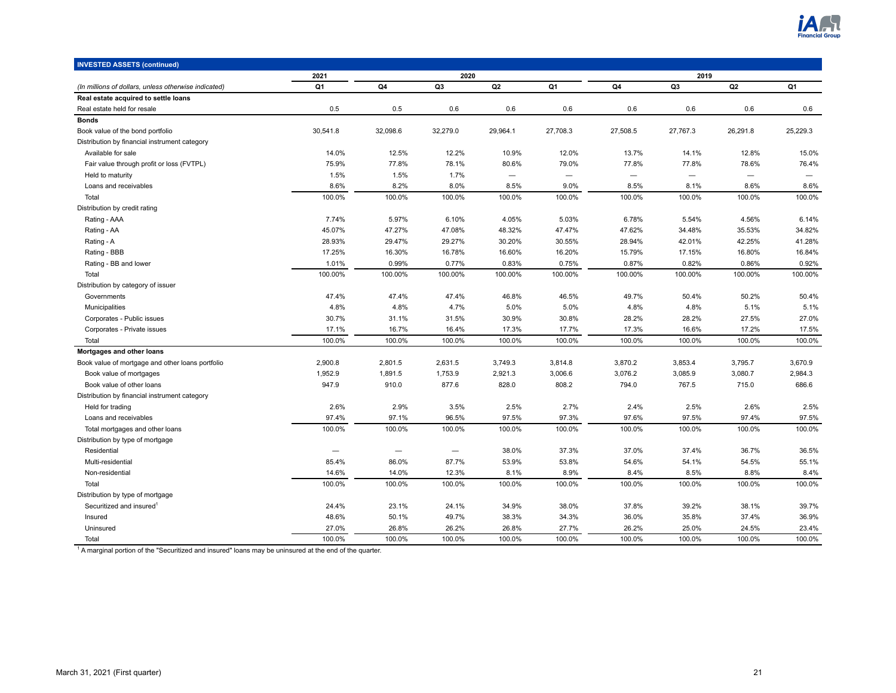## INVESTED ASSETS (continued)

| | 2021 | 2020 | | | | 2019 | | | |
|---|---|---|---|---|---|---|---|---|---|
| *(In millions of dollars, unless otherwise indicated)* | Q1 | Q4 | Q3 | Q2 | Q1 | Q4 | Q3 | Q2 | Q1 |
| **Real estate acquired to settle loans** | | | | | | | | | |
| Real estate held for resale | 0.5 | 0.5 | 0.6 | 0.6 | 0.6 | 0.6 | 0.6 | 0.6 | 0.6 |
| **Bonds** | | | | | | | | | |
| Book value of the bond portfolio | 30,541.8 | 32,098.6 | 32,279.0 | 29,964.1 | 27,708.3 | 27,508.5 | 27,767.3 | 26,291.8 | 25,229.3 |
| Distribution by financial instrument category | | | | | | | | | |
| Available for sale | 14.0% | 12.5% | 12.2% | 10.9% | 12.0% | 13.7% | 14.1% | 12.8% | 15.0% |
| Fair value through profit or loss (FVTPL) | 75.9% | 77.8% | 78.1% | 80.6% | 79.0% | 77.8% | 77.8% | 78.6% | 76.4% |
| Held to maturity | 1.5% | 1.5% | 1.7% | — | — | — | — | — | — |
| Loans and receivables | 8.6% | 8.2% | 8.0% | 8.5% | 9.0% | 8.5% | 8.1% | 8.6% | 8.6% |
| Total | 100.0% | 100.0% | 100.0% | 100.0% | 100.0% | 100.0% | 100.0% | 100.0% | 100.0% |
| Distribution by credit rating | | | | | | | | | |
| Rating - AAA | 7.74% | 5.97% | 6.10% | 4.05% | 5.03% | 6.78% | 5.54% | 4.56% | 6.14% |
| Rating - AA | 45.07% | 47.27% | 47.08% | 48.32% | 47.47% | 47.62% | 34.48% | 35.53% | 34.82% |
| Rating - A | 28.93% | 29.47% | 29.27% | 30.20% | 30.55% | 28.94% | 42.01% | 42.25% | 41.28% |
| Rating - BBB | 17.25% | 16.30% | 16.78% | 16.60% | 16.20% | 15.79% | 17.15% | 16.80% | 16.84% |
| Rating - BB and lower | 1.01% | 0.99% | 0.77% | 0.83% | 0.75% | 0.87% | 0.82% | 0.86% | 0.92% |
| Total | 100.00% | 100.00% | 100.00% | 100.00% | 100.00% | 100.00% | 100.00% | 100.00% | 100.00% |
| Distribution by category of issuer | | | | | | | | | |
| Governments | 47.4% | 47.4% | 47.4% | 46.8% | 46.5% | 49.7% | 50.4% | 50.2% | 50.4% |
| Municipalities | 4.8% | 4.8% | 4.7% | 5.0% | 5.0% | 4.8% | 4.8% | 5.1% | 5.1% |
| Corporates - Public issues | 30.7% | 31.1% | 31.5% | 30.9% | 30.8% | 28.2% | 28.2% | 27.5% | 27.0% |
| Corporates - Private issues | 17.1% | 16.7% | 16.4% | 17.3% | 17.7% | 17.3% | 16.6% | 17.2% | 17.5% |
| Total | 100.0% | 100.0% | 100.0% | 100.0% | 100.0% | 100.0% | 100.0% | 100.0% | 100.0% |
| **Mortgages and other loans** | | | | | | | | | |
| Book value of mortgage and other loans portfolio | 2,900.8 | 2,801.5 | 2,631.5 | 3,749.3 | 3,814.8 | 3,870.2 | 3,853.4 | 3,795.7 | 3,670.9 |
| Book value of mortgages | 1,952.9 | 1,891.5 | 1,753.9 | 2,921.3 | 3,006.6 | 3,076.2 | 3,085.9 | 3,080.7 | 2,984.3 |
| Book value of other loans | 947.9 | 910.0 | 877.6 | 828.0 | 808.2 | 794.0 | 767.5 | 715.0 | 686.6 |
| Distribution by financial instrument category | | | | | | | | | |
| Held for trading | 2.6% | 2.9% | 3.5% | 2.5% | 2.7% | 2.4% | 2.5% | 2.6% | 2.5% |
| Loans and receivables | 97.4% | 97.1% | 96.5% | 97.5% | 97.3% | 97.6% | 97.5% | 97.4% | 97.5% |
| Total mortgages and other loans | 100.0% | 100.0% | 100.0% | 100.0% | 100.0% | 100.0% | 100.0% | 100.0% | 100.0% |
| Distribution by type of mortgage | | | | | | | | | |
| Residential | — | — | — | 38.0% | 37.3% | 37.0% | 37.4% | 36.7% | 36.5% |
| Multi-residential | 85.4% | 86.0% | 87.7% | 53.9% | 53.8% | 54.6% | 54.1% | 54.5% | 55.1% |
| Non-residential | 14.6% | 14.0% | 12.3% | 8.1% | 8.9% | 8.4% | 8.5% | 8.8% | 8.4% |
| Total | 100.0% | 100.0% | 100.0% | 100.0% | 100.0% | 100.0% | 100.0% | 100.0% | 100.0% |
| Distribution by type of mortgage | | | | | | | | | |
| Securitized and insured[1] | 24.4% | 23.1% | 24.1% | 34.9% | 38.0% | 37.8% | 39.2% | 38.1% | 39.7% |
| Insured | 48.6% | 50.1% | 49.7% | 38.3% | 34.3% | 36.0% | 35.8% | 37.4% | 36.9% |
| Uninsured | 27.0% | 26.8% | 26.2% | 26.8% | 27.7% | 26.2% | 25.0% | 24.5% | 23.4% |
| Total | 100.0% | 100.0% | 100.0% | 100.0% | 100.0% | 100.0% | 100.0% | 100.0% | 100.0% |

[1] A marginal portion of the "Securitized and insured" loans may be uninsured at the end of the quarter.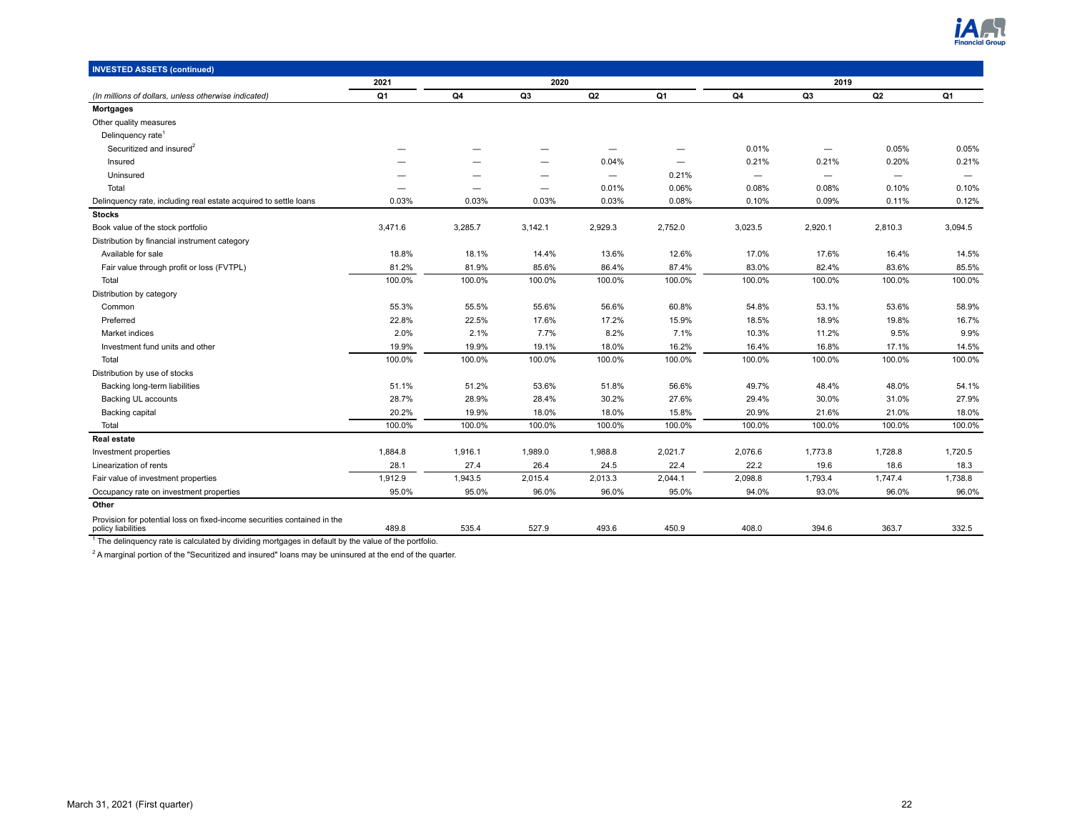| INVESTED ASSETS (continued) | 2021 | 2020 | | | | 2019 | | | |
|---|---|---|---|---|---|---|---|---|---|
| *(In millions of dollars, unless otherwise indicated)* | Q1 | Q4 | Q3 | Q2 | Q1 | Q4 | Q3 | Q2 | Q1 |
| **Mortgages** | | | | | | | | | |
| Other quality measures | | | | | | | | | |
| Delinquency rate[1] | | | | | | | | | |
| Securitized and insured[2] | — | — | — | — | — | 0.01% | — | 0.05% | 0.05% |
| Insured | — | — | — | 0.04% | — | 0.21% | 0.21% | 0.20% | 0.21% |
| Uninsured | — | — | — | — | 0.21% | — | — | — | — |
| Total | — | — | — | 0.01% | 0.06% | 0.08% | 0.08% | 0.10% | 0.10% |
| Delinquency rate, including real estate acquired to settle loans | 0.03% | 0.03% | 0.03% | 0.03% | 0.08% | 0.10% | 0.09% | 0.11% | 0.12% |
| **Stocks** | | | | | | | | | |
| Book value of the stock portfolio | 3,471.6 | 3,285.7 | 3,142.1 | 2,929.3 | 2,752.0 | 3,023.5 | 2,920.1 | 2,810.3 | 3,094.5 |
| Distribution by financial instrument category | | | | | | | | | |
| Available for sale | 18.8% | 18.1% | 14.4% | 13.6% | 12.6% | 17.0% | 17.6% | 16.4% | 14.5% |
| Fair value through profit or loss (FVTPL) | 81.2% | 81.9% | 85.6% | 86.4% | 87.4% | 83.0% | 82.4% | 83.6% | 85.5% |
| Total | 100.0% | 100.0% | 100.0% | 100.0% | 100.0% | 100.0% | 100.0% | 100.0% | 100.0% |
| Distribution by category | | | | | | | | | |
| Common | 55.3% | 55.5% | 55.6% | 56.6% | 60.8% | 54.8% | 53.1% | 53.6% | 58.9% |
| Preferred | 22.8% | 22.5% | 17.6% | 17.2% | 15.9% | 18.5% | 18.9% | 19.8% | 16.7% |
| Market indices | 2.0% | 2.1% | 7.7% | 8.2% | 7.1% | 10.3% | 11.2% | 9.5% | 9.9% |
| Investment fund units and other | 19.9% | 19.9% | 19.1% | 18.0% | 16.2% | 16.4% | 16.8% | 17.1% | 14.5% |
| Total | 100.0% | 100.0% | 100.0% | 100.0% | 100.0% | 100.0% | 100.0% | 100.0% | 100.0% |
| Distribution by use of stocks | | | | | | | | | |
| Backing long-term liabilities | 51.1% | 51.2% | 53.6% | 51.8% | 56.6% | 49.7% | 48.4% | 48.0% | 54.1% |
| Backing UL accounts | 28.7% | 28.9% | 28.4% | 30.2% | 27.6% | 29.4% | 30.0% | 31.0% | 27.9% |
| Backing capital | 20.2% | 19.9% | 18.0% | 18.0% | 15.8% | 20.9% | 21.6% | 21.0% | 18.0% |
| Total | 100.0% | 100.0% | 100.0% | 100.0% | 100.0% | 100.0% | 100.0% | 100.0% | 100.0% |
| **Real estate** | | | | | | | | | |
| Investment properties | 1,884.8 | 1,916.1 | 1,989.0 | 1,988.8 | 2,021.7 | 2,076.6 | 1,773.8 | 1,728.8 | 1,720.5 |
| Linearization of rents | 28.1 | 27.4 | 26.4 | 24.5 | 22.4 | 22.2 | 19.6 | 18.6 | 18.3 |
| Fair value of investment properties | 1,912.9 | 1,943.5 | 2,015.4 | 2,013.3 | 2,044.1 | 2,098.8 | 1,793.4 | 1,747.4 | 1,738.8 |
| Occupancy rate on investment properties | 95.0% | 95.0% | 96.0% | 96.0% | 95.0% | 94.0% | 93.0% | 96.0% | 96.0% |
| **Other** | | | | | | | | | |
| Provision for potential loss on fixed-income securities contained in the policy liabilities | 489.8 | 535.4 | 527.9 | 493.6 | 450.9 | 408.0 | 394.6 | 363.7 | 332.5 |

[1] The delinquency rate is calculated by dividing mortgages in default by the value of the portfolio.

[2] A marginal portion of the "Securitized and insured" loans may be uninsured at the end of the quarter.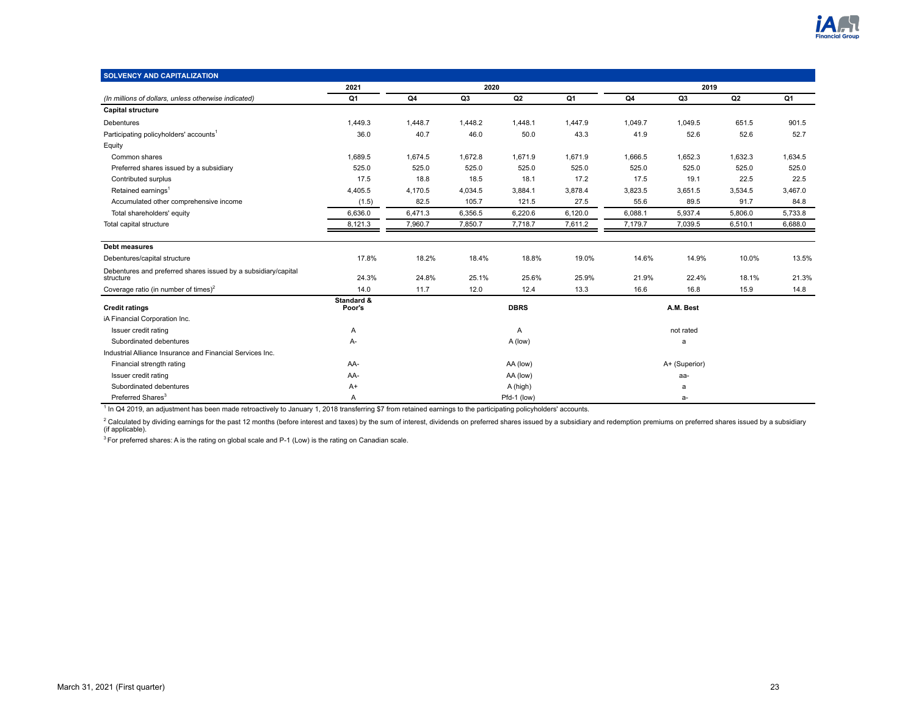## SOLVENCY AND CAPITALIZATION

| | 2021 | 2020 | | | | 2019 | | | |
|---|---|---|---|---|---|---|---|---|---|
| *(In millions of dollars, unless otherwise indicated)* | Q1 | Q4 | Q3 | Q2 | Q1 | Q4 | Q3 | Q2 | Q1 |
| **Capital structure** | | | | | | | | | |
| Debentures | 1,449.3 | 1,448.7 | 1,448.2 | 1,448.1 | 1,447.9 | 1,049.7 | 1,049.5 | 651.5 | 901.5 |
| Participating policyholders' accounts[1] | 36.0 | 40.7 | 46.0 | 50.0 | 43.3 | 41.9 | 52.6 | 52.6 | 52.7 |
| Equity | | | | | | | | | |
| Common shares | 1,689.5 | 1,674.5 | 1,672.8 | 1,671.9 | 1,671.9 | 1,666.5 | 1,652.3 | 1,632.3 | 1,634.5 |
| Preferred shares issued by a subsidiary | 525.0 | 525.0 | 525.0 | 525.0 | 525.0 | 525.0 | 525.0 | 525.0 | 525.0 |
| Contributed surplus | 17.5 | 18.8 | 18.5 | 18.1 | 17.2 | 17.5 | 19.1 | 22.5 | 22.5 |
| Retained earnings[1] | 4,405.5 | 4,170.5 | 4,034.5 | 3,884.1 | 3,878.4 | 3,823.5 | 3,651.5 | 3,534.5 | 3,467.0 |
| Accumulated other comprehensive income | (1.5) | 82.5 | 105.7 | 121.5 | 27.5 | 55.6 | 89.5 | 91.7 | 84.8 |
| Total shareholders' equity | 6,636.0 | 6,471.3 | 6,356.5 | 6,220.6 | 6,120.0 | 6,088.1 | 5,937.4 | 5,806.0 | 5,733.8 |
| Total capital structure | 8,121.3 | 7,960.7 | 7,850.7 | 7,718.7 | 7,611.2 | 7,179.7 | 7,039.5 | 6,510.1 | 6,688.0 |
| **Debt measures** | | | | | | | | | |
| Debentures/capital structure | 17.8% | 18.2% | 18.4% | 18.8% | 19.0% | 14.6% | 14.9% | 10.0% | 13.5% |
| Debentures and preferred shares issued by a subsidiary/capital structure | 24.3% | 24.8% | 25.1% | 25.6% | 25.9% | 21.9% | 22.4% | 18.1% | 21.3% |
| Coverage ratio (in number of times)[2] | 14.0 | 11.7 | 12.0 | 12.4 | 13.3 | 16.6 | 16.8 | 15.9 | 14.8 |

| **Credit ratings** | **Standard & Poor's** | **DBRS** | **A.M. Best** |
|---|---|---|---|
| iA Financial Corporation Inc. | | | |
| Issuer credit rating | A | A | not rated |
| Subordinated debentures | A- | A (low) | a |
| Industrial Alliance Insurance and Financial Services Inc. | | | |
| Financial strength rating | AA- | AA (low) | A+ (Superior) |
| Issuer credit rating | AA- | AA (low) | aa- |
| Subordinated debentures | A+ | A (high) | a |
| Preferred Shares[3] | A | Pfd-1 (low) | a- |

[1] In Q4 2019, an adjustment has been made retroactively to January 1, 2018 transferring $7 from retained earnings to the participating policyholders' accounts.

[2] Calculated by dividing earnings for the past 12 months (before interest and taxes) by the sum of interest, dividends on preferred shares issued by a subsidiary and redemption premiums on preferred shares issued by a subsidiary (if applicable).

[3] For preferred shares: A is the rating on global scale and P-1 (Low) is the rating on Canadian scale.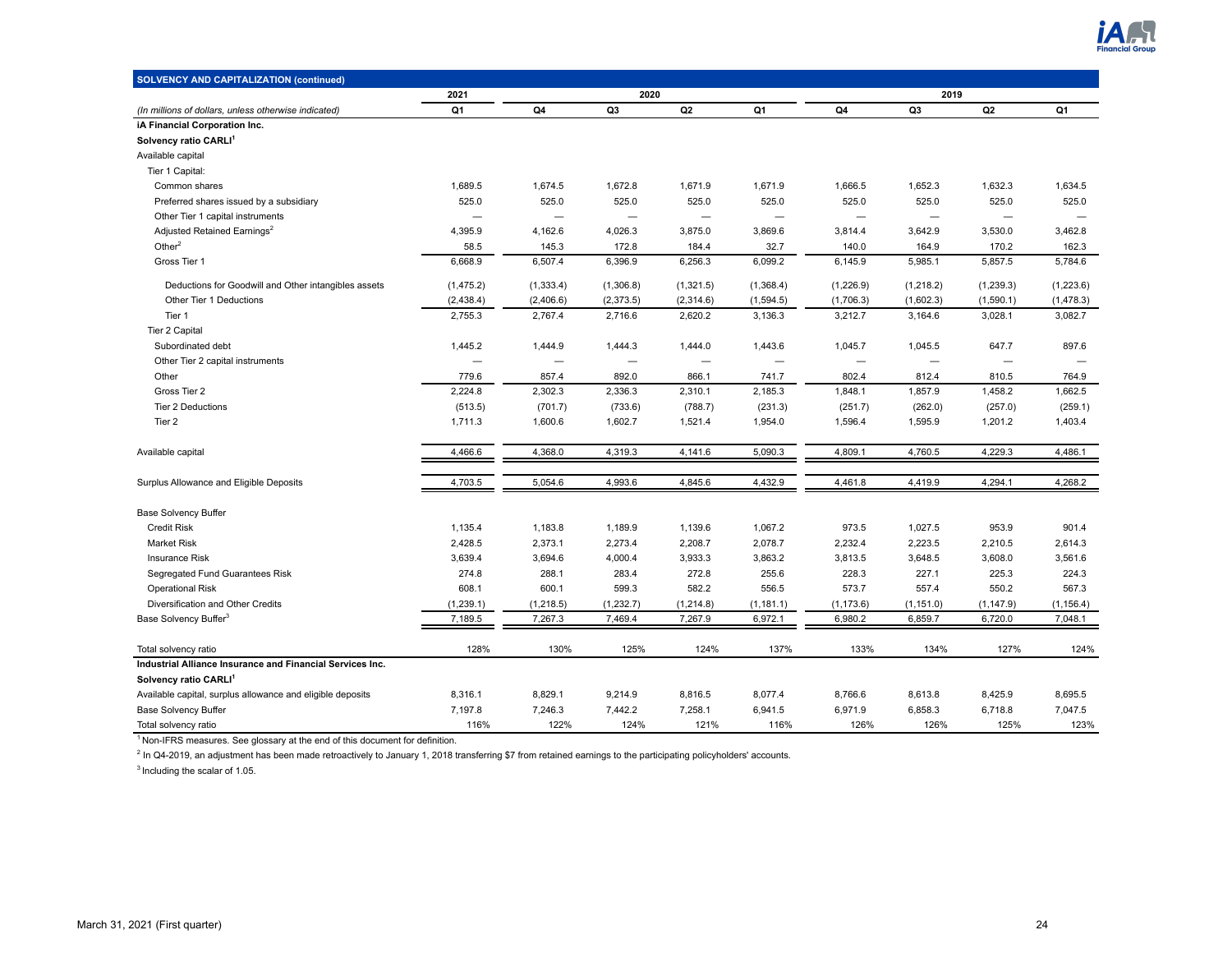| SOLVENCY AND CAPITALIZATION (continued) | 2021 | 2020 | | | | 2019 | | | |
|---|---|---|---|---|---|---|---|---|---|
| *(In millions of dollars, unless otherwise indicated)* | Q1 | Q4 | Q3 | Q2 | Q1 | Q4 | Q3 | Q2 | Q1 |
| **iA Financial Corporation Inc.** | | | | | | | | | |
| **Solvency ratio CARLI[1]** | | | | | | | | | |
| Available capital | | | | | | | | | |
| Tier 1 Capital: | | | | | | | | | |
| Common shares | 1,689.5 | 1,674.5 | 1,672.8 | 1,671.9 | 1,671.9 | 1,666.5 | 1,652.3 | 1,632.3 | 1,634.5 |
| Preferred shares issued by a subsidiary | 525.0 | 525.0 | 525.0 | 525.0 | 525.0 | 525.0 | 525.0 | 525.0 | 525.0 |
| Other Tier 1 capital instruments | — | — | — | — | — | — | — | — | — |
| Adjusted Retained Earnings[2] | 4,395.9 | 4,162.6 | 4,026.3 | 3,875.0 | 3,869.6 | 3,814.4 | 3,642.9 | 3,530.0 | 3,462.8 |
| Other[2] | 58.5 | 145.3 | 172.8 | 184.4 | 32.7 | 140.0 | 164.9 | 170.2 | 162.3 |
| Gross Tier 1 | 6,668.9 | 6,507.4 | 6,396.9 | 6,256.3 | 6,099.2 | 6,145.9 | 5,985.1 | 5,857.5 | 5,784.6 |
| Deductions for Goodwill and Other intangibles assets | (1,475.2) | (1,333.4) | (1,306.8) | (1,321.5) | (1,368.4) | (1,226.9) | (1,218.2) | (1,239.3) | (1,223.6) |
| Other Tier 1 Deductions | (2,438.4) | (2,406.6) | (2,373.5) | (2,314.6) | (1,594.5) | (1,706.3) | (1,602.3) | (1,590.1) | (1,478.3) |
| Tier 1 | 2,755.3 | 2,767.4 | 2,716.6 | 2,620.2 | 3,136.3 | 3,212.7 | 3,164.6 | 3,028.1 | 3,082.7 |
| Tier 2 Capital | | | | | | | | | |
| Subordinated debt | 1,445.2 | 1,444.9 | 1,444.3 | 1,444.0 | 1,443.6 | 1,045.7 | 1,045.5 | 647.7 | 897.6 |
| Other Tier 2 capital instruments | — | — | — | — | — | — | — | — | — |
| Other | 779.6 | 857.4 | 892.0 | 866.1 | 741.7 | 802.4 | 812.4 | 810.5 | 764.9 |
| Gross Tier 2 | 2,224.8 | 2,302.3 | 2,336.3 | 2,310.1 | 2,185.3 | 1,848.1 | 1,857.9 | 1,458.2 | 1,662.5 |
| Tier 2 Deductions | (513.5) | (701.7) | (733.6) | (788.7) | (231.3) | (251.7) | (262.0) | (257.0) | (259.1) |
| Tier 2 | 1,711.3 | 1,600.6 | 1,602.7 | 1,521.4 | 1,954.0 | 1,596.4 | 1,595.9 | 1,201.2 | 1,403.4 |
| Available capital | 4,466.6 | 4,368.0 | 4,319.3 | 4,141.6 | 5,090.3 | 4,809.1 | 4,760.5 | 4,229.3 | 4,486.1 |
| Surplus Allowance and Eligible Deposits | 4,703.5 | 5,054.6 | 4,993.6 | 4,845.6 | 4,432.9 | 4,461.8 | 4,419.9 | 4,294.1 | 4,268.2 |
| Base Solvency Buffer | | | | | | | | | |
| Credit Risk | 1,135.4 | 1,183.8 | 1,189.9 | 1,139.6 | 1,067.2 | 973.5 | 1,027.5 | 953.9 | 901.4 |
| Market Risk | 2,428.5 | 2,373.1 | 2,273.4 | 2,208.7 | 2,078.7 | 2,232.4 | 2,223.5 | 2,210.5 | 2,614.3 |
| Insurance Risk | 3,639.4 | 3,694.6 | 4,000.4 | 3,933.3 | 3,863.2 | 3,813.5 | 3,648.5 | 3,608.0 | 3,561.6 |
| Segregated Fund Guarantees Risk | 274.8 | 288.1 | 283.4 | 272.8 | 255.6 | 228.3 | 227.1 | 225.3 | 224.3 |
| Operational Risk | 608.1 | 600.1 | 599.3 | 582.2 | 556.5 | 573.7 | 557.4 | 550.2 | 567.3 |
| Diversification and Other Credits | (1,239.1) | (1,218.5) | (1,232.7) | (1,214.8) | (1,181.1) | (1,173.6) | (1,151.0) | (1,147.9) | (1,156.4) |
| Base Solvency Buffer[3] | 7,189.5 | 7,267.3 | 7,469.4 | 7,267.9 | 6,972.1 | 6,980.2 | 6,859.7 | 6,720.0 | 7,048.1 |
| Total solvency ratio | 128% | 130% | 125% | 124% | 137% | 133% | 134% | 127% | 124% |
| **Industrial Alliance Insurance and Financial Services Inc.** | | | | | | | | | |
| **Solvency ratio CARLI[1]** | | | | | | | | | |
| Available capital, surplus allowance and eligible deposits | 8,316.1 | 8,829.1 | 9,214.9 | 8,816.5 | 8,077.4 | 8,766.6 | 8,613.8 | 8,425.9 | 8,695.5 |
| Base Solvency Buffer | 7,197.8 | 7,246.3 | 7,442.2 | 7,258.1 | 6,941.5 | 6,971.9 | 6,858.3 | 6,718.8 | 7,047.5 |
| Total solvency ratio | 116% | 122% | 124% | 121% | 116% | 126% | 126% | 125% | 123% |

[1] Non-IFRS measures. See glossary at the end of this document for definition.

[2] In Q4-2019, an adjustment has been made retroactively to January 1, 2018 transferring $7 from retained earnings to the participating policyholders' accounts.

[3] Including the scalar of 1.05.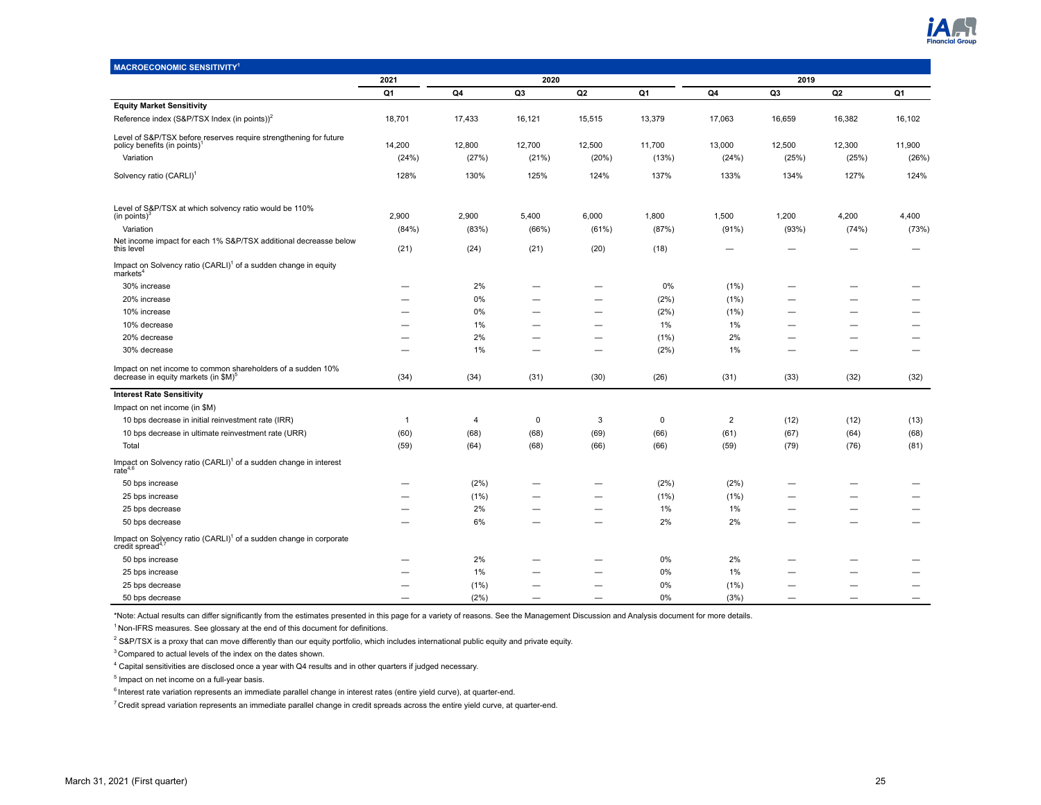## MACROECONOMIC SENSITIVITY[1]

| | 2021 | 2020 | | | | 2019 | | | |
|---|---|---|---|---|---|---|---|---|---|
| | Q1 | Q4 | Q3 | Q2 | Q1 | Q4 | Q3 | Q2 | Q1 |
| **Equity Market Sensitivity** | | | | | | | | | |
| Reference index (S&P/TSX Index (in points))[2] | 18,701 | 17,433 | 16,121 | 15,515 | 13,379 | 17,063 | 16,659 | 16,382 | 16,102 |
| Level of S&P/TSX before reserves require strengthening for future policy benefits (in points)[1] | 14,200 | 12,800 | 12,700 | 12,500 | 11,700 | 13,000 | 12,500 | 12,300 | 11,900 |
| Variation | (24%) | (27%) | (21%) | (20%) | (13%) | (24%) | (25%) | (25%) | (26%) |
| Solvency ratio (CARLI)[1] | 128% | 130% | 125% | 124% | 137% | 133% | 134% | 127% | 124% |
| Level of S&P/TSX at which solvency ratio would be 110% (in points)[3] | 2,900 | 2,900 | 5,400 | 6,000 | 1,800 | 1,500 | 1,200 | 4,200 | 4,400 |
| Variation | (84%) | (83%) | (66%) | (61%) | (87%) | (91%) | (93%) | (74%) | (73%) |
| Net income impact for each 1% S&P/TSX additional decreasse below this level | (21) | (24) | (21) | (20) | (18) | — | — | — | — |
| Impact on Solvency ratio (CARLI)[1] of a sudden change in equity markets[4] | | | | | | | | | |
| 30% increase | — | 2% | — | — | 0% | (1%) | — | — | — |
| 20% increase | — | 0% | — | — | (2%) | (1%) | — | — | — |
| 10% increase | — | 0% | — | — | (2%) | (1%) | — | — | — |
| 10% decrease | — | 1% | — | — | 1% | 1% | — | — | — |
| 20% decrease | — | 2% | — | — | (1%) | 2% | — | — | — |
| 30% decrease | — | 1% | — | — | (2%) | 1% | — | — | — |
| Impact on net income to common shareholders of a sudden 10% decrease in equity markets (in $M)[5] | (34) | (34) | (31) | (30) | (26) | (31) | (33) | (32) | (32) |
| **Interest Rate Sensitivity** | | | | | | | | | |
| Impact on net income (in $M) | | | | | | | | | |
| 10 bps decrease in initial reinvestment rate (IRR) | 1 | 4 | 0 | 3 | 0 | 2 | (12) | (12) | (13) |
| 10 bps decrease in ultimate reinvestment rate (URR) | (60) | (68) | (68) | (69) | (66) | (61) | (67) | (64) | (68) |
| Total | (59) | (64) | (68) | (66) | (66) | (59) | (79) | (76) | (81) |
| Impact on Solvency ratio (CARLI)[1] of a sudden change in interest rate[4,6] | | | | | | | | | |
| 50 bps increase | — | (2%) | — | — | (2%) | (2%) | — | — | — |
| 25 bps increase | — | (1%) | — | — | (1%) | (1%) | — | — | — |
| 25 bps decrease | — | 2% | — | — | 1% | 1% | — | — | — |
| 50 bps decrease | — | 6% | — | — | 2% | 2% | — | — | — |
| Impact on Solvency ratio (CARLI)[1] of a sudden change in corporate credit spread[4,7] | | | | | | | | | |
| 50 bps increase | — | 2% | — | — | 0% | 2% | — | — | — |
| 25 bps increase | — | 1% | — | — | 0% | 1% | — | — | — |
| 25 bps decrease | — | (1%) | — | — | 0% | (1%) | — | — | — |
| 50 bps decrease | — | (2%) | — | — | 0% | (3%) | — | — | — |

*Note: Actual results can differ significantly from the estimates presented in this page for a variety of reasons. See the Management Discussion and Analysis document for more details.

[1] Non-IFRS measures. See glossary at the end of this document for definitions.

[2] S&P/TSX is a proxy that can move differently than our equity portfolio, which includes international public equity and private equity.

[3] Compared to actual levels of the index on the dates shown.

[4] Capital sensitivities are disclosed once a year with Q4 results and in other quarters if judged necessary.

[5] Impact on net income on a full-year basis.

[6] Interest rate variation represents an immediate parallel change in interest rates (entire yield curve), at quarter-end.

[7] Credit spread variation represents an immediate parallel change in credit spreads across the entire yield curve, at quarter-end.

March 31, 2021 (First quarter)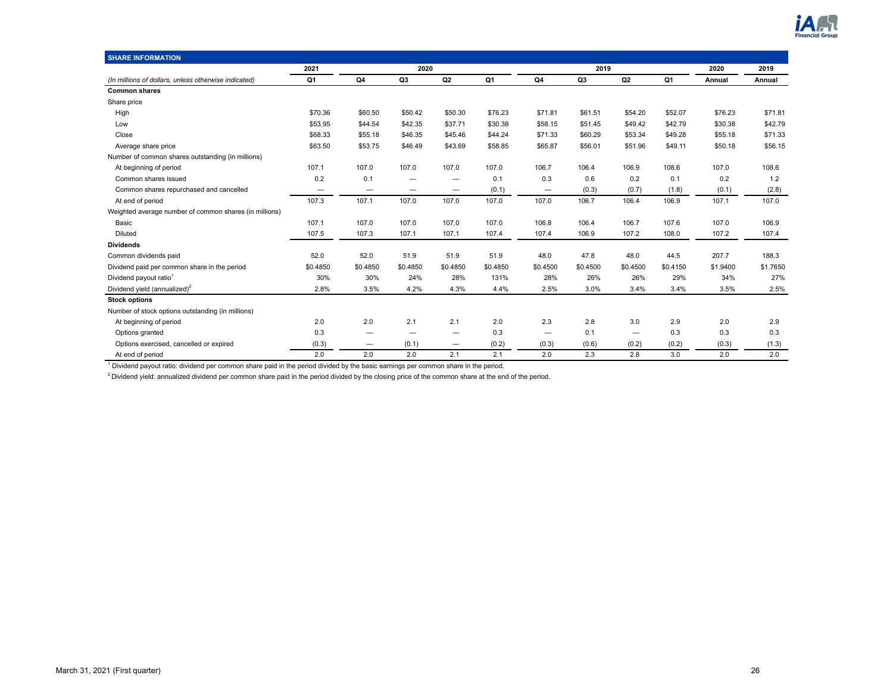## SHARE INFORMATION

| | 2021 | 2020 | | | | 2019 | | | | 2020 | 2019 |
|---|---|---|---|---|---|---|---|---|---|---|---|
| *(In millions of dollars, unless otherwise indicated)* | Q1 | Q4 | Q3 | Q2 | Q1 | Q4 | Q3 | Q2 | Q1 | Annual | Annual |
| **Common shares** | | | | | | | | | | | |
| Share price | | | | | | | | | | | |
| High | $70.36 | $60.50 | $50.42 | $50.30 | $76.23 | $71.81 | $61.51 | $54.20 | $52.07 | $76.23 | $71.81 |
| Low | $53.95 | $44.54 | $42.35 | $37.71 | $30.38 | $58.15 | $51.45 | $49.42 | $42.79 | $30.38 | $42.79 |
| Close | $68.33 | $55.18 | $46.35 | $45.46 | $44.24 | $71.33 | $60.29 | $53.34 | $49.28 | $55.18 | $71.33 |
| Average share price | $63.50 | $53.75 | $46.49 | $43.69 | $58.85 | $65.87 | $56.01 | $51.96 | $49.11 | $50.18 | $56.15 |
| Number of common shares outstanding (in millions) | | | | | | | | | | | |
| At beginning of period | 107.1 | 107.0 | 107.0 | 107.0 | 107.0 | 106.7 | 106.4 | 106.9 | 108.6 | 107.0 | 108.6 |
| Common shares issued | 0.2 | 0.1 | — | — | 0.1 | 0.3 | 0.6 | 0.2 | 0.1 | 0.2 | 1.2 |
| Common shares repurchased and cancelled | — | — | — | — | (0.1) | — | (0.3) | (0.7) | (1.8) | (0.1) | (2.8) |
| At end of period | 107.3 | 107.1 | 107.0 | 107.0 | 107.0 | 107.0 | 106.7 | 106.4 | 106.9 | 107.1 | 107.0 |
| Weighted average number of common shares (in millions) | | | | | | | | | | | |
| Basic | 107.1 | 107.0 | 107.0 | 107.0 | 107.0 | 106.8 | 106.4 | 106.7 | 107.6 | 107.0 | 106.9 |
| Diluted | 107.5 | 107.3 | 107.1 | 107.1 | 107.4 | 107.4 | 106.9 | 107.2 | 108.0 | 107.2 | 107.4 |
| **Dividends** | | | | | | | | | | | |
| Common dividends paid | 52.0 | 52.0 | 51.9 | 51.9 | 51.9 | 48.0 | 47.8 | 48.0 | 44.5 | 207.7 | 188.3 |
| Dividend paid per common share in the period | $0.4850 | $0.4850 | $0.4850 | $0.4850 | $0.4850 | $0.4500 | $0.4500 | $0.4500 | $0.4150 | $1.9400 | $1.7650 |
| Dividend payout ratio[1] | 30% | 30% | 24% | 28% | 131% | 28% | 26% | 26% | 29% | 34% | 27% |
| Dividend yield (annualized)[2] | 2.8% | 3.5% | 4.2% | 4.3% | 4.4% | 2.5% | 3.0% | 3.4% | 3.4% | 3.5% | 2.5% |
| **Stock options** | | | | | | | | | | | |
| Number of stock options outstanding (in millions) | | | | | | | | | | | |
| At beginning of period | 2.0 | 2.0 | 2.1 | 2.1 | 2.0 | 2.3 | 2.8 | 3.0 | 2.9 | 2.0 | 2.9 |
| Options granted | 0.3 | — | — | — | 0.3 | — | 0.1 | — | 0.3 | 0.3 | 0.3 |
| Options exercised, cancelled or expired | (0.3) | — | (0.1) | — | (0.2) | (0.3) | (0.6) | (0.2) | (0.2) | (0.3) | (1.3) |
| At end of period | 2.0 | 2.0 | 2.0 | 2.1 | 2.1 | 2.0 | 2.3 | 2.8 | 3.0 | 2.0 | 2.0 |

[1] Dividend payout ratio: dividend per common share paid in the period divided by the basic earnings per common share in the period.

[2] Dividend yield: annualized dividend per common share paid in the period divided by the closing price of the common share at the end of the period.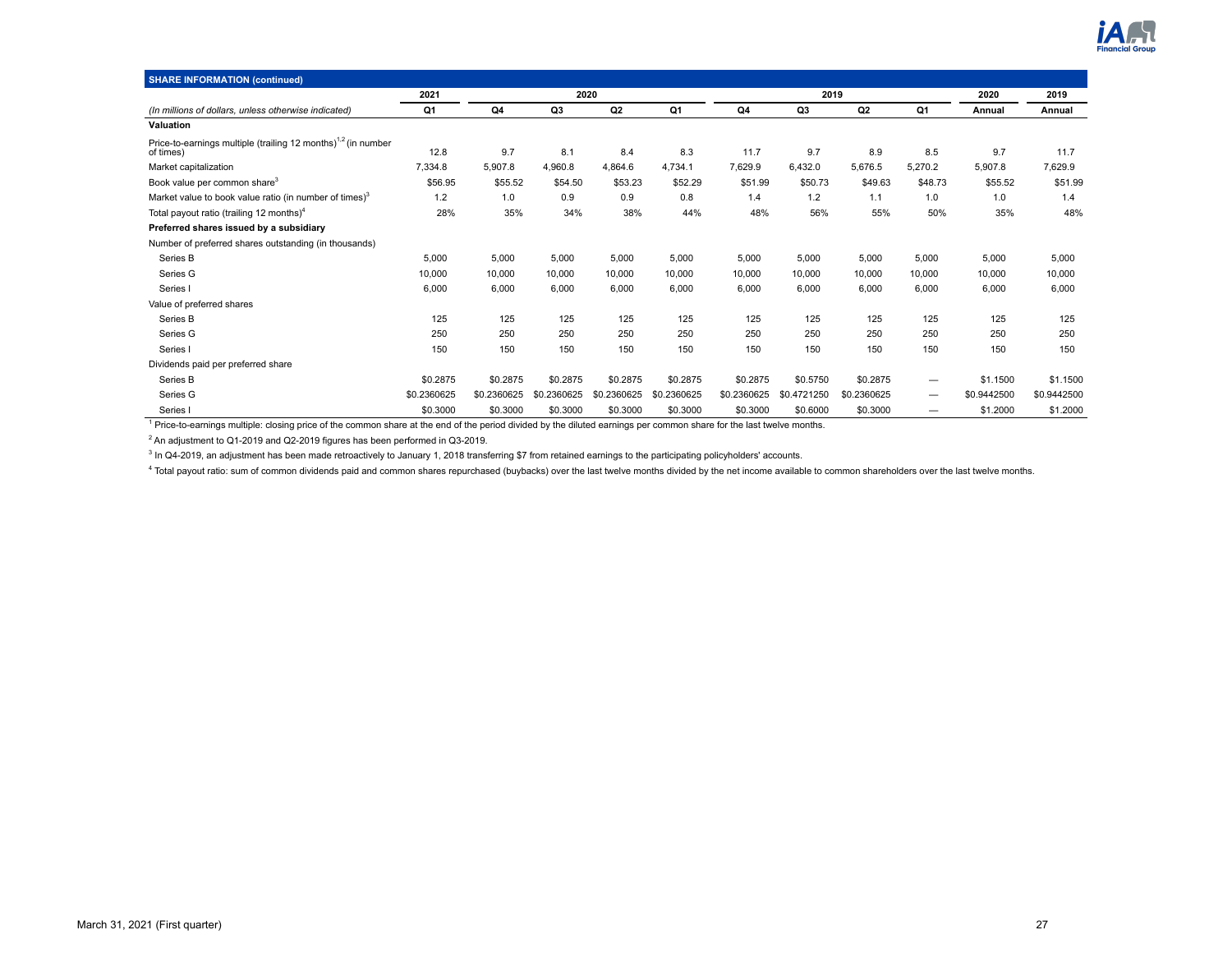## SHARE INFORMATION (continued)

| | 2021 | 2020 | | | | 2019 | | | | 2020 | 2019 |
|---|---|---|---|---|---|---|---|---|---|---|---|
| *(In millions of dollars, unless otherwise indicated)* | Q1 | Q4 | Q3 | Q2 | Q1 | Q4 | Q3 | Q2 | Q1 | Annual | Annual |
| **Valuation** | | | | | | | | | | | |
| Price-to-earnings multiple (trailing 12 months)[1,2] (in number of times) | 12.8 | 9.7 | 8.1 | 8.4 | 8.3 | 11.7 | 9.7 | 8.9 | 8.5 | 9.7 | 11.7 |
| Market capitalization | 7,334.8 | 5,907.8 | 4,960.8 | 4,864.6 | 4,734.1 | 7,629.9 | 6,432.0 | 5,676.5 | 5,270.2 | 5,907.8 | 7,629.9 |
| Book value per common share[3] | $56.95 | $55.52 | $54.50 | $53.23 | $52.29 | $51.99 | $50.73 | $49.63 | $48.73 | $55.52 | $51.99 |
| Market value to book value ratio (in number of times)[3] | 1.2 | 1.0 | 0.9 | 0.9 | 0.8 | 1.4 | 1.2 | 1.1 | 1.0 | 1.0 | 1.4 |
| Total payout ratio (trailing 12 months)[4] | 28% | 35% | 34% | 38% | 44% | 48% | 56% | 55% | 50% | 35% | 48% |
| **Preferred shares issued by a subsidiary** | | | | | | | | | | | |
| Number of preferred shares outstanding (in thousands) | | | | | | | | | | | |
| Series B | 5,000 | 5,000 | 5,000 | 5,000 | 5,000 | 5,000 | 5,000 | 5,000 | 5,000 | 5,000 | 5,000 |
| Series G | 10,000 | 10,000 | 10,000 | 10,000 | 10,000 | 10,000 | 10,000 | 10,000 | 10,000 | 10,000 | 10,000 |
| Series I | 6,000 | 6,000 | 6,000 | 6,000 | 6,000 | 6,000 | 6,000 | 6,000 | 6,000 | 6,000 | 6,000 |
| Value of preferred shares | | | | | | | | | | | |
| Series B | 125 | 125 | 125 | 125 | 125 | 125 | 125 | 125 | 125 | 125 | 125 |
| Series G | 250 | 250 | 250 | 250 | 250 | 250 | 250 | 250 | 250 | 250 | 250 |
| Series I | 150 | 150 | 150 | 150 | 150 | 150 | 150 | 150 | 150 | 150 | 150 |
| Dividends paid per preferred share | | | | | | | | | | | |
| Series B | $0.2875 | $0.2875 | $0.2875 | $0.2875 | $0.2875 | $0.2875 | $0.5750 | $0.2875 | — | $1.1500 | $1.1500 |
| Series G | $0.2360625 | $0.2360625 | $0.2360625 | $0.2360625 | $0.2360625 | $0.2360625 | $0.4721250 | $0.2360625 | — | $0.9442500 | $0.9442500 |
| Series I | $0.3000 | $0.3000 | $0.3000 | $0.3000 | $0.3000 | $0.3000 | $0.6000 | $0.3000 | — | $1.2000 | $1.2000 |

[1] Price-to-earnings multiple: closing price of the common share at the end of the period divided by the diluted earnings per common share for the last twelve months.

[2] An adjustment to Q1-2019 and Q2-2019 figures has been performed in Q3-2019.

[3] In Q4-2019, an adjustment has been made retroactively to January 1, 2018 transferring $7 from retained earnings to the participating policyholders' accounts.

[4] Total payout ratio: sum of common dividends paid and common shares repurchased (buybacks) over the last twelve months divided by the net income available to common shareholders over the last twelve months.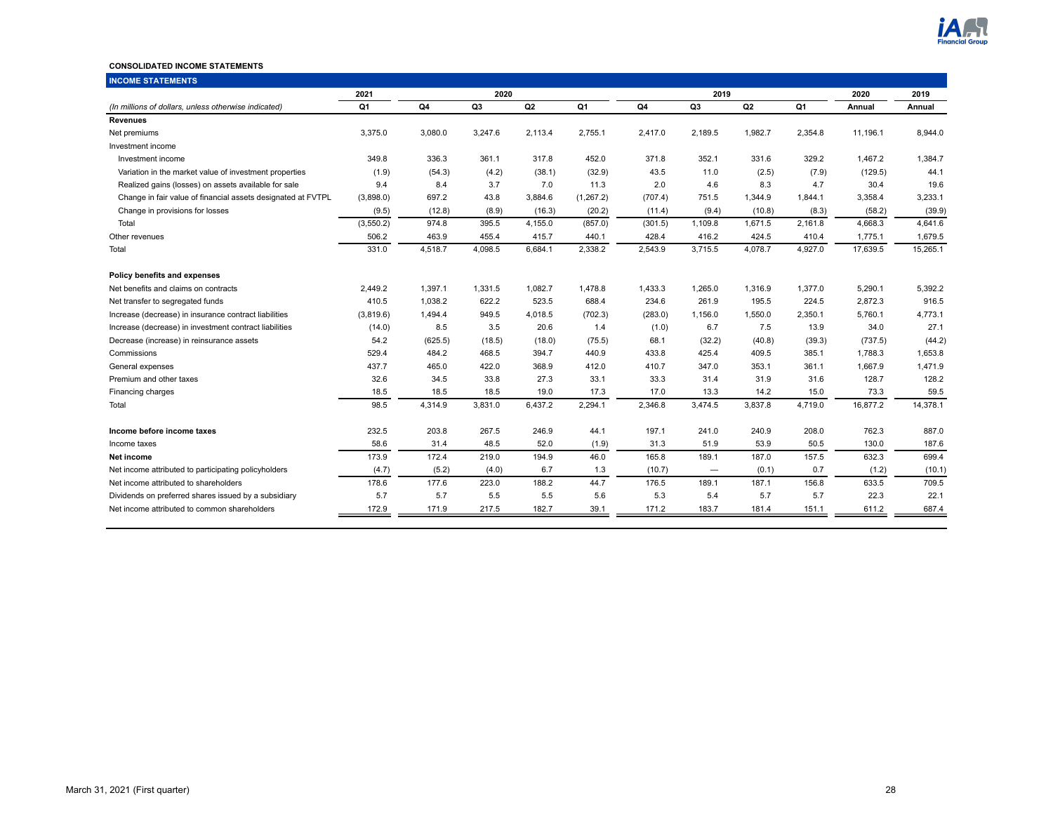**CONSOLIDATED INCOME STATEMENTS**

| INCOME STATEMENTS | 2021 | 2020 | | | | 2019 | | | | 2020 | 2019 |
|---|---|---|---|---|---|---|---|---|---|---|---|
| *(In millions of dollars, unless otherwise indicated)* | Q1 | Q4 | Q3 | Q2 | Q1 | Q4 | Q3 | Q2 | Q1 | Annual | Annual |
| **Revenues** | | | | | | | | | | | |
| Net premiums | 3,375.0 | 3,080.0 | 3,247.6 | 2,113.4 | 2,755.1 | 2,417.0 | 2,189.5 | 1,982.7 | 2,354.8 | 11,196.1 | 8,944.0 |
| Investment income | | | | | | | | | | | |
| Investment income | 349.8 | 336.3 | 361.1 | 317.8 | 452.0 | 371.8 | 352.1 | 331.6 | 329.2 | 1,467.2 | 1,384.7 |
| Variation in the market value of investment properties | (1.9) | (54.3) | (4.2) | (38.1) | (32.9) | 43.5 | 11.0 | (2.5) | (7.9) | (129.5) | 44.1 |
| Realized gains (losses) on assets available for sale | 9.4 | 8.4 | 3.7 | 7.0 | 11.3 | 2.0 | 4.6 | 8.3 | 4.7 | 30.4 | 19.6 |
| Change in fair value of financial assets designated at FVTPL | (3,898.0) | 697.2 | 43.8 | 3,884.6 | (1,267.2) | (707.4) | 751.5 | 1,344.9 | 1,844.1 | 3,358.4 | 3,233.1 |
| Change in provisions for losses | (9.5) | (12.8) | (8.9) | (16.3) | (20.2) | (11.4) | (9.4) | (10.8) | (8.3) | (58.2) | (39.9) |
| Total | (3,550.2) | 974.8 | 395.5 | 4,155.0 | (857.0) | (301.5) | 1,109.8 | 1,671.5 | 2,161.8 | 4,668.3 | 4,641.6 |
| Other revenues | 506.2 | 463.9 | 455.4 | 415.7 | 440.1 | 428.4 | 416.2 | 424.5 | 410.4 | 1,775.1 | 1,679.5 |
| Total | 331.0 | 4,518.7 | 4,098.5 | 6,684.1 | 2,338.2 | 2,543.9 | 3,715.5 | 4,078.7 | 4,927.0 | 17,639.5 | 15,265.1 |
| **Policy benefits and expenses** | | | | | | | | | | | |
| Net benefits and claims on contracts | 2,449.2 | 1,397.1 | 1,331.5 | 1,082.7 | 1,478.8 | 1,433.3 | 1,265.0 | 1,316.9 | 1,377.0 | 5,290.1 | 5,392.2 |
| Net transfer to segregated funds | 410.5 | 1,038.2 | 622.2 | 523.5 | 688.4 | 234.6 | 261.9 | 195.5 | 224.5 | 2,872.3 | 916.5 |
| Increase (decrease) in insurance contract liabilities | (3,819.6) | 1,494.4 | 949.5 | 4,018.5 | (702.3) | (283.0) | 1,156.0 | 1,550.0 | 2,350.1 | 5,760.1 | 4,773.1 |
| Increase (decrease) in investment contract liabilities | (14.0) | 8.5 | 3.5 | 20.6 | 1.4 | (1.0) | 6.7 | 7.5 | 13.9 | 34.0 | 27.1 |
| Decrease (increase) in reinsurance assets | 54.2 | (625.5) | (18.5) | (18.0) | (75.5) | 68.1 | (32.2) | (40.8) | (39.3) | (737.5) | (44.2) |
| Commissions | 529.4 | 484.2 | 468.5 | 394.7 | 440.9 | 433.8 | 425.4 | 409.5 | 385.1 | 1,788.3 | 1,653.8 |
| General expenses | 437.7 | 465.0 | 422.0 | 368.9 | 412.0 | 410.7 | 347.0 | 353.1 | 361.1 | 1,667.9 | 1,471.9 |
| Premium and other taxes | 32.6 | 34.5 | 33.8 | 27.3 | 33.1 | 33.3 | 31.4 | 31.9 | 31.6 | 128.7 | 128.2 |
| Financing charges | 18.5 | 18.5 | 18.5 | 19.0 | 17.3 | 17.0 | 13.3 | 14.2 | 15.0 | 73.3 | 59.5 |
| Total | 98.5 | 4,314.9 | 3,831.0 | 6,437.2 | 2,294.1 | 2,346.8 | 3,474.5 | 3,837.8 | 4,719.0 | 16,877.2 | 14,378.1 |
| **Income before income taxes** | 232.5 | 203.8 | 267.5 | 246.9 | 44.1 | 197.1 | 241.0 | 240.9 | 208.0 | 762.3 | 887.0 |
| Income taxes | 58.6 | 31.4 | 48.5 | 52.0 | (1.9) | 31.3 | 51.9 | 53.9 | 50.5 | 130.0 | 187.6 |
| **Net income** | 173.9 | 172.4 | 219.0 | 194.9 | 46.0 | 165.8 | 189.1 | 187.0 | 157.5 | 632.3 | 699.4 |
| Net income attributed to participating policyholders | (4.7) | (5.2) | (4.0) | 6.7 | 1.3 | (10.7) | — | (0.1) | 0.7 | (1.2) | (10.1) |
| Net income attributed to shareholders | 178.6 | 177.6 | 223.0 | 188.2 | 44.7 | 176.5 | 189.1 | 187.1 | 156.8 | 633.5 | 709.5 |
| Dividends on preferred shares issued by a subsidiary | 5.7 | 5.7 | 5.5 | 5.5 | 5.6 | 5.3 | 5.4 | 5.7 | 5.7 | 22.3 | 22.1 |
| Net income attributed to common shareholders | 172.9 | 171.9 | 217.5 | 182.7 | 39.1 | 171.2 | 183.7 | 181.4 | 151.1 | 611.2 | 687.4 |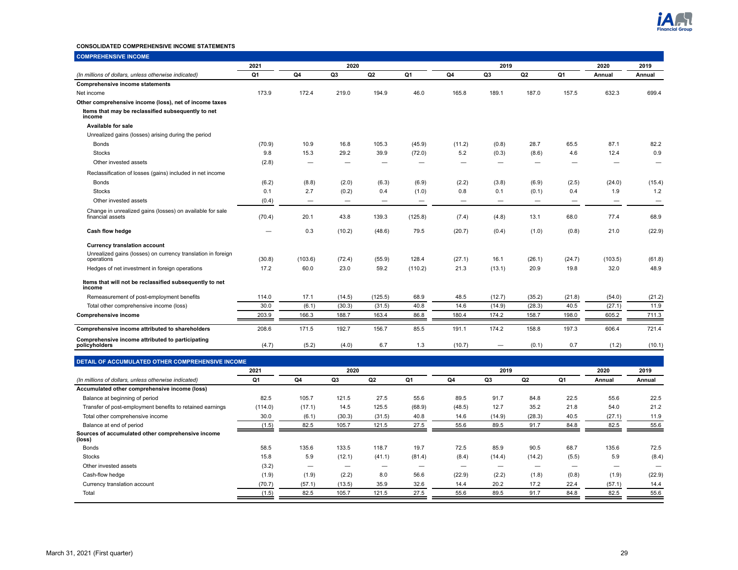**CONSOLIDATED COMPREHENSIVE INCOME STATEMENTS**

**COMPREHENSIVE INCOME**

| | 2021 | 2020 | | | | 2019 | | | | 2020 | 2019 |
|---|---|---|---|---|---|---|---|---|---|---|---|
| *(In millions of dollars, unless otherwise indicated)* | Q1 | Q4 | Q3 | Q2 | Q1 | Q4 | Q3 | Q2 | Q1 | Annual | Annual |
| **Comprehensive income statements** | | | | | | | | | | | |
| Net income | 173.9 | 172.4 | 219.0 | 194.9 | 46.0 | 165.8 | 189.1 | 187.0 | 157.5 | 632.3 | 699.4 |
| **Other comprehensive income (loss), net of income taxes** | | | | | | | | | | | |
| **Items that may be reclassified subsequently to net income** | | | | | | | | | | | |
| **Available for sale** | | | | | | | | | | | |
| Unrealized gains (losses) arising during the period | | | | | | | | | | | |
| Bonds | (70.9) | 10.9 | 16.8 | 105.3 | (45.9) | (11.2) | (0.8) | 28.7 | 65.5 | 87.1 | 82.2 |
| Stocks | 9.8 | 15.3 | 29.2 | 39.9 | (72.0) | 5.2 | (0.3) | (8.6) | 4.6 | 12.4 | 0.9 |
| Other invested assets | (2.8) | — | — | — | — | — | — | — | — | — | — |
| Reclassification of losses (gains) included in net income | | | | | | | | | | | |
| Bonds | (6.2) | (8.8) | (2.0) | (6.3) | (6.9) | (2.2) | (3.8) | (6.9) | (2.5) | (24.0) | (15.4) |
| Stocks | 0.1 | 2.7 | (0.2) | 0.4 | (1.0) | 0.8 | 0.1 | (0.1) | 0.4 | 1.9 | 1.2 |
| Other invested assets | (0.4) | — | — | — | — | — | — | — | — | — | — |
| Change in unrealized gains (losses) on available for sale financial assets | (70.4) | 20.1 | 43.8 | 139.3 | (125.8) | (7.4) | (4.8) | 13.1 | 68.0 | 77.4 | 68.9 |
| **Cash flow hedge** | — | 0.3 | (10.2) | (48.6) | 79.5 | (20.7) | (0.4) | (1.0) | (0.8) | 21.0 | (22.9) |
| **Currency translation account** | | | | | | | | | | | |
| Unrealized gains (losses) on currency translation in foreign operations | (30.8) | (103.6) | (72.4) | (55.9) | 128.4 | (27.1) | 16.1 | (26.1) | (24.7) | (103.5) | (61.8) |
| Hedges of net investment in foreign operations | 17.2 | 60.0 | 23.0 | 59.2 | (110.2) | 21.3 | (13.1) | 20.9 | 19.8 | 32.0 | 48.9 |
| **Items that will not be reclassified subsequently to net income** | | | | | | | | | | | |
| Remeasurement of post-employment benefits | 114.0 | 17.1 | (14.5) | (125.5) | 68.9 | 48.5 | (12.7) | (35.2) | (21.8) | (54.0) | (21.2) |
| Total other comprehensive income (loss) | 30.0 | (6.1) | (30.3) | (31.5) | 40.8 | 14.6 | (14.9) | (28.3) | 40.5 | (27.1) | 11.9 |
| **Comprehensive income** | 203.9 | 166.3 | 188.7 | 163.4 | 86.8 | 180.4 | 174.2 | 158.7 | 198.0 | 605.2 | 711.3 |
| **Comprehensive income attributed to shareholders** | 208.6 | 171.5 | 192.7 | 156.7 | 85.5 | 191.1 | 174.2 | 158.8 | 197.3 | 606.4 | 721.4 |
| **Comprehensive income attributed to participating policyholders** | (4.7) | (5.2) | (4.0) | 6.7 | 1.3 | (10.7) | — | (0.1) | 0.7 | (1.2) | (10.1) |

**DETAIL OF ACCUMULATED OTHER COMPREHENSIVE INCOME**

| | 2021 | 2020 | | | | 2019 | | | | 2020 | 2019 |
|---|---|---|---|---|---|---|---|---|---|---|---|
| *(In millions of dollars, unless otherwise indicated)* | Q1 | Q4 | Q3 | Q2 | Q1 | Q4 | Q3 | Q2 | Q1 | Annual | Annual |
| **Accumulated other comprehensive income (loss)** | | | | | | | | | | | |
| Balance at beginning of period | 82.5 | 105.7 | 121.5 | 27.5 | 55.6 | 89.5 | 91.7 | 84.8 | 22.5 | 55.6 | 22.5 |
| Transfer of post-employment benefits to retained earnings | (114.0) | (17.1) | 14.5 | 125.5 | (68.9) | (48.5) | 12.7 | 35.2 | 21.8 | 54.0 | 21.2 |
| Total other comprehensive income | 30.0 | (6.1) | (30.3) | (31.5) | 40.8 | 14.6 | (14.9) | (28.3) | 40.5 | (27.1) | 11.9 |
| Balance at end of period | (1.5) | 82.5 | 105.7 | 121.5 | 27.5 | 55.6 | 89.5 | 91.7 | 84.8 | 82.5 | 55.6 |
| **Sources of accumulated other comprehensive income (loss)** | | | | | | | | | | | |
| Bonds | 58.5 | 135.6 | 133.5 | 118.7 | 19.7 | 72.5 | 85.9 | 90.5 | 68.7 | 135.6 | 72.5 |
| Stocks | 15.8 | 5.9 | (12.1) | (41.1) | (81.4) | (8.4) | (14.4) | (14.2) | (5.5) | 5.9 | (8.4) |
| Other invested assets | (3.2) | — | — | — | — | — | — | — | — | — | — |
| Cash-flow hedge | (1.9) | (1.9) | (2.2) | 8.0 | 56.6 | (22.9) | (2.2) | (1.8) | (0.8) | (1.9) | (22.9) |
| Currency translation account | (70.7) | (57.1) | (13.5) | 35.9 | 32.6 | 14.4 | 20.2 | 17.2 | 22.4 | (57.1) | 14.4 |
| Total | (1.5) | 82.5 | 105.7 | 121.5 | 27.5 | 55.6 | 89.5 | 91.7 | 84.8 | 82.5 | 55.6 |

March 31, 2021 (First quarter)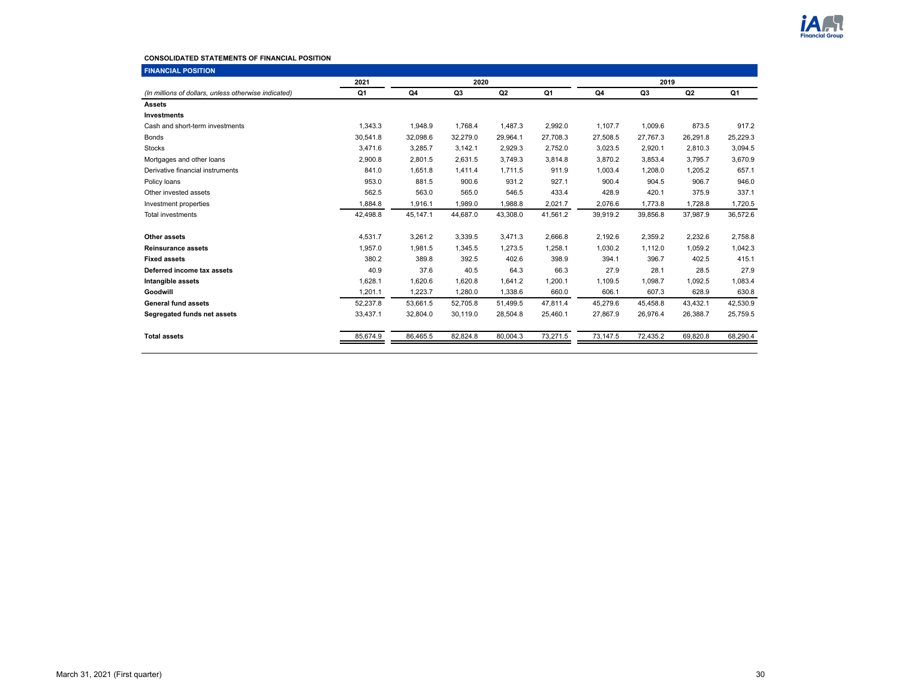**CONSOLIDATED STATEMENTS OF FINANCIAL POSITION**

**FINANCIAL POSITION**

| | 2021 | 2020 | | | | 2019 | | | |
|---|---|---|---|---|---|---|---|---|---|
| *(In millions of dollars, unless otherwise indicated)* | Q1 | Q4 | Q3 | Q2 | Q1 | Q4 | Q3 | Q2 | Q1 |
| **Assets** | | | | | | | | | |
| **Investments** | | | | | | | | | |
| Cash and short-term investments | 1,343.3 | 1,948.9 | 1,768.4 | 1,487.3 | 2,992.0 | 1,107.7 | 1,009.6 | 873.5 | 917.2 |
| Bonds | 30,541.8 | 32,098.6 | 32,279.0 | 29,964.1 | 27,708.3 | 27,508.5 | 27,767.3 | 26,291.8 | 25,229.3 |
| Stocks | 3,471.6 | 3,285.7 | 3,142.1 | 2,929.3 | 2,752.0 | 3,023.5 | 2,920.1 | 2,810.3 | 3,094.5 |
| Mortgages and other loans | 2,900.8 | 2,801.5 | 2,631.5 | 3,749.3 | 3,814.8 | 3,870.2 | 3,853.4 | 3,795.7 | 3,670.9 |
| Derivative financial instruments | 841.0 | 1,651.8 | 1,411.4 | 1,711.5 | 911.9 | 1,003.4 | 1,208.0 | 1,205.2 | 657.1 |
| Policy loans | 953.0 | 881.5 | 900.6 | 931.2 | 927.1 | 900.4 | 904.5 | 906.7 | 946.0 |
| Other invested assets | 562.5 | 563.0 | 565.0 | 546.5 | 433.4 | 428.9 | 420.1 | 375.9 | 337.1 |
| Investment properties | 1,884.8 | 1,916.1 | 1,989.0 | 1,988.8 | 2,021.7 | 2,076.6 | 1,773.8 | 1,728.8 | 1,720.5 |
| Total investments | 42,498.8 | 45,147.1 | 44,687.0 | 43,308.0 | 41,561.2 | 39,919.2 | 39,856.8 | 37,987.9 | 36,572.6 |
| | | | | | | | | | |
| **Other assets** | 4,531.7 | 3,261.2 | 3,339.5 | 3,471.3 | 2,666.8 | 2,192.6 | 2,359.2 | 2,232.6 | 2,758.8 |
| **Reinsurance assets** | 1,957.0 | 1,981.5 | 1,345.5 | 1,273.5 | 1,258.1 | 1,030.2 | 1,112.0 | 1,059.2 | 1,042.3 |
| **Fixed assets** | 380.2 | 389.8 | 392.5 | 402.6 | 398.9 | 394.1 | 396.7 | 402.5 | 415.1 |
| **Deferred income tax assets** | 40.9 | 37.6 | 40.5 | 64.3 | 66.3 | 27.9 | 28.1 | 28.5 | 27.9 |
| **Intangible assets** | 1,628.1 | 1,620.6 | 1,620.8 | 1,641.2 | 1,200.1 | 1,109.5 | 1,098.7 | 1,092.5 | 1,083.4 |
| **Goodwill** | 1,201.1 | 1,223.7 | 1,280.0 | 1,338.6 | 660.0 | 606.1 | 607.3 | 628.9 | 630.8 |
| **General fund assets** | 52,237.8 | 53,661.5 | 52,705.8 | 51,499.5 | 47,811.4 | 45,279.6 | 45,458.8 | 43,432.1 | 42,530.9 |
| **Segregated funds net assets** | 33,437.1 | 32,804.0 | 30,119.0 | 28,504.8 | 25,460.1 | 27,867.9 | 26,976.4 | 26,388.7 | 25,759.5 |
| | | | | | | | | | |
| **Total assets** | 85,674.9 | 86,465.5 | 82,824.8 | 80,004.3 | 73,271.5 | 73,147.5 | 72,435.2 | 69,820.8 | 68,290.4 |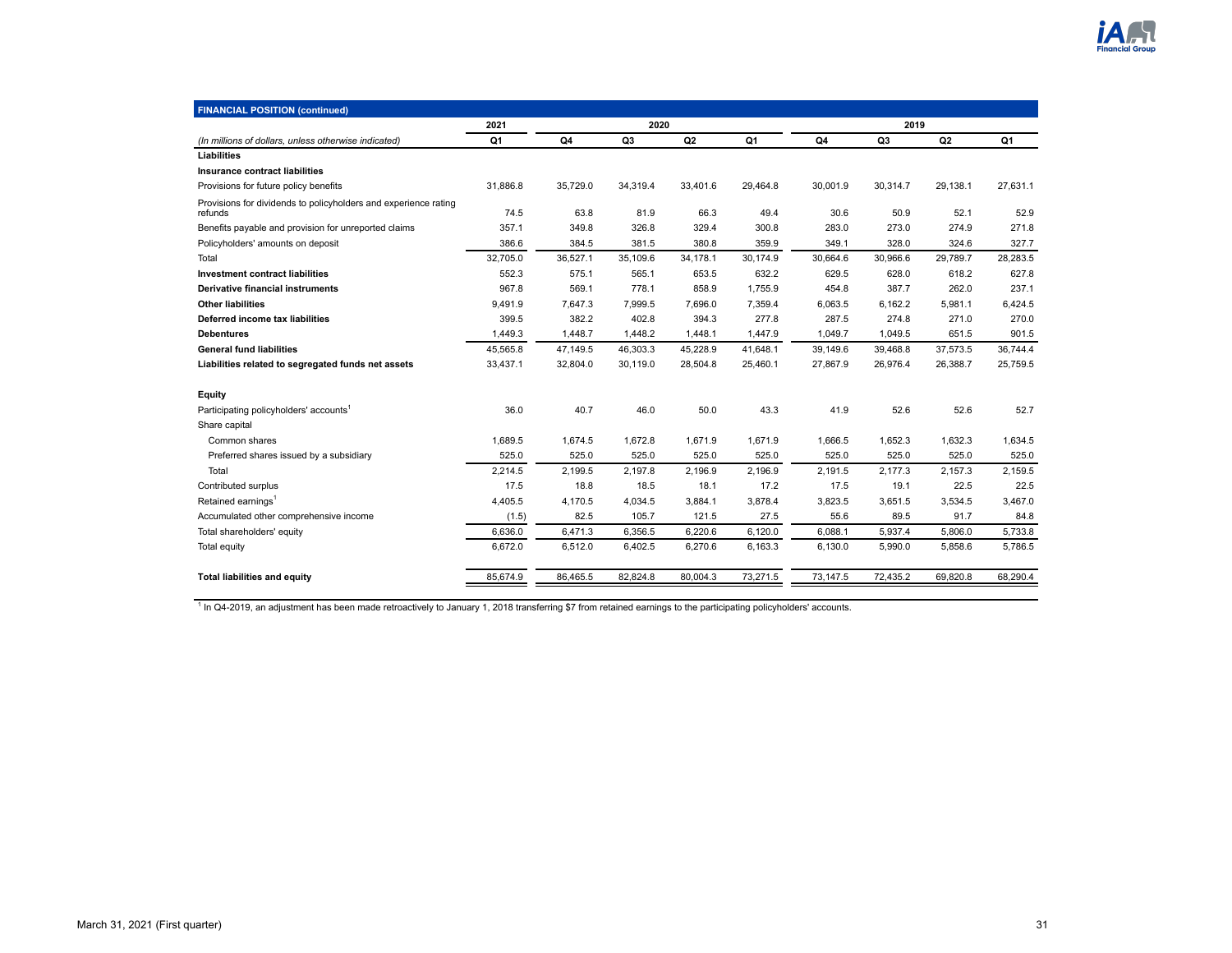| FINANCIAL POSITION (continued) | 2021 | 2020 | | | | 2019 | | | |
|---|---|---|---|---|---|---|---|---|---|
| *(In millions of dollars, unless otherwise indicated)* | Q1 | Q4 | Q3 | Q2 | Q1 | Q4 | Q3 | Q2 | Q1 |
| **Liabilities** | | | | | | | | | |
| **Insurance contract liabilities** | | | | | | | | | |
| Provisions for future policy benefits | 31,886.8 | 35,729.0 | 34,319.4 | 33,401.6 | 29,464.8 | 30,001.9 | 30,314.7 | 29,138.1 | 27,631.1 |
| Provisions for dividends to policyholders and experience rating refunds | 74.5 | 63.8 | 81.9 | 66.3 | 49.4 | 30.6 | 50.9 | 52.1 | 52.9 |
| Benefits payable and provision for unreported claims | 357.1 | 349.8 | 326.8 | 329.4 | 300.8 | 283.0 | 273.0 | 274.9 | 271.8 |
| Policyholders' amounts on deposit | 386.6 | 384.5 | 381.5 | 380.8 | 359.9 | 349.1 | 328.0 | 324.6 | 327.7 |
| Total | 32,705.0 | 36,527.1 | 35,109.6 | 34,178.1 | 30,174.9 | 30,664.6 | 30,966.6 | 29,789.7 | 28,283.5 |
| **Investment contract liabilities** | 552.3 | 575.1 | 565.1 | 653.5 | 632.2 | 629.5 | 628.0 | 618.2 | 627.8 |
| **Derivative financial instruments** | 967.8 | 569.1 | 778.1 | 858.9 | 1,755.9 | 454.8 | 387.7 | 262.0 | 237.1 |
| **Other liabilities** | 9,491.9 | 7,647.3 | 7,999.5 | 7,696.0 | 7,359.4 | 6,063.5 | 6,162.2 | 5,981.1 | 6,424.5 |
| **Deferred income tax liabilities** | 399.5 | 382.2 | 402.8 | 394.3 | 277.8 | 287.5 | 274.8 | 271.0 | 270.0 |
| **Debentures** | 1,449.3 | 1,448.7 | 1,448.2 | 1,448.1 | 1,447.9 | 1,049.7 | 1,049.5 | 651.5 | 901.5 |
| **General fund liabilities** | 45,565.8 | 47,149.5 | 46,303.3 | 45,228.9 | 41,648.1 | 39,149.6 | 39,468.8 | 37,573.5 | 36,744.4 |
| **Liabilities related to segregated funds net assets** | 33,437.1 | 32,804.0 | 30,119.0 | 28,504.8 | 25,460.1 | 27,867.9 | 26,976.4 | 26,388.7 | 25,759.5 |
| **Equity** | | | | | | | | | |
| Participating policyholders' accounts[1] | 36.0 | 40.7 | 46.0 | 50.0 | 43.3 | 41.9 | 52.6 | 52.6 | 52.7 |
| Share capital | | | | | | | | | |
| Common shares | 1,689.5 | 1,674.5 | 1,672.8 | 1,671.9 | 1,671.9 | 1,666.5 | 1,652.3 | 1,632.3 | 1,634.5 |
| Preferred shares issued by a subsidiary | 525.0 | 525.0 | 525.0 | 525.0 | 525.0 | 525.0 | 525.0 | 525.0 | 525.0 |
| Total | 2,214.5 | 2,199.5 | 2,197.8 | 2,196.9 | 2,196.9 | 2,191.5 | 2,177.3 | 2,157.3 | 2,159.5 |
| Contributed surplus | 17.5 | 18.8 | 18.5 | 18.1 | 17.2 | 17.5 | 19.1 | 22.5 | 22.5 |
| Retained earnings[1] | 4,405.5 | 4,170.5 | 4,034.5 | 3,884.1 | 3,878.4 | 3,823.5 | 3,651.5 | 3,534.5 | 3,467.0 |
| Accumulated other comprehensive income | (1.5) | 82.5 | 105.7 | 121.5 | 27.5 | 55.6 | 89.5 | 91.7 | 84.8 |
| Total shareholders' equity | 6,636.0 | 6,471.3 | 6,356.5 | 6,220.6 | 6,120.0 | 6,088.1 | 5,937.4 | 5,806.0 | 5,733.8 |
| Total equity | 6,672.0 | 6,512.0 | 6,402.5 | 6,270.6 | 6,163.3 | 6,130.0 | 5,990.0 | 5,858.6 | 5,786.5 |
| **Total liabilities and equity** | 85,674.9 | 86,465.5 | 82,824.8 | 80,004.3 | 73,271.5 | 73,147.5 | 72,435.2 | 69,820.8 | 68,290.4 |

[1] In Q4-2019, an adjustment has been made retroactively to January 1, 2018 transferring $7 from retained earnings to the participating policyholders' accounts.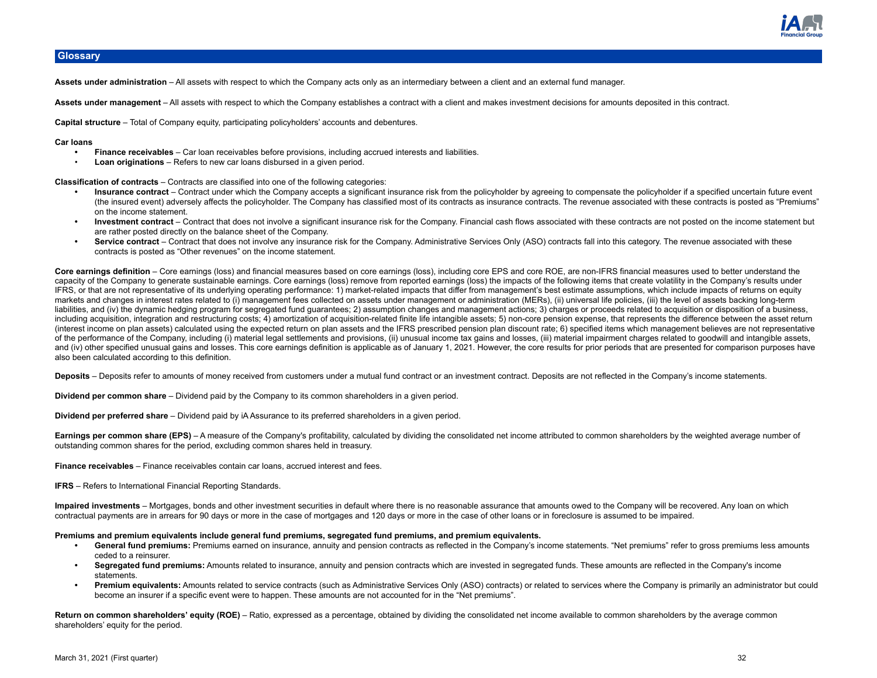## Glossary

**Assets under administration** – All assets with respect to which the Company acts only as an intermediary between a client and an external fund manager.

**Assets under management** – All assets with respect to which the Company establishes a contract with a client and makes investment decisions for amounts deposited in this contract.

**Capital structure** – Total of Company equity, participating policyholders' accounts and debentures.

**Car loans**

- **Finance receivables** – Car loan receivables before provisions, including accrued interests and liabilities.
- **Loan originations** – Refers to new car loans disbursed in a given period.

**Classification of contracts** – Contracts are classified into one of the following categories:

- **Insurance contract** – Contract under which the Company accepts a significant insurance risk from the policyholder by agreeing to compensate the policyholder if a specified uncertain future event (the insured event) adversely affects the policyholder. The Company has classified most of its contracts as insurance contracts. The revenue associated with these contracts is posted as "Premiums" on the income statement.
- **Investment contract** – Contract that does not involve a significant insurance risk for the Company. Financial cash flows associated with these contracts are not posted on the income statement but are rather posted directly on the balance sheet of the Company.
- **Service contract** – Contract that does not involve any insurance risk for the Company. Administrative Services Only (ASO) contracts fall into this category. The revenue associated with these contracts is posted as "Other revenues" on the income statement.

**Core earnings definition** – Core earnings (loss) and financial measures based on core earnings (loss), including core EPS and core ROE, are non-IFRS financial measures used to better understand the capacity of the Company to generate sustainable earnings. Core earnings (loss) remove from reported earnings (loss) the impacts of the following items that create volatility in the Company's results under IFRS, or that are not representative of its underlying operating performance: 1) market-related impacts that differ from management's best estimate assumptions, which include impacts of returns on equity markets and changes in interest rates related to (i) management fees collected on assets under management or administration (MERs), (ii) universal life policies, (iii) the level of assets backing long-term liabilities, and (iv) the dynamic hedging program for segregated fund guarantees; 2) assumption changes and management actions; 3) charges or proceeds related to acquisition or disposition of a business, including acquisition, integration and restructuring costs; 4) amortization of acquisition-related finite life intangible assets; 5) non-core pension expense, that represents the difference between the asset return (interest income on plan assets) calculated using the expected return on plan assets and the IFRS prescribed pension plan discount rate; 6) specified items which management believes are not representative of the performance of the Company, including (i) material legal settlements and provisions, (ii) unusual income tax gains and losses, (iii) material impairment charges related to goodwill and intangible assets, and (iv) other specified unusual gains and losses. This core earnings definition is applicable as of January 1, 2021. However, the core results for prior periods that are presented for comparison purposes have also been calculated according to this definition.

**Deposits** – Deposits refer to amounts of money received from customers under a mutual fund contract or an investment contract. Deposits are not reflected in the Company's income statements.

**Dividend per common share** – Dividend paid by the Company to its common shareholders in a given period.

**Dividend per preferred share** – Dividend paid by iA Assurance to its preferred shareholders in a given period.

**Earnings per common share (EPS)** – A measure of the Company's profitability, calculated by dividing the consolidated net income attributed to common shareholders by the weighted average number of outstanding common shares for the period, excluding common shares held in treasury.

**Finance receivables** – Finance receivables contain car loans, accrued interest and fees.

**IFRS** – Refers to International Financial Reporting Standards.

**Impaired investments** – Mortgages, bonds and other investment securities in default where there is no reasonable assurance that amounts owed to the Company will be recovered. Any loan on which contractual payments are in arrears for 90 days or more in the case of mortgages and 120 days or more in the case of other loans or in foreclosure is assumed to be impaired.

**Premiums and premium equivalents include general fund premiums, segregated fund premiums, and premium equivalents.**

- **General fund premiums:** Premiums earned on insurance, annuity and pension contracts as reflected in the Company's income statements. "Net premiums" refer to gross premiums less amounts ceded to a reinsurer.
- **Segregated fund premiums:** Amounts related to insurance, annuity and pension contracts which are invested in segregated funds. These amounts are reflected in the Company's income statements.
- **Premium equivalents:** Amounts related to service contracts (such as Administrative Services Only (ASO) contracts) or related to services where the Company is primarily an administrator but could become an insurer if a specific event were to happen. These amounts are not accounted for in the "Net premiums".

**Return on common shareholders' equity (ROE)** – Ratio, expressed as a percentage, obtained by dividing the consolidated net income available to common shareholders by the average common shareholders' equity for the period.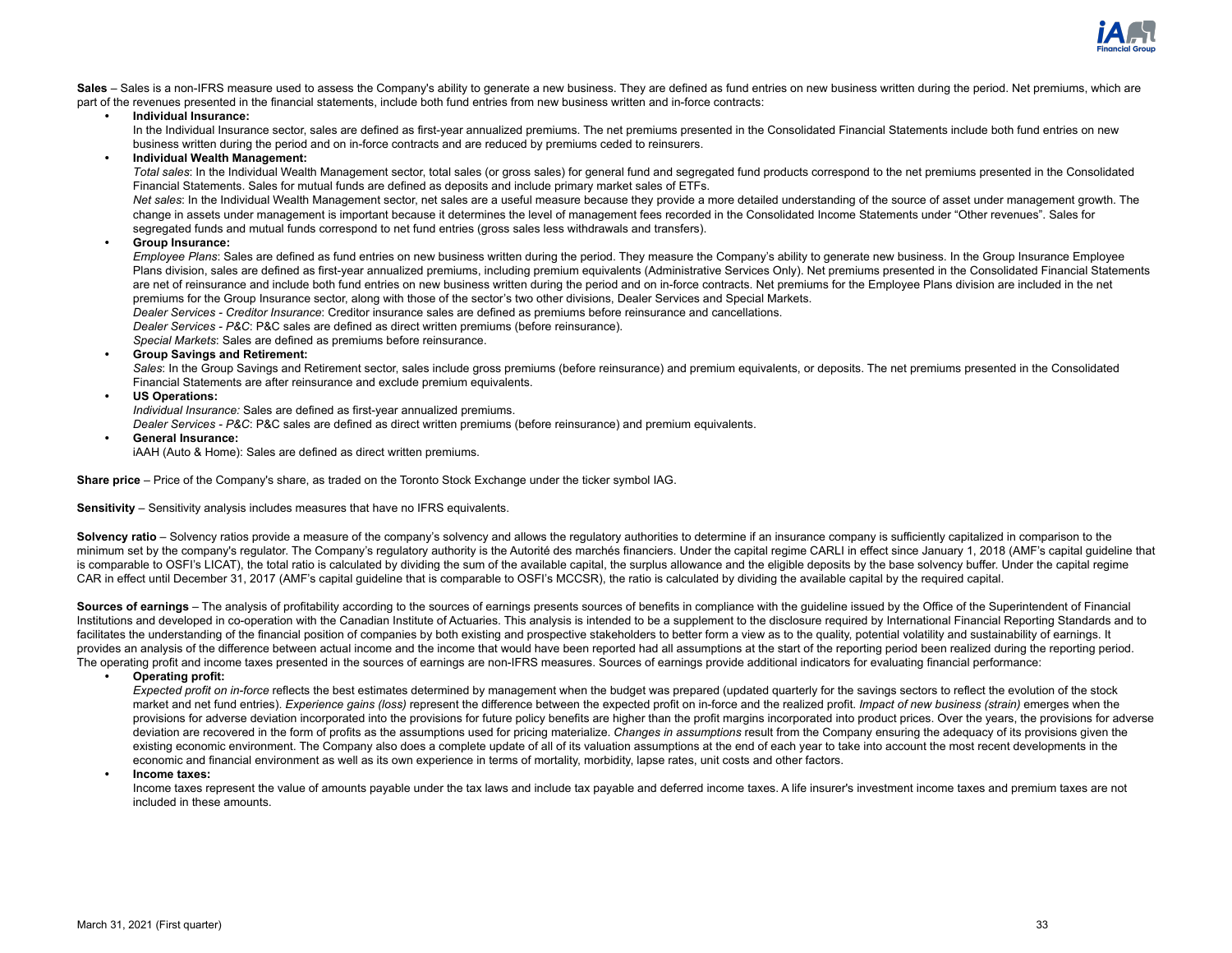**Sales** – Sales is a non-IFRS measure used to assess the Company's ability to generate a new business. They are defined as fund entries on new business written during the period. Net premiums, which are part of the revenues presented in the financial statements, include both fund entries from new business written and in-force contracts:

- **Individual Insurance:**
  In the Individual Insurance sector, sales are defined as first-year annualized premiums. The net premiums presented in the Consolidated Financial Statements include both fund entries on new business written during the period and on in-force contracts and are reduced by premiums ceded to reinsurers.
- **Individual Wealth Management:**
  *Total sales*: In the Individual Wealth Management sector, total sales (or gross sales) for general fund and segregated fund products correspond to the net premiums presented in the Consolidated Financial Statements. Sales for mutual funds are defined as deposits and include primary market sales of ETFs.
  *Net sales*: In the Individual Wealth Management sector, net sales are a useful measure because they provide a more detailed understanding of the source of asset under management growth. The change in assets under management is important because it determines the level of management fees recorded in the Consolidated Income Statements under "Other revenues". Sales for segregated funds and mutual funds correspond to net fund entries (gross sales less withdrawals and transfers).
- **Group Insurance:**
  *Employee Plans*: Sales are defined as fund entries on new business written during the period. They measure the Company's ability to generate new business. In the Group Insurance Employee Plans division, sales are defined as first-year annualized premiums, including premium equivalents (Administrative Services Only). Net premiums presented in the Consolidated Financial Statements are net of reinsurance and include both fund entries on new business written during the period and on in-force contracts. Net premiums for the Employee Plans division are included in the net premiums for the Group Insurance sector, along with those of the sector's two other divisions, Dealer Services and Special Markets.
  *Dealer Services - Creditor Insurance*: Creditor insurance sales are defined as premiums before reinsurance and cancellations.
  *Dealer Services - P&C*: P&C sales are defined as direct written premiums (before reinsurance).
  *Special Markets*: Sales are defined as premiums before reinsurance.
- **Group Savings and Retirement:**
  *Sales*: In the Group Savings and Retirement sector, sales include gross premiums (before reinsurance) and premium equivalents, or deposits. The net premiums presented in the Consolidated Financial Statements are after reinsurance and exclude premium equivalents.
- **US Operations:**
  *Individual Insurance:* Sales are defined as first-year annualized premiums.
  *Dealer Services - P&C*: P&C sales are defined as direct written premiums (before reinsurance) and premium equivalents.
- **General Insurance:**
  iAAH (Auto & Home): Sales are defined as direct written premiums.

**Share price** – Price of the Company's share, as traded on the Toronto Stock Exchange under the ticker symbol IAG.

**Sensitivity** – Sensitivity analysis includes measures that have no IFRS equivalents.

**Solvency ratio** – Solvency ratios provide a measure of the company's solvency and allows the regulatory authorities to determine if an insurance company is sufficiently capitalized in comparison to the minimum set by the company's regulator. The Company's regulatory authority is the Autorité des marchés financiers. Under the capital regime CARLI in effect since January 1, 2018 (AMF's capital guideline that is comparable to OSFI's LICAT), the total ratio is calculated by dividing the sum of the available capital, the surplus allowance and the eligible deposits by the base solvency buffer. Under the capital regime CAR in effect until December 31, 2017 (AMF's capital guideline that is comparable to OSFI's MCCSR), the ratio is calculated by dividing the available capital by the required capital.

**Sources of earnings** – The analysis of profitability according to the sources of earnings presents sources of benefits in compliance with the guideline issued by the Office of the Superintendent of Financial Institutions and developed in co-operation with the Canadian Institute of Actuaries. This analysis is intended to be a supplement to the disclosure required by International Financial Reporting Standards and to facilitates the understanding of the financial position of companies by both existing and prospective stakeholders to better form a view as to the quality, potential volatility and sustainability of earnings. It provides an analysis of the difference between actual income and the income that would have been reported had all assumptions at the start of the reporting period been realized during the reporting period. The operating profit and income taxes presented in the sources of earnings are non-IFRS measures. Sources of earnings provide additional indicators for evaluating financial performance:

- **Operating profit:**
  *Expected profit on in-force* reflects the best estimates determined by management when the budget was prepared (updated quarterly for the savings sectors to reflect the evolution of the stock market and net fund entries). *Experience gains (loss)* represent the difference between the expected profit on in-force and the realized profit. *Impact of new business (strain)* emerges when the provisions for adverse deviation incorporated into the provisions for future policy benefits are higher than the profit margins incorporated into product prices. Over the years, the provisions for adverse deviation are recovered in the form of profits as the assumptions used for pricing materialize. *Changes in assumptions* result from the Company ensuring the adequacy of its provisions given the existing economic environment. The Company also does a complete update of all of its valuation assumptions at the end of each year to take into account the most recent developments in the economic and financial environment as well as its own experience in terms of mortality, morbidity, lapse rates, unit costs and other factors.
- **Income taxes:**
  Income taxes represent the value of amounts payable under the tax laws and include tax payable and deferred income taxes. A life insurer's investment income taxes and premium taxes are not included in these amounts.